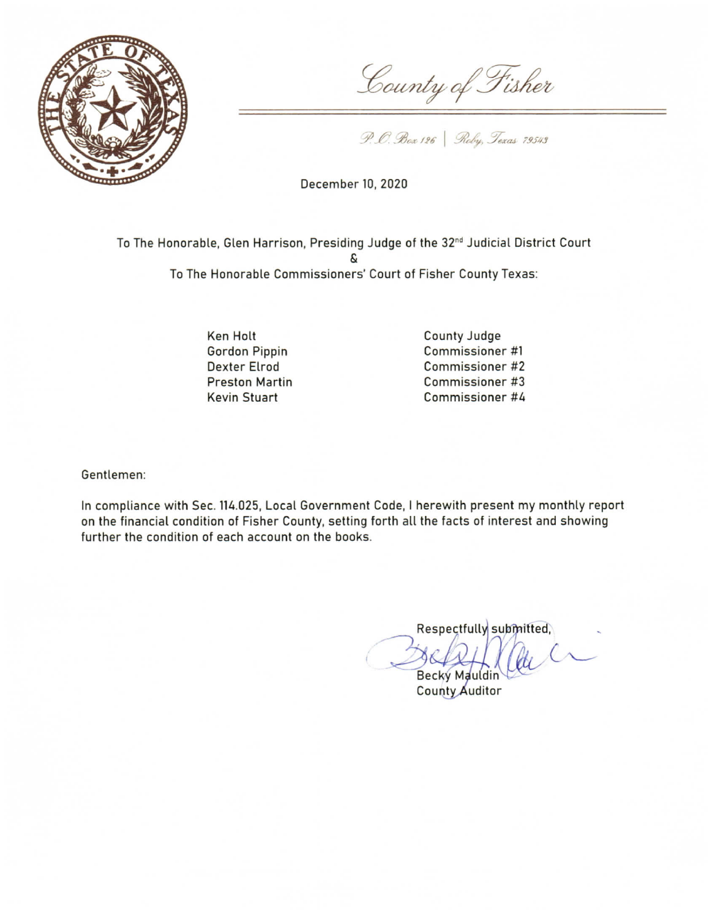# County of Fisher

P.O. Box 126 | Roby, Texas 79543

December 10, 2020

To The Honorable, Glen Harrison, Presiding Judge of the 32nd Judicial District Court
&
To The Honorable Commissioners' Court of Fisher County Texas:

| | |
|---|---|
| Ken Holt | County Judge |
| Gordon Pippin | Commissioner #1 |
| Dexter Elrod | Commissioner #2 |
| Preston Martin | Commissioner #3 |
| Kevin Stuart | Commissioner #4 |

Gentlemen:

In compliance with Sec. 114.025, Local Government Code, I herewith present my monthly report on the financial condition of Fisher County, setting forth all the facts of interest and showing further the condition of each account on the books.

Respectfully submitted,

Becky Mauldin
County Auditor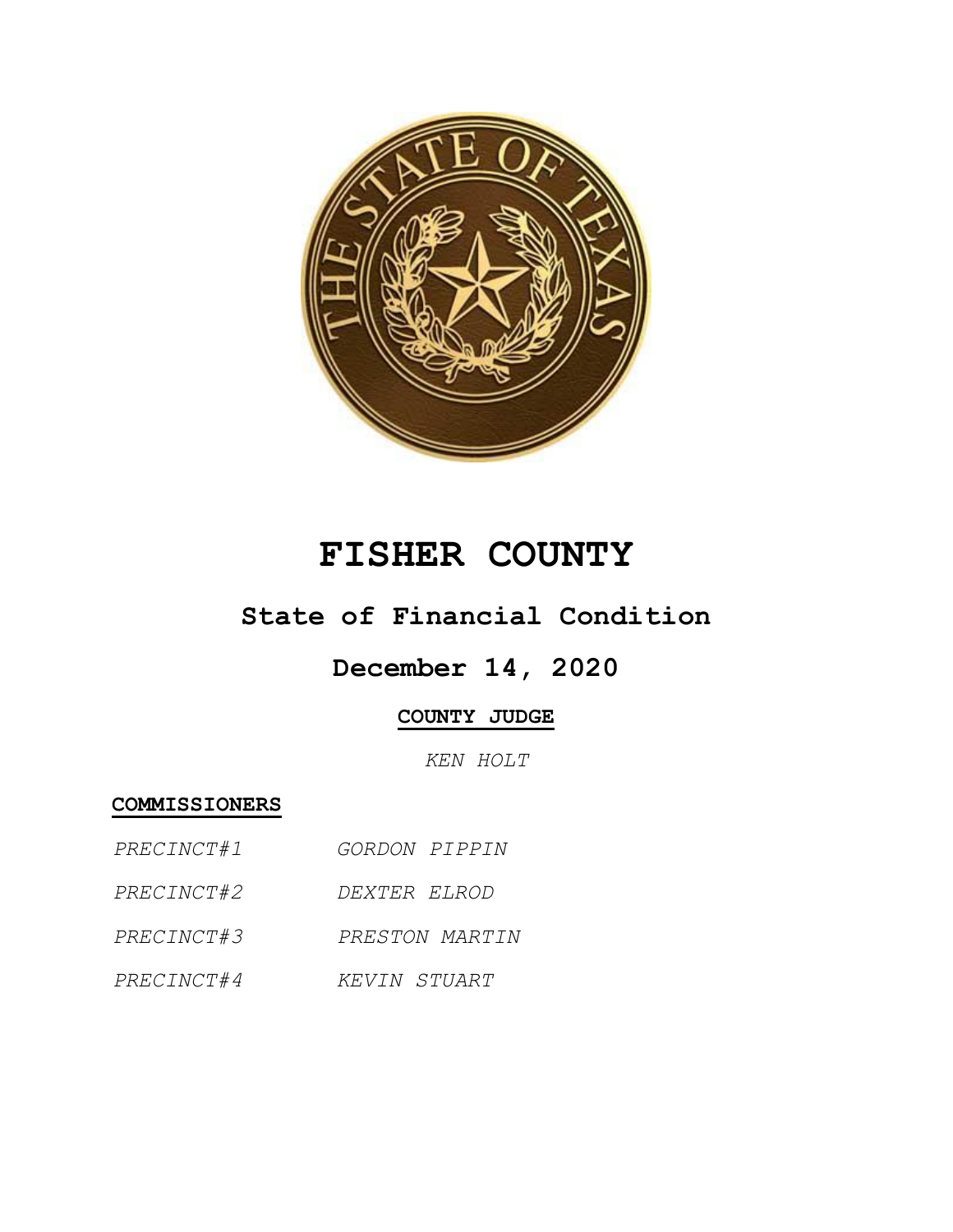# FISHER COUNTY

## State of Financial Condition

## December 14, 2020

**COUNTY JUDGE**

*KEN HOLT*

**COMMISSIONERS**

*PRECINCT#1* *GORDON PIPPIN*

*PRECINCT#2* *DEXTER ELROD*

*PRECINCT#3* *PRESTON MARTIN*

*PRECINCT#4* *KEVIN STUART*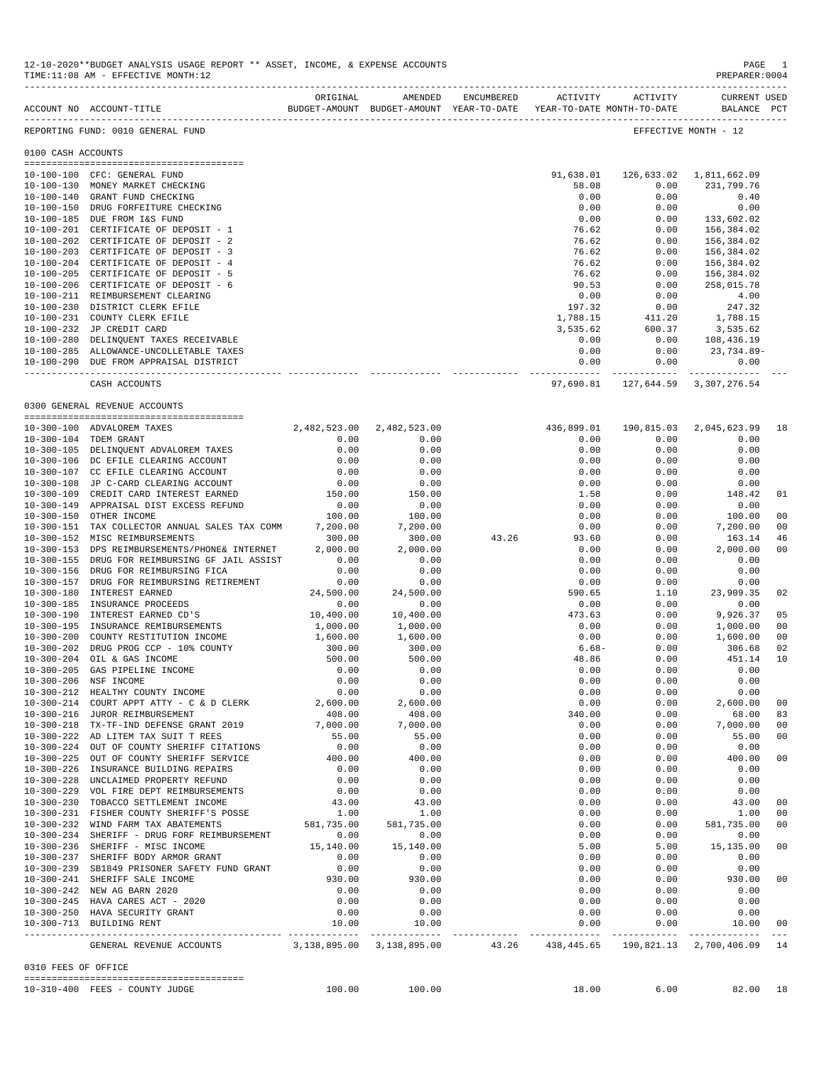12-10-2020**BUDGET ANALYSIS USAGE REPORT ** ASSET, INCOME, & EXPENSE ACCOUNTS

TIME:11:08 AM - EFFECTIVE MONTH:12

PREPARER:0004

| ACCOUNT NO | ACCOUNT-TITLE | ORIGINAL BUDGET-AMOUNT | AMENDED BUDGET-AMOUNT | ENCUMBERED YEAR-TO-DATE | ACTIVITY YEAR-TO-DATE | ACTIVITY MONTH-TO-DATE | CURRENT USED BALANCE | PCT |
|---|---|---|---|---|---|---|---|---|
| REPORTING FUND: 0010 GENERAL FUND | | | | | | | EFFECTIVE MONTH - 12 | |
| **0100 CASH ACCOUNTS** | | | | | | | | |
| 10-100-100 | CFC: GENERAL FUND | | | | 91,638.01 | 126,633.02 | 1,811,662.09 | |
| 10-100-130 | MONEY MARKET CHECKING | | | | 58.08 | 0.00 | 231,799.76 | |
| 10-100-140 | GRANT FUND CHECKING | | | | 0.00 | 0.00 | 0.40 | |
| 10-100-150 | DRUG FORFEITURE CHECKING | | | | 0.00 | 0.00 | 0.00 | |
| 10-100-185 | DUE FROM I&S FUND | | | | 0.00 | 0.00 | 133,602.02 | |
| 10-100-201 | CERTIFICATE OF DEPOSIT - 1 | | | | 76.62 | 0.00 | 156,384.02 | |
| 10-100-202 | CERTIFICATE OF DEPOSIT - 2 | | | | 76.62 | 0.00 | 156,384.02 | |
| 10-100-203 | CERTIFICATE OF DEPOSIT - 3 | | | | 76.62 | 0.00 | 156,384.02 | |
| 10-100-204 | CERTIFICATE OF DEPOSIT - 4 | | | | 76.62 | 0.00 | 156,384.02 | |
| 10-100-205 | CERTIFICATE OF DEPOSIT - 5 | | | | 76.62 | 0.00 | 156,384.02 | |
| 10-100-206 | CERTIFICATE OF DEPOSIT - 6 | | | | 90.53 | 0.00 | 258,015.78 | |
| 10-100-211 | REIMBURSEMENT CLEARING | | | | 0.00 | 0.00 | 4.00 | |
| 10-100-230 | DISTRICT CLERK EFILE | | | | 197.32 | 0.00 | 247.32 | |
| 10-100-231 | COUNTY CLERK EFILE | | | | 1,788.15 | 411.20 | 1,788.15 | |
| 10-100-232 | JP CREDIT CARD | | | | 3,535.62 | 600.37 | 3,535.62 | |
| 10-100-280 | DELINQUENT TAXES RECEIVABLE | | | | 0.00 | 0.00 | 108,436.19 | |
| 10-100-285 | ALLOWANCE-UNCOLLETABLE TAXES | | | | 0.00 | 0.00 | 23,734.89- | |
| 10-100-290 | DUE FROM APPRAISAL DISTRICT | | | | 0.00 | 0.00 | 0.00 | |
| | CASH ACCOUNTS | | | | 97,690.81 | 127,644.59 | 3,307,276.54 | |
| **0300 GENERAL REVENUE ACCOUNTS** | | | | | | | | |
| 10-300-100 | ADVALOREM TAXES | 2,482,523.00 | 2,482,523.00 | | 436,899.01 | 190,815.03 | 2,045,623.99 | 18 |
| 10-300-104 | TDEM GRANT | 0.00 | 0.00 | | 0.00 | 0.00 | 0.00 | |
| 10-300-105 | DELINQUENT ADVALOREM TAXES | 0.00 | 0.00 | | 0.00 | 0.00 | 0.00 | |
| 10-300-106 | DC EFILE CLEARING ACCOUNT | 0.00 | 0.00 | | 0.00 | 0.00 | 0.00 | |
| 10-300-107 | CC EFILE CLEARING ACCOUNT | 0.00 | 0.00 | | 0.00 | 0.00 | 0.00 | |
| 10-300-108 | JP C-CARD CLEARING ACCOUNT | 0.00 | 0.00 | | 0.00 | 0.00 | 0.00 | |
| 10-300-109 | CREDIT CARD INTEREST EARNED | 150.00 | 150.00 | | 1.58 | 0.00 | 148.42 | 01 |
| 10-300-149 | APPRAISAL DIST EXCESS REFUND | 0.00 | 0.00 | | 0.00 | 0.00 | 0.00 | |
| 10-300-150 | OTHER INCOME | 100.00 | 100.00 | | 0.00 | 0.00 | 100.00 | 00 |
| 10-300-151 | TAX COLLECTOR ANNUAL SALES TAX COMM | 7,200.00 | 7,200.00 | | 0.00 | 0.00 | 7,200.00 | 00 |
| 10-300-152 | MISC REIMBURSEMENTS | 300.00 | 300.00 | 43.26 | 93.60 | 0.00 | 163.14 | 46 |
| 10-300-153 | DPS REIMBURSEMENTS/PHONE& INTERNET | 2,000.00 | 2,000.00 | | 0.00 | 0.00 | 2,000.00 | 00 |
| 10-300-155 | DRUG FOR REIMBURSING GF JAIL ASSIST | 0.00 | 0.00 | | 0.00 | 0.00 | 0.00 | |
| 10-300-156 | DRUG FOR REIMBURSING FICA | 0.00 | 0.00 | | 0.00 | 0.00 | 0.00 | |
| 10-300-157 | DRUG FOR REIMBURSING RETIREMENT | 0.00 | 0.00 | | 0.00 | 0.00 | 0.00 | |
| 10-300-180 | INTEREST EARNED | 24,500.00 | 24,500.00 | | 590.65 | 1.10 | 23,909.35 | 02 |
| 10-300-185 | INSURANCE PROCEEDS | 0.00 | 0.00 | | 0.00 | 0.00 | 0.00 | |
| 10-300-190 | INTEREST EARNED CD'S | 10,400.00 | 10,400.00 | | 473.63 | 0.00 | 9,926.37 | 05 |
| 10-300-195 | INSURANCE REMIBURSEMENTS | 1,000.00 | 1,000.00 | | 0.00 | 0.00 | 1,000.00 | 00 |
| 10-300-200 | COUNTY RESTITUTION INCOME | 1,600.00 | 1,600.00 | | 0.00 | 0.00 | 1,600.00 | 00 |
| 10-300-202 | DRUG PROG CCP - 10% COUNTY | 300.00 | 300.00 | | 6.68- | 0.00 | 306.68 | 02 |
| 10-300-204 | OIL & GAS INCOME | 500.00 | 500.00 | | 48.86 | 0.00 | 451.14 | 10 |
| 10-300-205 | GAS PIPELINE INCOME | 0.00 | 0.00 | | 0.00 | 0.00 | 0.00 | |
| 10-300-206 | NSF INCOME | 0.00 | 0.00 | | 0.00 | 0.00 | 0.00 | |
| 10-300-212 | HEALTHY COUNTY INCOME | 0.00 | 0.00 | | 0.00 | 0.00 | 0.00 | |
| 10-300-214 | COURT APPT ATTY - C & D CLERK | 2,600.00 | 2,600.00 | | 0.00 | 0.00 | 2,600.00 | 00 |
| 10-300-216 | JUROR REIMBURSEMENT | 408.00 | 408.00 | | 340.00 | 0.00 | 68.00 | 83 |
| 10-300-218 | TX-TF-IND DEFENSE GRANT 2019 | 7,000.00 | 7,000.00 | | 0.00 | 0.00 | 7,000.00 | 00 |
| 10-300-222 | AD LITEM TAX SUIT T REES | 55.00 | 55.00 | | 0.00 | 0.00 | 55.00 | 00 |
| 10-300-224 | OUT OF COUNTY SHERIFF CITATIONS | 0.00 | 0.00 | | 0.00 | 0.00 | 0.00 | |
| 10-300-225 | OUT OF COUNTY SHERIFF SERVICE | 400.00 | 400.00 | | 0.00 | 0.00 | 400.00 | 00 |
| 10-300-226 | INSURANCE BUILDING REPAIRS | 0.00 | 0.00 | | 0.00 | 0.00 | 0.00 | |
| 10-300-228 | UNCLAIMED PROPERTY REFUND | 0.00 | 0.00 | | 0.00 | 0.00 | 0.00 | |
| 10-300-229 | VOL FIRE DEPT REIMBURSEMENTS | 0.00 | 0.00 | | 0.00 | 0.00 | 0.00 | |
| 10-300-230 | TOBACCO SETTLEMENT INCOME | 43.00 | 43.00 | | 0.00 | 0.00 | 43.00 | 00 |
| 10-300-231 | FISHER COUNTY SHERIFF'S POSSE | 1.00 | 1.00 | | 0.00 | 0.00 | 1.00 | 00 |
| 10-300-232 | WIND FARM TAX ABATEMENTS | 581,735.00 | 581,735.00 | | 0.00 | 0.00 | 581,735.00 | 00 |
| 10-300-234 | SHERIFF - DRUG FORF REIMBURSEMENT | 0.00 | 0.00 | | 0.00 | 0.00 | 0.00 | |
| 10-300-236 | SHERIFF - MISC INCOME | 15,140.00 | 15,140.00 | | 5.00 | 5.00 | 15,135.00 | 00 |
| 10-300-237 | SHERIFF BODY ARMOR GRANT | 0.00 | 0.00 | | 0.00 | 0.00 | 0.00 | |
| 10-300-239 | SB1849 PRISONER SAFETY FUND GRANT | 0.00 | 0.00 | | 0.00 | 0.00 | 0.00 | |
| 10-300-241 | SHERIFF SALE INCOME | 930.00 | 930.00 | | 0.00 | 0.00 | 930.00 | 00 |
| 10-300-242 | NEW AG BARN 2020 | 0.00 | 0.00 | | 0.00 | 0.00 | 0.00 | |
| 10-300-245 | HAVA CARES ACT - 2020 | 0.00 | 0.00 | | 0.00 | 0.00 | 0.00 | |
| 10-300-250 | HAVA SECURITY GRANT | 0.00 | 0.00 | | 0.00 | 0.00 | 0.00 | |
| 10-300-713 | BUILDING RENT | 10.00 | 10.00 | | 0.00 | 0.00 | 10.00 | 00 |
| | GENERAL REVENUE ACCOUNTS | 3,138,895.00 | 3,138,895.00 | 43.26 | 438,445.65 | 190,821.13 | 2,700,406.09 | 14 |
| **0310 FEES OF OFFICE** | | | | | | | | |
| 10-310-400 | FEES - COUNTY JUDGE | 100.00 | 100.00 | | 18.00 | 6.00 | 82.00 | 18 |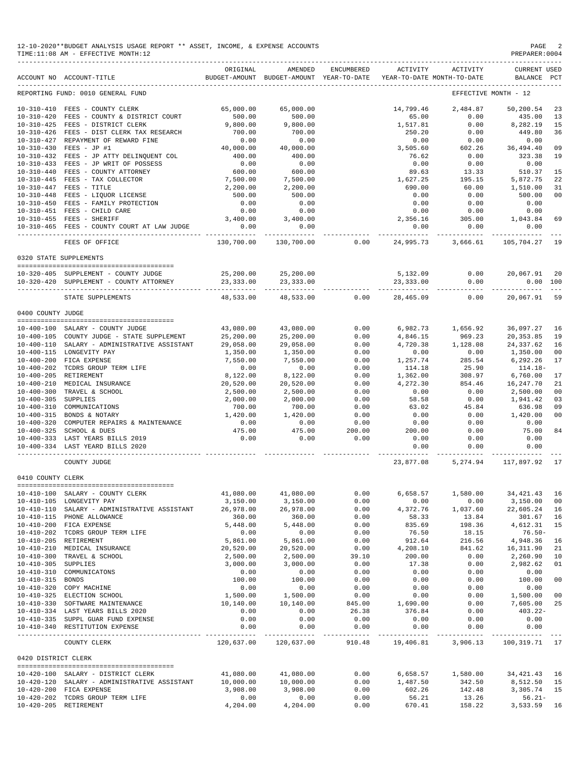12-10-2020**BUDGET ANALYSIS USAGE REPORT ** ASSET, INCOME, & EXPENSE ACCOUNTS
TIME:11:08 AM - EFFECTIVE MONTH:12
PREPARER:0004

| ACCOUNT NO | ACCOUNT-TITLE | ORIGINAL BUDGET-AMOUNT | AMENDED BUDGET-AMOUNT | ENCUMBERED YEAR-TO-DATE | ACTIVITY YEAR-TO-DATE | ACTIVITY MONTH-TO-DATE | CURRENT BALANCE | USED PCT |
|---|---|---|---|---|---|---|---|---|
| REPORTING FUND: 0010 GENERAL FUND | | | | | | EFFECTIVE MONTH - 12 | | |
| 10-310-410 | FEES - COUNTY CLERK | 65,000.00 | 65,000.00 | | 14,799.46 | 2,484.87 | 50,200.54 | 23 |
| 10-310-420 | FEES - COUNTY & DISTRICT COURT | 500.00 | 500.00 | | 65.00 | 0.00 | 435.00 | 13 |
| 10-310-425 | FEES - DISTRICT CLERK | 9,800.00 | 9,800.00 | | 1,517.81 | 0.00 | 8,282.19 | 15 |
| 10-310-426 | FEES - DIST CLERK TAX RESEARCH | 700.00 | 700.00 | | 250.20 | 0.00 | 449.80 | 36 |
| 10-310-427 | REPAYMENT OF REWARD FINE | 0.00 | 0.00 | | 0.00 | 0.00 | 0.00 | |
| 10-310-430 | FEES - JP #1 | 40,000.00 | 40,000.00 | | 3,505.60 | 602.26 | 36,494.40 | 09 |
| 10-310-432 | FEES - JP ATTY DELINQUENT COL | 400.00 | 400.00 | | 76.62 | 0.00 | 323.38 | 19 |
| 10-310-433 | FEES - JP WRIT OF POSSESS | 0.00 | 0.00 | | 0.00 | 0.00 | 0.00 | |
| 10-310-440 | FEES - COUNTY ATTORNEY | 600.00 | 600.00 | | 89.63 | 13.33 | 510.37 | 15 |
| 10-310-445 | FEES - TAX COLLECTOR | 7,500.00 | 7,500.00 | | 1,627.25 | 195.15 | 5,872.75 | 22 |
| 10-310-447 | FEES - TITLE | 2,200.00 | 2,200.00 | | 690.00 | 60.00 | 1,510.00 | 31 |
| 10-310-448 | FEES - LIQUOR LICENSE | 500.00 | 500.00 | | 0.00 | 0.00 | 500.00 | 00 |
| 10-310-450 | FEES - FAMILY PROTECTION | 0.00 | 0.00 | | 0.00 | 0.00 | 0.00 | |
| 10-310-451 | FEES - CHILD CARE | 0.00 | 0.00 | | 0.00 | 0.00 | 0.00 | |
| 10-310-455 | FEES - SHERIFF | 3,400.00 | 3,400.00 | | 2,356.16 | 305.00 | 1,043.84 | 69 |
| 10-310-465 | FEES - COUNTY COURT AT LAW JUDGE | 0.00 | 0.00 | | 0.00 | 0.00 | 0.00 | |
| | FEES OF OFFICE | 130,700.00 | 130,700.00 | 0.00 | 24,995.73 | 3,666.61 | 105,704.27 | 19 |
| 0320 STATE SUPPLEMENTS | | | | | | | | |
| 10-320-405 | SUPPLEMENT - COUNTY JUDGE | 25,200.00 | 25,200.00 | | 5,132.09 | 0.00 | 20,067.91 | 20 |
| 10-320-420 | SUPPLEMENT - COUNTY ATTORNEY | 23,333.00 | 23,333.00 | | 23,333.00 | 0.00 | 0.00 | 100 |
| | STATE SUPPLEMENTS | 48,533.00 | 48,533.00 | 0.00 | 28,465.09 | 0.00 | 20,067.91 | 59 |
| 0400 COUNTY JUDGE | | | | | | | | |
| 10-400-100 | SALARY - COUNTY JUDGE | 43,080.00 | 43,080.00 | 0.00 | 6,982.73 | 1,656.92 | 36,097.27 | 16 |
| 10-400-105 | COUNTY JUDGE - STATE SUPPLEMENT | 25,200.00 | 25,200.00 | 0.00 | 4,846.15 | 969.23 | 20,353.85 | 19 |
| 10-400-110 | SALARY - ADMINISTRATIVE ASSISTANT | 29,058.00 | 29,058.00 | 0.00 | 4,720.38 | 1,128.08 | 24,337.62 | 16 |
| 10-400-115 | LONGEVITY PAY | 1,350.00 | 1,350.00 | 0.00 | 0.00 | 0.00 | 1,350.00 | 00 |
| 10-400-200 | FICA EXPENSE | 7,550.00 | 7,550.00 | 0.00 | 1,257.74 | 285.54 | 6,292.26 | 17 |
| 10-400-202 | TCDRS GROUP TERM LIFE | 0.00 | 0.00 | 0.00 | 114.18 | 25.90 | 114.18- | |
| 10-400-205 | RETIREMENT | 8,122.00 | 8,122.00 | 0.00 | 1,362.00 | 308.97 | 6,760.00 | 17 |
| 10-400-210 | MEDICAL INSURANCE | 20,520.00 | 20,520.00 | 0.00 | 4,272.30 | 854.46 | 16,247.70 | 21 |
| 10-400-300 | TRAVEL & SCHOOL | 2,500.00 | 2,500.00 | 0.00 | 0.00 | 0.00 | 2,500.00 | 00 |
| 10-400-305 | SUPPLIES | 2,000.00 | 2,000.00 | 0.00 | 58.58 | 0.00 | 1,941.42 | 03 |
| 10-400-310 | COMMUNICATIONS | 700.00 | 700.00 | 0.00 | 63.02 | 45.84 | 636.98 | 09 |
| 10-400-315 | BONDS & NOTARY | 1,420.00 | 1,420.00 | 0.00 | 0.00 | 0.00 | 1,420.00 | 00 |
| 10-400-320 | COMPUTER REPAIRS & MAINTENANCE | 0.00 | 0.00 | 0.00 | 0.00 | 0.00 | 0.00 | |
| 10-400-325 | SCHOOL & DUES | 475.00 | 475.00 | 200.00 | 200.00 | 0.00 | 75.00 | 84 |
| 10-400-333 | LAST YEARS BILLS 2019 | 0.00 | 0.00 | 0.00 | 0.00 | 0.00 | 0.00 | |
| 10-400-334 | LAST YEARD BILLS 2020 | | | | 0.00 | 0.00 | 0.00 | |
| | COUNTY JUDGE | | | | 23,877.08 | 5,274.94 | 117,897.92 | 17 |
| 0410 COUNTY CLERK | | | | | | | | |
| 10-410-100 | SALARY - COUNTY CLERK | 41,080.00 | 41,080.00 | 0.00 | 6,658.57 | 1,580.00 | 34,421.43 | 16 |
| 10-410-105 | LONGEVITY PAY | 3,150.00 | 3,150.00 | 0.00 | 0.00 | 0.00 | 3,150.00 | 00 |
| 10-410-110 | SALARY - ADMINISTRATIVE ASSISTANT | 26,978.00 | 26,978.00 | 0.00 | 4,372.76 | 1,037.60 | 22,605.24 | 16 |
| 10-410-115 | PHONE ALLOWANCE | 360.00 | 360.00 | 0.00 | 58.33 | 13.84 | 301.67 | 16 |
| 10-410-200 | FICA EXPENSE | 5,448.00 | 5,448.00 | 0.00 | 835.69 | 198.36 | 4,612.31 | 15 |
| 10-410-202 | TCDRS GROUP TERM LIFE | 0.00 | 0.00 | 0.00 | 76.50 | 18.15 | 76.50- | |
| 10-410-205 | RETIREMENT | 5,861.00 | 5,861.00 | 0.00 | 912.64 | 216.56 | 4,948.36 | 16 |
| 10-410-210 | MEDICAL INSURANCE | 20,520.00 | 20,520.00 | 0.00 | 4,208.10 | 841.62 | 16,311.90 | 21 |
| 10-410-300 | TRAVEL & SCHOOL | 2,500.00 | 2,500.00 | 39.10 | 200.00 | 0.00 | 2,260.90 | 10 |
| 10-410-305 | SUPPLIES | 3,000.00 | 3,000.00 | 0.00 | 17.38 | 0.00 | 2,982.62 | 01 |
| 10-410-310 | COMMUNICATONS | 0.00 | 0.00 | 0.00 | 0.00 | 0.00 | 0.00 | |
| 10-410-315 | BONDS | 100.00 | 100.00 | 0.00 | 0.00 | 0.00 | 100.00 | 00 |
| 10-410-320 | COPY MACHINE | 0.00 | 0.00 | 0.00 | 0.00 | 0.00 | 0.00 | |
| 10-410-325 | ELECTION SCHOOL | 1,500.00 | 1,500.00 | 0.00 | 0.00 | 0.00 | 1,500.00 | 00 |
| 10-410-330 | SOFTWARE MAINTENANCE | 10,140.00 | 10,140.00 | 845.00 | 1,690.00 | 0.00 | 7,605.00 | 25 |
| 10-410-334 | LAST YEARS BILLS 2020 | 0.00 | 0.00 | 26.38 | 376.84 | 0.00 | 403.22- | |
| 10-410-335 | SUPPL GUAR FUND EXPENSE | 0.00 | 0.00 | 0.00 | 0.00 | 0.00 | 0.00 | |
| 10-410-340 | RESTITUTION EXPENSE | 0.00 | 0.00 | 0.00 | 0.00 | 0.00 | 0.00 | |
| | COUNTY CLERK | 120,637.00 | 120,637.00 | 910.48 | 19,406.81 | 3,906.13 | 100,319.71 | 17 |
| 0420 DISTRICT CLERK | | | | | | | | |
| 10-420-100 | SALARY - DISTRICT CLERK | 41,080.00 | 41,080.00 | 0.00 | 6,658.57 | 1,580.00 | 34,421.43 | 16 |
| 10-420-120 | SALARY - ADMINISTRATIVE ASSISTANT | 10,000.00 | 10,000.00 | 0.00 | 1,487.50 | 342.50 | 8,512.50 | 15 |
| 10-420-200 | FICA EXPENSE | 3,908.00 | 3,908.00 | 0.00 | 602.26 | 142.48 | 3,305.74 | 15 |
| 10-420-202 | TCDRS GROUP TERM LIFE | 0.00 | 0.00 | 0.00 | 56.21 | 13.26 | 56.21- | |
| 10-420-205 | RETIREMENT | 4,204.00 | 4,204.00 | 0.00 | 670.41 | 158.22 | 3,533.59 | 16 |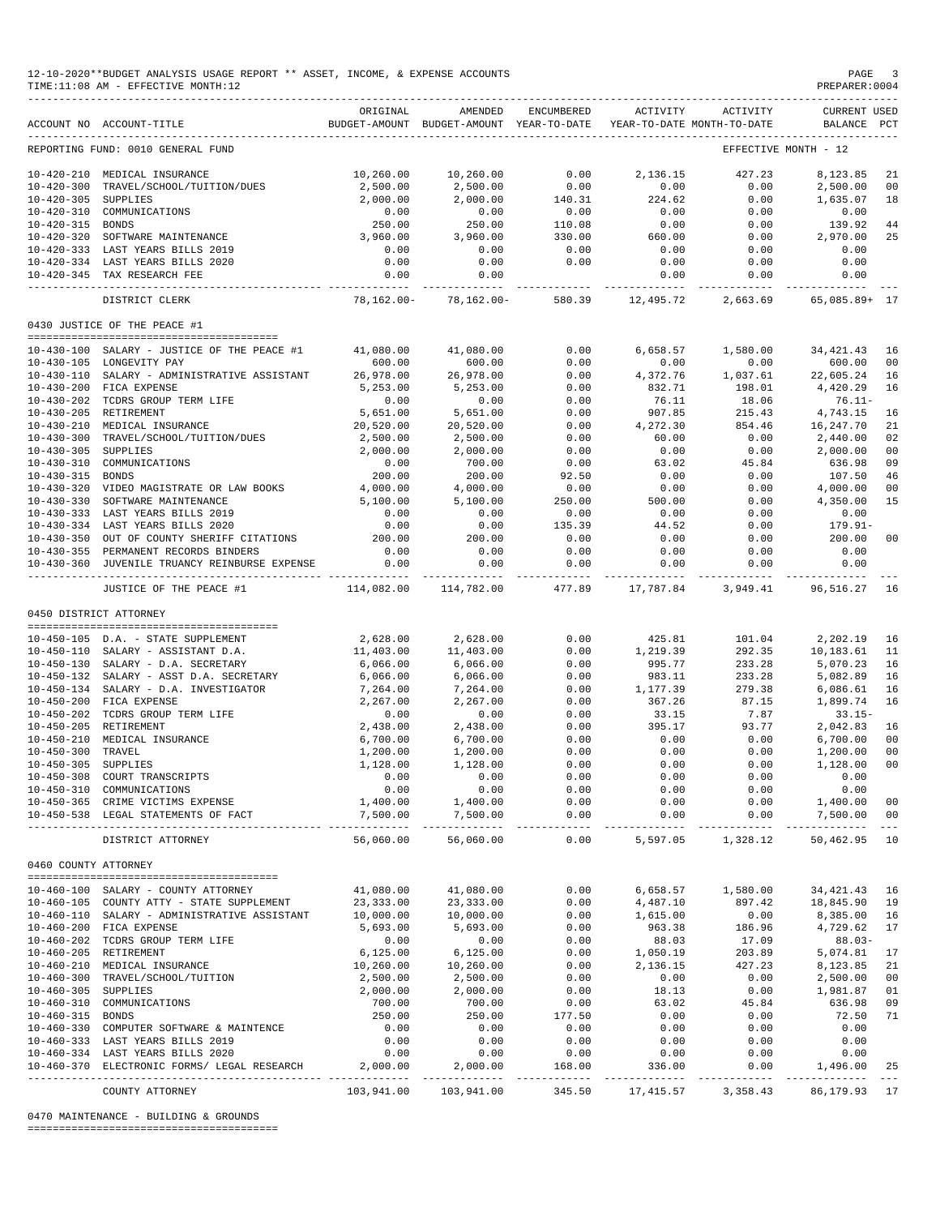12-10-2020**BUDGET ANALYSIS USAGE REPORT ** ASSET, INCOME, & EXPENSE ACCOUNTS
TIME:11:08 AM - EFFECTIVE MONTH:12
PREPARER:0004

| ACCOUNT NO | ACCOUNT-TITLE | ORIGINAL BUDGET-AMOUNT | AMENDED BUDGET-AMOUNT | ENCUMBERED YEAR-TO-DATE | ACTIVITY YEAR-TO-DATE | ACTIVITY MONTH-TO-DATE | CURRENT BALANCE | USED PCT |
|---|---|---|---|---|---|---|---|---|
| REPORTING FUND: 0010 GENERAL FUND | | | | | | EFFECTIVE MONTH - 12 | | |
| 10-420-210 | MEDICAL INSURANCE | 10,260.00 | 10,260.00 | 0.00 | 2,136.15 | 427.23 | 8,123.85 | 21 |
| 10-420-300 | TRAVEL/SCHOOL/TUITION/DUES | 2,500.00 | 2,500.00 | 0.00 | 0.00 | 0.00 | 2,500.00 | 00 |
| 10-420-305 | SUPPLIES | 2,000.00 | 2,000.00 | 140.31 | 224.62 | 0.00 | 1,635.07 | 18 |
| 10-420-310 | COMMUNICATIONS | 0.00 | 0.00 | 0.00 | 0.00 | 0.00 | 0.00 | |
| 10-420-315 | BONDS | 250.00 | 250.00 | 110.08 | 0.00 | 0.00 | 139.92 | 44 |
| 10-420-320 | SOFTWARE MAINTENANCE | 3,960.00 | 3,960.00 | 330.00 | 660.00 | 0.00 | 2,970.00 | 25 |
| 10-420-333 | LAST YEARS BILLS 2019 | 0.00 | 0.00 | 0.00 | 0.00 | 0.00 | 0.00 | |
| 10-420-334 | LAST YEARS BILLS 2020 | 0.00 | 0.00 | 0.00 | 0.00 | 0.00 | 0.00 | |
| 10-420-345 | TAX RESEARCH FEE | 0.00 | 0.00 | | 0.00 | 0.00 | 0.00 | |
| | DISTRICT CLERK | 78,162.00- | 78,162.00- | 580.39 | 12,495.72 | 2,663.69 | 65,085.89+ | 17 |
| 0430 JUSTICE OF THE PEACE #1 | | | | | | | | |
| 10-430-100 | SALARY - JUSTICE OF THE PEACE #1 | 41,080.00 | 41,080.00 | 0.00 | 6,658.57 | 1,580.00 | 34,421.43 | 16 |
| 10-430-105 | LONGEVITY PAY | 600.00 | 600.00 | 0.00 | 0.00 | 0.00 | 600.00 | 00 |
| 10-430-110 | SALARY - ADMINISTRATIVE ASSISTANT | 26,978.00 | 26,978.00 | 0.00 | 4,372.76 | 1,037.61 | 22,605.24 | 16 |
| 10-430-200 | FICA EXPENSE | 5,253.00 | 5,253.00 | 0.00 | 832.71 | 198.01 | 4,420.29 | 16 |
| 10-430-202 | TCDRS GROUP TERM LIFE | 0.00 | 0.00 | 0.00 | 76.11 | 18.06 | 76.11- | |
| 10-430-205 | RETIREMENT | 5,651.00 | 5,651.00 | 0.00 | 907.85 | 215.43 | 4,743.15 | 16 |
| 10-430-210 | MEDICAL INSURANCE | 20,520.00 | 20,520.00 | 0.00 | 4,272.30 | 854.46 | 16,247.70 | 21 |
| 10-430-300 | TRAVEL/SCHOOL/TUITION/DUES | 2,500.00 | 2,500.00 | 0.00 | 60.00 | 0.00 | 2,440.00 | 02 |
| 10-430-305 | SUPPLIES | 2,000.00 | 2,000.00 | 0.00 | 0.00 | 0.00 | 2,000.00 | 00 |
| 10-430-310 | COMMUNICATIONS | 0.00 | 700.00 | 0.00 | 63.02 | 45.84 | 636.98 | 09 |
| 10-430-315 | BONDS | 200.00 | 200.00 | 92.50 | 0.00 | 0.00 | 107.50 | 46 |
| 10-430-320 | VIDEO MAGISTRATE OR LAW BOOKS | 4,000.00 | 4,000.00 | 0.00 | 0.00 | 0.00 | 4,000.00 | 00 |
| 10-430-330 | SOFTWARE MAINTENANCE | 5,100.00 | 5,100.00 | 250.00 | 500.00 | 0.00 | 4,350.00 | 15 |
| 10-430-333 | LAST YEARS BILLS 2019 | 0.00 | 0.00 | 0.00 | 0.00 | 0.00 | 0.00 | |
| 10-430-334 | LAST YEARS BILLS 2020 | 0.00 | 0.00 | 135.39 | 44.52 | 0.00 | 179.91- | |
| 10-430-350 | OUT OF COUNTY SHERIFF CITATIONS | 200.00 | 200.00 | 0.00 | 0.00 | 0.00 | 200.00 | 00 |
| 10-430-355 | PERMANENT RECORDS BINDERS | 0.00 | 0.00 | 0.00 | 0.00 | 0.00 | 0.00 | |
| 10-430-360 | JUVENILE TRUANCY REINBURSE EXPENSE | 0.00 | 0.00 | 0.00 | 0.00 | 0.00 | 0.00 | |
| | JUSTICE OF THE PEACE #1 | 114,082.00 | 114,782.00 | 477.89 | 17,787.84 | 3,949.41 | 96,516.27 | 16 |
| 0450 DISTRICT ATTORNEY | | | | | | | | |
| 10-450-105 | D.A. - STATE SUPPLEMENT | 2,628.00 | 2,628.00 | 0.00 | 425.81 | 101.04 | 2,202.19 | 16 |
| 10-450-110 | SALARY - ASSISTANT D.A. | 11,403.00 | 11,403.00 | 0.00 | 1,219.39 | 292.35 | 10,183.61 | 11 |
| 10-450-130 | SALARY - D.A. SECRETARY | 6,066.00 | 6,066.00 | 0.00 | 995.77 | 233.28 | 5,070.23 | 16 |
| 10-450-132 | SALARY - ASST D.A. SECRETARY | 6,066.00 | 6,066.00 | 0.00 | 983.11 | 233.28 | 5,082.89 | 16 |
| 10-450-134 | SALARY - D.A. INVESTIGATOR | 7,264.00 | 7,264.00 | 0.00 | 1,177.39 | 279.38 | 6,086.61 | 16 |
| 10-450-200 | FICA EXPENSE | 2,267.00 | 2,267.00 | 0.00 | 367.26 | 87.15 | 1,899.74 | 16 |
| 10-450-202 | TCDRS GROUP TERM LIFE | 0.00 | 0.00 | 0.00 | 33.15 | 7.87 | 33.15- | |
| 10-450-205 | RETIREMENT | 2,438.00 | 2,438.00 | 0.00 | 395.17 | 93.77 | 2,042.83 | 16 |
| 10-450-210 | MEDICAL INSURANCE | 6,700.00 | 6,700.00 | 0.00 | 0.00 | 0.00 | 6,700.00 | 00 |
| 10-450-300 | TRAVEL | 1,200.00 | 1,200.00 | 0.00 | 0.00 | 0.00 | 1,200.00 | 00 |
| 10-450-305 | SUPPLIES | 1,128.00 | 1,128.00 | 0.00 | 0.00 | 0.00 | 1,128.00 | 00 |
| 10-450-308 | COURT TRANSCRIPTS | 0.00 | 0.00 | 0.00 | 0.00 | 0.00 | 0.00 | |
| 10-450-310 | COMMUNICATIONS | 0.00 | 0.00 | 0.00 | 0.00 | 0.00 | 0.00 | |
| 10-450-365 | CRIME VICTIMS EXPENSE | 1,400.00 | 1,400.00 | 0.00 | 0.00 | 0.00 | 1,400.00 | 00 |
| 10-450-538 | LEGAL STATEMENTS OF FACT | 7,500.00 | 7,500.00 | 0.00 | 0.00 | 0.00 | 7,500.00 | 00 |
| | DISTRICT ATTORNEY | 56,060.00 | 56,060.00 | 0.00 | 5,597.05 | 1,328.12 | 50,462.95 | 10 |
| 0460 COUNTY ATTORNEY | | | | | | | | |
| 10-460-100 | SALARY - COUNTY ATTORNEY | 41,080.00 | 41,080.00 | 0.00 | 6,658.57 | 1,580.00 | 34,421.43 | 16 |
| 10-460-105 | COUNTY ATTY - STATE SUPPLEMENT | 23,333.00 | 23,333.00 | 0.00 | 4,487.10 | 897.42 | 18,845.90 | 19 |
| 10-460-110 | SALARY - ADMINISTRATIVE ASSISTANT | 10,000.00 | 10,000.00 | 0.00 | 1,615.00 | 0.00 | 8,385.00 | 16 |
| 10-460-200 | FICA EXPENSE | 5,693.00 | 5,693.00 | 0.00 | 963.38 | 186.96 | 4,729.62 | 17 |
| 10-460-202 | TCDRS GROUP TERM LIFE | 0.00 | 0.00 | 0.00 | 88.03 | 17.09 | 88.03- | |
| 10-460-205 | RETIREMENT | 6,125.00 | 6,125.00 | 0.00 | 1,050.19 | 203.89 | 5,074.81 | 17 |
| 10-460-210 | MEDICAL INSURANCE | 10,260.00 | 10,260.00 | 0.00 | 2,136.15 | 427.23 | 8,123.85 | 21 |
| 10-460-300 | TRAVEL/SCHOOL/TUITION | 2,500.00 | 2,500.00 | 0.00 | 0.00 | 0.00 | 2,500.00 | 00 |
| 10-460-305 | SUPPLIES | 2,000.00 | 2,000.00 | 0.00 | 18.13 | 0.00 | 1,981.87 | 01 |
| 10-460-310 | COMMUNICATIONS | 700.00 | 700.00 | 0.00 | 63.02 | 45.84 | 636.98 | 09 |
| 10-460-315 | BONDS | 250.00 | 250.00 | 177.50 | 0.00 | 0.00 | 72.50 | 71 |
| 10-460-330 | COMPUTER SOFTWARE & MAINTENCE | 0.00 | 0.00 | 0.00 | 0.00 | 0.00 | 0.00 | |
| 10-460-333 | LAST YEARS BILLS 2019 | 0.00 | 0.00 | 0.00 | 0.00 | 0.00 | 0.00 | |
| 10-460-334 | LAST YEARS BILLS 2020 | 0.00 | 0.00 | 0.00 | 0.00 | 0.00 | 0.00 | |
| 10-460-370 | ELECTRONIC FORMS/ LEGAL RESEARCH | 2,000.00 | 2,000.00 | 168.00 | 336.00 | 0.00 | 1,496.00 | 25 |
| | COUNTY ATTORNEY | 103,941.00 | 103,941.00 | 345.50 | 17,415.57 | 3,358.43 | 86,179.93 | 17 |

0470 MAINTENANCE - BUILDING & GROUNDS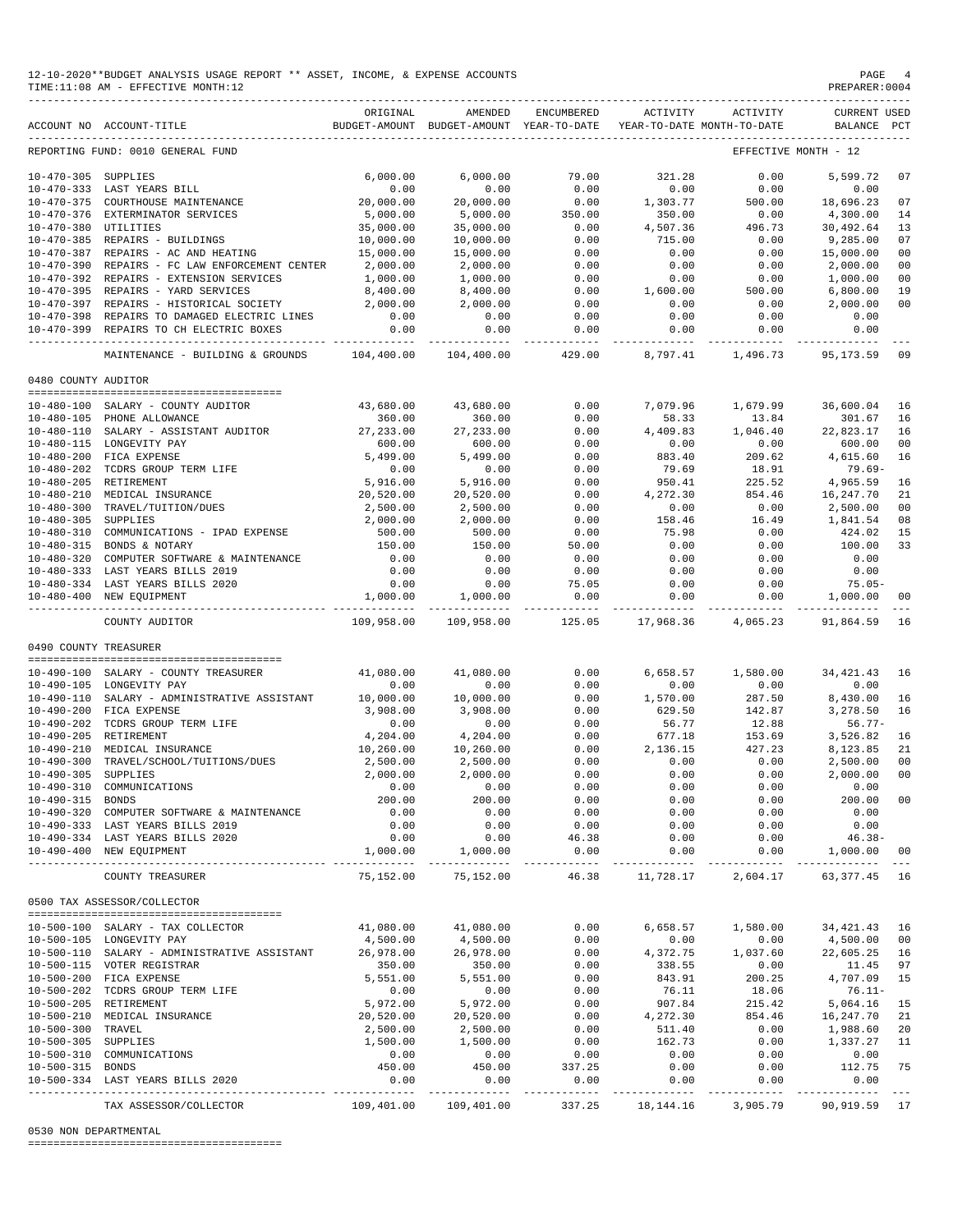12-10-2020**BUDGET ANALYSIS USAGE REPORT ** ASSET, INCOME, & EXPENSE ACCOUNTS
TIME:11:08 AM - EFFECTIVE MONTH:12

REPORTING FUND: 0010 GENERAL FUND — EFFECTIVE MONTH - 12

| ACCOUNT NO | ACCOUNT-TITLE | ORIGINAL BUDGET-AMOUNT | AMENDED BUDGET-AMOUNT | ENCUMBERED YEAR-TO-DATE | ACTIVITY YEAR-TO-DATE | ACTIVITY MONTH-TO-DATE | CURRENT BALANCE | USED PCT |
|---|---|---|---|---|---|---|---|---|
| 10-470-305 | SUPPLIES | 6,000.00 | 6,000.00 | 79.00 | 321.28 | 0.00 | 5,599.72 | 07 |
| 10-470-333 | LAST YEARS BILL | 0.00 | 0.00 | 0.00 | 0.00 | 0.00 | 0.00 | |
| 10-470-375 | COURTHOUSE MAINTENANCE | 20,000.00 | 20,000.00 | 0.00 | 1,303.77 | 500.00 | 18,696.23 | 07 |
| 10-470-376 | EXTERMINATOR SERVICES | 5,000.00 | 5,000.00 | 350.00 | 350.00 | 0.00 | 4,300.00 | 14 |
| 10-470-380 | UTILITIES | 35,000.00 | 35,000.00 | 0.00 | 4,507.36 | 496.73 | 30,492.64 | 13 |
| 10-470-385 | REPAIRS - BUILDINGS | 10,000.00 | 10,000.00 | 0.00 | 715.00 | 0.00 | 9,285.00 | 07 |
| 10-470-387 | REPAIRS - AC AND HEATING | 15,000.00 | 15,000.00 | 0.00 | 0.00 | 0.00 | 15,000.00 | 00 |
| 10-470-390 | REPAIRS - FC LAW ENFORCEMENT CENTER | 2,000.00 | 2,000.00 | 0.00 | 0.00 | 0.00 | 2,000.00 | 00 |
| 10-470-392 | REPAIRS - EXTENSION SERVICES | 1,000.00 | 1,000.00 | 0.00 | 0.00 | 0.00 | 1,000.00 | 00 |
| 10-470-395 | REPAIRS - YARD SERVICES | 8,400.00 | 8,400.00 | 0.00 | 1,600.00 | 500.00 | 6,800.00 | 19 |
| 10-470-397 | REPAIRS - HISTORICAL SOCIETY | 2,000.00 | 2,000.00 | 0.00 | 0.00 | 0.00 | 2,000.00 | 00 |
| 10-470-398 | REPAIRS TO DAMAGED ELECTRIC LINES | 0.00 | 0.00 | 0.00 | 0.00 | 0.00 | 0.00 | |
| 10-470-399 | REPAIRS TO CH ELECTRIC BOXES | 0.00 | 0.00 | 0.00 | 0.00 | 0.00 | 0.00 | |
| | MAINTENANCE - BUILDING & GROUNDS | 104,400.00 | 104,400.00 | 429.00 | 8,797.41 | 1,496.73 | 95,173.59 | 09 |
| | **0480 COUNTY AUDITOR** | | | | | | | |
| 10-480-100 | SALARY - COUNTY AUDITOR | 43,680.00 | 43,680.00 | 0.00 | 7,079.96 | 1,679.99 | 36,600.04 | 16 |
| 10-480-105 | PHONE ALLOWANCE | 360.00 | 360.00 | 0.00 | 58.33 | 13.84 | 301.67 | 16 |
| 10-480-110 | SALARY - ASSISTANT AUDITOR | 27,233.00 | 27,233.00 | 0.00 | 4,409.83 | 1,046.40 | 22,823.17 | 16 |
| 10-480-115 | LONGEVITY PAY | 600.00 | 600.00 | 0.00 | 0.00 | 0.00 | 600.00 | 00 |
| 10-480-200 | FICA EXPENSE | 5,499.00 | 5,499.00 | 0.00 | 883.40 | 209.62 | 4,615.60 | 16 |
| 10-480-202 | TCDRS GROUP TERM LIFE | 0.00 | 0.00 | 0.00 | 79.69 | 18.91 | 79.69- | |
| 10-480-205 | RETIREMENT | 5,916.00 | 5,916.00 | 0.00 | 950.41 | 225.52 | 4,965.59 | 16 |
| 10-480-210 | MEDICAL INSURANCE | 20,520.00 | 20,520.00 | 0.00 | 4,272.30 | 854.46 | 16,247.70 | 21 |
| 10-480-300 | TRAVEL/TUITION/DUES | 2,500.00 | 2,500.00 | 0.00 | 0.00 | 0.00 | 2,500.00 | 00 |
| 10-480-305 | SUPPLIES | 2,000.00 | 2,000.00 | 0.00 | 158.46 | 16.49 | 1,841.54 | 08 |
| 10-480-310 | COMMUNICATIONS - IPAD EXPENSE | 500.00 | 500.00 | 0.00 | 75.98 | 0.00 | 424.02 | 15 |
| 10-480-315 | BONDS & NOTARY | 150.00 | 150.00 | 50.00 | 0.00 | 0.00 | 100.00 | 33 |
| 10-480-320 | COMPUTER SOFTWARE & MAINTENANCE | 0.00 | 0.00 | 0.00 | 0.00 | 0.00 | 0.00 | |
| 10-480-333 | LAST YEARS BILLS 2019 | 0.00 | 0.00 | 0.00 | 0.00 | 0.00 | 0.00 | |
| 10-480-334 | LAST YEARS BILLS 2020 | 0.00 | 0.00 | 75.05 | 0.00 | 0.00 | 75.05- | |
| 10-480-400 | NEW EQUIPMENT | 1,000.00 | 1,000.00 | 0.00 | 0.00 | 0.00 | 1,000.00 | 00 |
| | COUNTY AUDITOR | 109,958.00 | 109,958.00 | 125.05 | 17,968.36 | 4,065.23 | 91,864.59 | 16 |
| | **0490 COUNTY TREASURER** | | | | | | | |
| 10-490-100 | SALARY - COUNTY TREASURER | 41,080.00 | 41,080.00 | 0.00 | 6,658.57 | 1,580.00 | 34,421.43 | 16 |
| 10-490-105 | LONGEVITY PAY | 0.00 | 0.00 | 0.00 | 0.00 | 0.00 | 0.00 | |
| 10-490-110 | SALARY - ADMINISTRATIVE ASSISTANT | 10,000.00 | 10,000.00 | 0.00 | 1,570.00 | 287.50 | 8,430.00 | 16 |
| 10-490-200 | FICA EXPENSE | 3,908.00 | 3,908.00 | 0.00 | 629.50 | 142.87 | 3,278.50 | 16 |
| 10-490-202 | TCDRS GROUP TERM LIFE | 0.00 | 0.00 | 0.00 | 56.77 | 12.88 | 56.77- | |
| 10-490-205 | RETIREMENT | 4,204.00 | 4,204.00 | 0.00 | 677.18 | 153.69 | 3,526.82 | 16 |
| 10-490-210 | MEDICAL INSURANCE | 10,260.00 | 10,260.00 | 0.00 | 2,136.15 | 427.23 | 8,123.85 | 21 |
| 10-490-300 | TRAVEL/SCHOOL/TUITIONS/DUES | 2,500.00 | 2,500.00 | 0.00 | 0.00 | 0.00 | 2,500.00 | 00 |
| 10-490-305 | SUPPLIES | 2,000.00 | 2,000.00 | 0.00 | 0.00 | 0.00 | 2,000.00 | 00 |
| 10-490-310 | COMMUNICATIONS | 0.00 | 0.00 | 0.00 | 0.00 | 0.00 | 0.00 | |
| 10-490-315 | BONDS | 200.00 | 200.00 | 0.00 | 0.00 | 0.00 | 200.00 | 00 |
| 10-490-320 | COMPUTER SOFTWARE & MAINTENANCE | 0.00 | 0.00 | 0.00 | 0.00 | 0.00 | 0.00 | |
| 10-490-333 | LAST YEARS BILLS 2019 | 0.00 | 0.00 | 0.00 | 0.00 | 0.00 | 0.00 | |
| 10-490-334 | LAST YEARS BILLS 2020 | 0.00 | 0.00 | 46.38 | 0.00 | 0.00 | 46.38- | |
| 10-490-400 | NEW EQUIPMENT | 1,000.00 | 1,000.00 | 0.00 | 0.00 | 0.00 | 1,000.00 | 00 |
| | COUNTY TREASURER | 75,152.00 | 75,152.00 | 46.38 | 11,728.17 | 2,604.17 | 63,377.45 | 16 |
| | **0500 TAX ASSESSOR/COLLECTOR** | | | | | | | |
| 10-500-100 | SALARY - TAX COLLECTOR | 41,080.00 | 41,080.00 | 0.00 | 6,658.57 | 1,580.00 | 34,421.43 | 16 |
| 10-500-105 | LONGEVITY PAY | 4,500.00 | 4,500.00 | 0.00 | 0.00 | 0.00 | 4,500.00 | 00 |
| 10-500-110 | SALARY - ADMINISTRATIVE ASSISTANT | 26,978.00 | 26,978.00 | 0.00 | 4,372.75 | 1,037.60 | 22,605.25 | 16 |
| 10-500-115 | VOTER REGISTRAR | 350.00 | 350.00 | 0.00 | 338.55 | 0.00 | 11.45 | 97 |
| 10-500-200 | FICA EXPENSE | 5,551.00 | 5,551.00 | 0.00 | 843.91 | 200.25 | 4,707.09 | 15 |
| 10-500-202 | TCDRS GROUP TERM LIFE | 0.00 | 0.00 | 0.00 | 76.11 | 18.06 | 76.11- | |
| 10-500-205 | RETIREMENT | 5,972.00 | 5,972.00 | 0.00 | 907.84 | 215.42 | 5,064.16 | 15 |
| 10-500-210 | MEDICAL INSURANCE | 20,520.00 | 20,520.00 | 0.00 | 4,272.30 | 854.46 | 16,247.70 | 21 |
| 10-500-300 | TRAVEL | 2,500.00 | 2,500.00 | 0.00 | 511.40 | 0.00 | 1,988.60 | 20 |
| 10-500-305 | SUPPLIES | 1,500.00 | 1,500.00 | 0.00 | 162.73 | 0.00 | 1,337.27 | 11 |
| 10-500-310 | COMMUNICATIONS | 0.00 | 0.00 | 0.00 | 0.00 | 0.00 | 0.00 | |
| 10-500-315 | BONDS | 450.00 | 450.00 | 337.25 | 0.00 | 0.00 | 112.75 | 75 |
| 10-500-334 | LAST YEARS BILLS 2020 | 0.00 | 0.00 | 0.00 | 0.00 | 0.00 | 0.00 | |
| | TAX ASSESSOR/COLLECTOR | 109,401.00 | 109,401.00 | 337.25 | 18,144.16 | 3,905.79 | 90,919.59 | 17 |

0530 NON DEPARTMENTAL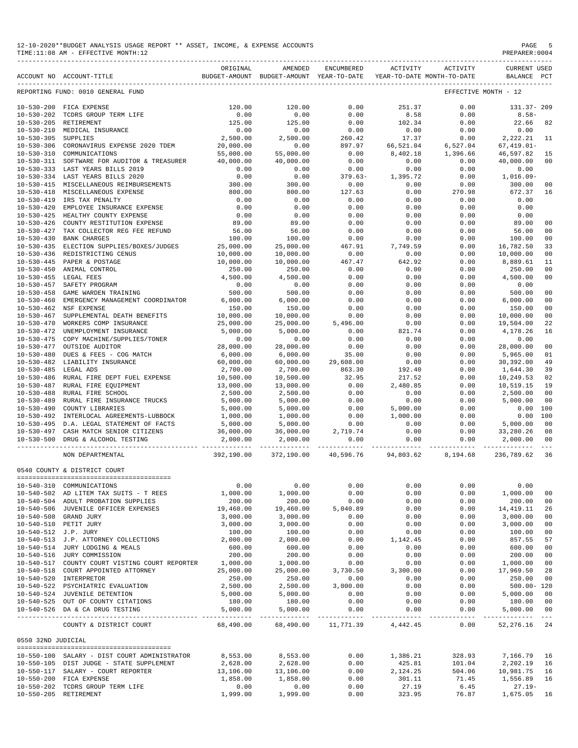12-10-2020**BUDGET ANALYSIS USAGE REPORT ** ASSET, INCOME, & EXPENSE ACCOUNTS

TIME:11:08 AM - EFFECTIVE MONTH:12

PREPARER:0004

| ACCOUNT NO | ACCOUNT-TITLE | ORIGINAL BUDGET-AMOUNT | AMENDED BUDGET-AMOUNT | ENCUMBERED YEAR-TO-DATE | ACTIVITY YEAR-TO-DATE | ACTIVITY MONTH-TO-DATE | CURRENT BALANCE | USED PCT |
|---|---|---|---|---|---|---|---|---|
| REPORTING FUND: 0010 GENERAL FUND | | | | | | EFFECTIVE MONTH - 12 | | |
| 10-530-200 | FICA EXPENSE | 120.00 | 120.00 | 0.00 | 251.37 | 0.00 | 131.37- | 209 |
| 10-530-202 | TCDRS GROUP TERM LIFE | 0.00 | 0.00 | 0.00 | 8.58 | 0.00 | 8.58- | |
| 10-530-205 | RETIREMENT | 125.00 | 125.00 | 0.00 | 102.34 | 0.00 | 22.66 | 82 |
| 10-530-210 | MEDICAL INSURANCE | 0.00 | 0.00 | 0.00 | 0.00 | 0.00 | 0.00 | |
| 10-530-305 | SUPPLIES | 2,500.00 | 2,500.00 | 260.42 | 17.37 | 0.00 | 2,222.21 | 11 |
| 10-530-306 | CORONAVIRUS EXPENSE 2020 TDEM | 20,000.00 | 0.00 | 897.97 | 66,521.04 | 6,527.04 | 67,419.01- | |
| 10-530-310 | COMMUNICATIONS | 55,000.00 | 55,000.00 | 0.00 | 8,402.18 | 1,396.66 | 46,597.82 | 15 |
| 10-530-311 | SOFTWARE FOR AUDITOR & TREASURER | 40,000.00 | 40,000.00 | 0.00 | 0.00 | 0.00 | 40,000.00 | 00 |
| 10-530-333 | LAST YEARS BILLS 2019 | 0.00 | 0.00 | 0.00 | 0.00 | 0.00 | 0.00 | |
| 10-530-334 | LAST YEARS BILLS 2020 | 0.00 | 0.00 | 379.63- | 1,395.72 | 0.00 | 1,016.09- | |
| 10-530-415 | MISCELLANEOUS REIMBURSEMENTS | 300.00 | 300.00 | 0.00 | 0.00 | 0.00 | 300.00 | 00 |
| 10-530-418 | MISCELLANEOUS EXPENSE | 800.00 | 800.00 | 127.63 | 0.00 | 270.98 | 672.37 | 16 |
| 10-530-419 | IRS TAX PENALTY | 0.00 | 0.00 | 0.00 | 0.00 | 0.00 | 0.00 | |
| 10-530-420 | EMPLOYEE INSURANCE EXPENSE | 0.00 | 0.00 | 0.00 | 0.00 | 0.00 | 0.00 | |
| 10-530-425 | HEALTHY COUNTY EXPENSE | 0.00 | 0.00 | 0.00 | 0.00 | 0.00 | 0.00 | |
| 10-530-426 | COUNTY RESTITUTION EXPENSE | 89.00 | 89.00 | 0.00 | 0.00 | 0.00 | 89.00 | 00 |
| 10-530-427 | TAX COLLECTOR REG FEE REFUND | 56.00 | 56.00 | 0.00 | 0.00 | 0.00 | 56.00 | 00 |
| 10-530-430 | BANK CHARGES | 100.00 | 100.00 | 0.00 | 0.00 | 0.00 | 100.00 | 00 |
| 10-530-435 | ELECTION SUPPLIES/BOXES/JUDGES | 25,000.00 | 25,000.00 | 467.91 | 7,749.59 | 0.00 | 16,782.50 | 33 |
| 10-530-436 | REDISTRICTING CENUS | 10,000.00 | 10,000.00 | 0.00 | 0.00 | 0.00 | 10,000.00 | 00 |
| 10-530-445 | PAPER & POSTAGE | 10,000.00 | 10,000.00 | 467.47 | 642.92 | 0.00 | 8,889.61 | 11 |
| 10-530-450 | ANIMAL CONTROL | 250.00 | 250.00 | 0.00 | 0.00 | 0.00 | 250.00 | 00 |
| 10-530-455 | LEGAL FEES | 4,500.00 | 4,500.00 | 0.00 | 0.00 | 0.00 | 4,500.00 | 00 |
| 10-530-457 | SAFETY PROGRAM | 0.00 | 0.00 | 0.00 | 0.00 | 0.00 | 0.00 | |
| 10-530-458 | GAME WARDEN TRAINING | 500.00 | 500.00 | 0.00 | 0.00 | 0.00 | 500.00 | 00 |
| 10-530-460 | EMERGENCY MANAGEMENT COORDINATOR | 6,000.00 | 6,000.00 | 0.00 | 0.00 | 0.00 | 6,000.00 | 00 |
| 10-530-462 | NSF EXPENSE | 150.00 | 150.00 | 0.00 | 0.00 | 0.00 | 150.00 | 00 |
| 10-530-467 | SUPPLEMENTAL DEATH BENEFITS | 10,000.00 | 10,000.00 | 0.00 | 0.00 | 0.00 | 10,000.00 | 00 |
| 10-530-470 | WORKERS COMP INSURANCE | 25,000.00 | 25,000.00 | 5,496.00 | 0.00 | 0.00 | 19,504.00 | 22 |
| 10-530-472 | UNEMPLOYMENT INSURANCE | 5,000.00 | 5,000.00 | 0.00 | 821.74 | 0.00 | 4,178.26 | 16 |
| 10-530-475 | COPY MACHINE/SUPPLIES/TONER | 0.00 | 0.00 | 0.00 | 0.00 | 0.00 | 0.00 | |
| 10-530-477 | OUTSIDE AUDITOR | 28,000.00 | 28,000.00 | 0.00 | 0.00 | 0.00 | 28,000.00 | 00 |
| 10-530-480 | DUES & FEES - COG MATCH | 6,000.00 | 6,000.00 | 35.00 | 0.00 | 0.00 | 5,965.00 | 01 |
| 10-530-482 | LIABILITY INSURANCE | 60,000.00 | 60,000.00 | 29,608.00 | 0.00 | 0.00 | 30,392.00 | 49 |
| 10-530-485 | LEGAL ADS | 2,700.00 | 2,700.00 | 863.30 | 192.40 | 0.00 | 1,644.30 | 39 |
| 10-530-486 | RURAL FIRE DEPT FUEL EXPENSE | 10,500.00 | 10,500.00 | 32.95 | 217.52 | 0.00 | 10,249.53 | 02 |
| 10-530-487 | RURAL FIRE EQUIPMENT | 13,000.00 | 13,000.00 | 0.00 | 2,480.85 | 0.00 | 10,519.15 | 19 |
| 10-530-488 | RURAL FIRE SCHOOL | 2,500.00 | 2,500.00 | 0.00 | 0.00 | 0.00 | 2,500.00 | 00 |
| 10-530-489 | RURAL FIRE INSURANCE TRUCKS | 5,000.00 | 5,000.00 | 0.00 | 0.00 | 0.00 | 5,000.00 | 00 |
| 10-530-490 | COUNTY LIBRARIES | 5,000.00 | 5,000.00 | 0.00 | 5,000.00 | 0.00 | 0.00 | 100 |
| 10-530-492 | INTERLOCAL AGREEMENTS-LUBBOCK | 1,000.00 | 1,000.00 | 0.00 | 1,000.00 | 0.00 | 0.00 | 100 |
| 10-530-495 | D.A. LEGAL STATEMENT OF FACTS | 5,000.00 | 5,000.00 | 0.00 | 0.00 | 0.00 | 5,000.00 | 00 |
| 10-530-497 | CASH MATCH SENIOR CITIZENS | 36,000.00 | 36,000.00 | 2,719.74 | 0.00 | 0.00 | 33,280.26 | 08 |
| 10-530-500 | DRUG & ALCOHOL TESTING | 2,000.00 | 2,000.00 | 0.00 | 0.00 | 0.00 | 2,000.00 | 00 |
| | NON DEPARTMENTAL | 392,190.00 | 372,190.00 | 40,596.76 | 94,803.62 | 8,194.68 | 236,789.62 | 36 |
| **0540 COUNTY & DISTRICT COURT** | | | | | | | | |
| 10-540-310 | COMMUNICATIONS | 0.00 | 0.00 | 0.00 | 0.00 | 0.00 | 0.00 | |
| 10-540-502 | AD LITEM TAX SUITS - T REES | 1,000.00 | 1,000.00 | 0.00 | 0.00 | 0.00 | 1,000.00 | 00 |
| 10-540-504 | ADULT PROBATION SUPPLIES | 200.00 | 200.00 | 0.00 | 0.00 | 0.00 | 200.00 | 00 |
| 10-540-506 | JUVENILE OFFICER EXPENSES | 19,460.00 | 19,460.00 | 5,040.89 | 0.00 | 0.00 | 14,419.11 | 26 |
| 10-540-508 | GRAND JURY | 3,000.00 | 3,000.00 | 0.00 | 0.00 | 0.00 | 3,000.00 | 00 |
| 10-540-510 | PETIT JURY | 3,000.00 | 3,000.00 | 0.00 | 0.00 | 0.00 | 3,000.00 | 00 |
| 10-540-512 | J.P. JURY | 100.00 | 100.00 | 0.00 | 0.00 | 0.00 | 100.00 | 00 |
| 10-540-513 | J.P. ATTORNEY COLLECTIONS | 2,000.00 | 2,000.00 | 0.00 | 1,142.45 | 0.00 | 857.55 | 57 |
| 10-540-514 | JURY LODGING & MEALS | 600.00 | 600.00 | 0.00 | 0.00 | 0.00 | 600.00 | 00 |
| 10-540-516 | JURY COMMISSION | 200.00 | 200.00 | 0.00 | 0.00 | 0.00 | 200.00 | 00 |
| 10-540-517 | COUNTY COURT VISTING COURT REPORTER | 1,000.00 | 1,000.00 | 0.00 | 0.00 | 0.00 | 1,000.00 | 00 |
| 10-540-518 | COURT APPOINTED ATTORNEY | 25,000.00 | 25,000.00 | 3,730.50 | 3,300.00 | 0.00 | 17,969.50 | 28 |
| 10-540-520 | INTERPRETOR | 250.00 | 250.00 | 0.00 | 0.00 | 0.00 | 250.00 | 00 |
| 10-540-522 | PSYCHIATRIC EVALUATION | 2,500.00 | 2,500.00 | 3,000.00 | 0.00 | 0.00 | 500.00- | 120 |
| 10-540-524 | JUVENILE DETENTION | 5,000.00 | 5,000.00 | 0.00 | 0.00 | 0.00 | 5,000.00 | 00 |
| 10-540-525 | OUT OF COUNTY CITATIONS | 180.00 | 180.00 | 0.00 | 0.00 | 0.00 | 180.00 | 00 |
| 10-540-526 | DA & CA DRUG TESTING | 5,000.00 | 5,000.00 | 0.00 | 0.00 | 0.00 | 5,000.00 | 00 |
| | COUNTY & DISTRICT COURT | 68,490.00 | 68,490.00 | 11,771.39 | 4,442.45 | 0.00 | 52,276.16 | 24 |
| **0550 32ND JUDICIAL** | | | | | | | | |
| 10-550-100 | SALARY - DIST COURT ADMINISTRATOR | 8,553.00 | 8,553.00 | 0.00 | 1,386.21 | 328.93 | 7,166.79 | 16 |
| 10-550-105 | DIST JUDGE - STATE SUPPLEMENT | 2,628.00 | 2,628.00 | 0.00 | 425.81 | 101.04 | 2,202.19 | 16 |
| 10-550-117 | SALARY - COURT REPORTER | 13,106.00 | 13,106.00 | 0.00 | 2,124.25 | 504.06 | 10,981.75 | 16 |
| 10-550-200 | FICA EXPENSE | 1,858.00 | 1,858.00 | 0.00 | 301.11 | 71.45 | 1,556.89 | 16 |
| 10-550-202 | TCDRS GROUP TERM LIFE | 0.00 | 0.00 | 0.00 | 27.19 | 6.45 | 27.19- | |
| 10-550-205 | RETIREMENT | 1,999.00 | 1,999.00 | 0.00 | 323.95 | 76.87 | 1,675.05 | 16 |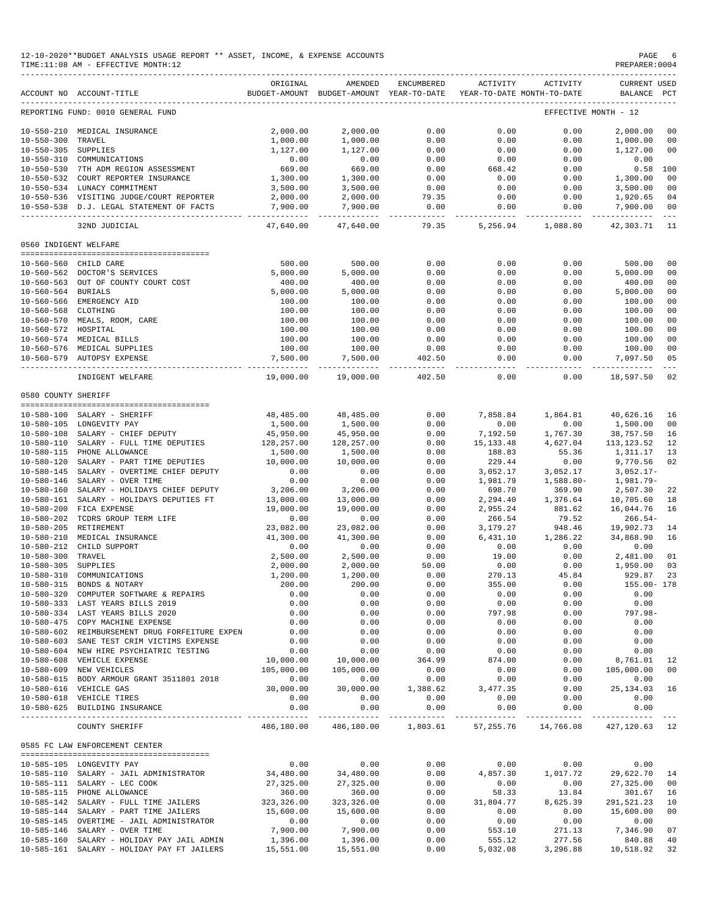12-10-2020**BUDGET ANALYSIS USAGE REPORT ** ASSET, INCOME, & EXPENSE ACCOUNTS
TIME:11:08 AM - EFFECTIVE MONTH:12

PREPARER:0004

| ACCOUNT NO | ACCOUNT-TITLE | ORIGINAL BUDGET-AMOUNT | AMENDED BUDGET-AMOUNT | ENCUMBERED YEAR-TO-DATE | ACTIVITY YEAR-TO-DATE | ACTIVITY MONTH-TO-DATE | CURRENT BALANCE | USED PCT |
|---|---|---|---|---|---|---|---|---|
| REPORTING FUND: 0010 GENERAL FUND | | | | | | | EFFECTIVE MONTH - 12 | |
| 10-550-210 | MEDICAL INSURANCE | 2,000.00 | 2,000.00 | 0.00 | 0.00 | 0.00 | 2,000.00 | 00 |
| 10-550-300 | TRAVEL | 1,000.00 | 1,000.00 | 0.00 | 0.00 | 0.00 | 1,000.00 | 00 |
| 10-550-305 | SUPPLIES | 1,127.00 | 1,127.00 | 0.00 | 0.00 | 0.00 | 1,127.00 | 00 |
| 10-550-310 | COMMUNICATIONS | 0.00 | 0.00 | 0.00 | 0.00 | 0.00 | 0.00 | |
| 10-550-530 | 7TH ADM REGION ASSESSMENT | 669.00 | 669.00 | 0.00 | 668.42 | 0.00 | 0.58 | 100 |
| 10-550-532 | COURT REPORTER INSURANCE | 1,300.00 | 1,300.00 | 0.00 | 0.00 | 0.00 | 1,300.00 | 00 |
| 10-550-534 | LUNACY COMMITMENT | 3,500.00 | 3,500.00 | 0.00 | 0.00 | 0.00 | 3,500.00 | 00 |
| 10-550-536 | VISITING JUDGE/COURT REPORTER | 2,000.00 | 2,000.00 | 79.35 | 0.00 | 0.00 | 1,920.65 | 04 |
| 10-550-538 | D.J. LEGAL STATEMENT OF FACTS | 7,900.00 | 7,900.00 | 0.00 | 0.00 | 0.00 | 7,900.00 | 00 |
| | 32ND JUDICIAL | 47,640.00 | 47,640.00 | 79.35 | 5,256.94 | 1,088.80 | 42,303.71 | 11 |
| 0560 INDIGENT WELFARE | | | | | | | | |
| 10-560-560 | CHILD CARE | 500.00 | 500.00 | 0.00 | 0.00 | 0.00 | 500.00 | 00 |
| 10-560-562 | DOCTOR'S SERVICES | 5,000.00 | 5,000.00 | 0.00 | 0.00 | 0.00 | 5,000.00 | 00 |
| 10-560-563 | OUT OF COUNTY COURT COST | 400.00 | 400.00 | 0.00 | 0.00 | 0.00 | 400.00 | 00 |
| 10-560-564 | BURIALS | 5,000.00 | 5,000.00 | 0.00 | 0.00 | 0.00 | 5,000.00 | 00 |
| 10-560-566 | EMERGENCY AID | 100.00 | 100.00 | 0.00 | 0.00 | 0.00 | 100.00 | 00 |
| 10-560-568 | CLOTHING | 100.00 | 100.00 | 0.00 | 0.00 | 0.00 | 100.00 | 00 |
| 10-560-570 | MEALS, ROOM, CARE | 100.00 | 100.00 | 0.00 | 0.00 | 0.00 | 100.00 | 00 |
| 10-560-572 | HOSPITAL | 100.00 | 100.00 | 0.00 | 0.00 | 0.00 | 100.00 | 00 |
| 10-560-574 | MEDICAL BILLS | 100.00 | 100.00 | 0.00 | 0.00 | 0.00 | 100.00 | 00 |
| 10-560-576 | MEDICAL SUPPLIES | 100.00 | 100.00 | 0.00 | 0.00 | 0.00 | 100.00 | 00 |
| 10-560-579 | AUTOPSY EXPENSE | 7,500.00 | 7,500.00 | 402.50 | 0.00 | 0.00 | 7,097.50 | 05 |
| | INDIGENT WELFARE | 19,000.00 | 19,000.00 | 402.50 | 0.00 | 0.00 | 18,597.50 | 02 |
| 0580 COUNTY SHERIFF | | | | | | | | |
| 10-580-100 | SALARY - SHERIFF | 48,485.00 | 48,485.00 | 0.00 | 7,858.84 | 1,864.81 | 40,626.16 | 16 |
| 10-580-105 | LONGEVITY PAY | 1,500.00 | 1,500.00 | 0.00 | 0.00 | 0.00 | 1,500.00 | 00 |
| 10-580-108 | SALARY - CHIEF DEPUTY | 45,950.00 | 45,950.00 | 0.00 | 7,192.50 | 1,767.30 | 38,757.50 | 16 |
| 10-580-110 | SALARY - FULL TIME DEPUTIES | 128,257.00 | 128,257.00 | 0.00 | 15,133.48 | 4,627.04 | 113,123.52 | 12 |
| 10-580-115 | PHONE ALLOWANCE | 1,500.00 | 1,500.00 | 0.00 | 188.83 | 55.36 | 1,311.17 | 13 |
| 10-580-120 | SALARY - PART TIME DEPUTIES | 10,000.00 | 10,000.00 | 0.00 | 229.44 | 0.00 | 9,770.56 | 02 |
| 10-580-145 | SALARY - OVERTIME CHIEF DEPUTY | 0.00 | 0.00 | 0.00 | 3,052.17 | 3,052.17 | 3,052.17- | |
| 10-580-146 | SALARY - OVER TIME | 0.00 | 0.00 | 0.00 | 1,981.79 | 1,588.80- | 1,981.79- | |
| 10-580-160 | SALARY - HOLIDAYS CHIEF DEPUTY | 3,206.00 | 3,206.00 | 0.00 | 698.70 | 369.90 | 2,507.30 | 22 |
| 10-580-161 | SALARY - HOLIDAYS DEPUTIES FT | 13,000.00 | 13,000.00 | 0.00 | 2,294.40 | 1,376.64 | 10,705.60 | 18 |
| 10-580-200 | FICA EXPENSE | 19,000.00 | 19,000.00 | 0.00 | 2,955.24 | 881.62 | 16,044.76 | 16 |
| 10-580-202 | TCDRS GROUP TERM LIFE | 0.00 | 0.00 | 0.00 | 266.54 | 79.52 | 266.54- | |
| 10-580-205 | RETIREMENT | 23,082.00 | 23,082.00 | 0.00 | 3,179.27 | 948.46 | 19,902.73 | 14 |
| 10-580-210 | MEDICAL INSURANCE | 41,300.00 | 41,300.00 | 0.00 | 6,431.10 | 1,286.22 | 34,868.90 | 16 |
| 10-580-212 | CHILD SUPPORT | 0.00 | 0.00 | 0.00 | 0.00 | 0.00 | 0.00 | |
| 10-580-300 | TRAVEL | 2,500.00 | 2,500.00 | 0.00 | 19.00 | 0.00 | 2,481.00 | 01 |
| 10-580-305 | SUPPLIES | 2,000.00 | 2,000.00 | 50.00 | 0.00 | 0.00 | 1,950.00 | 03 |
| 10-580-310 | COMMUNICATIONS | 1,200.00 | 1,200.00 | 0.00 | 270.13 | 45.84 | 929.87 | 23 |
| 10-580-315 | BONDS & NOTARY | 200.00 | 200.00 | 0.00 | 355.00 | 0.00 | 155.00- | 178 |
| 10-580-320 | COMPUTER SOFTWARE & REPAIRS | 0.00 | 0.00 | 0.00 | 0.00 | 0.00 | 0.00 | |
| 10-580-333 | LAST YEARS BILLS 2019 | 0.00 | 0.00 | 0.00 | 0.00 | 0.00 | 0.00 | |
| 10-580-334 | LAST YEARS BILLS 2020 | 0.00 | 0.00 | 0.00 | 797.98 | 0.00 | 797.98- | |
| 10-580-475 | COPY MACHINE EXPENSE | 0.00 | 0.00 | 0.00 | 0.00 | 0.00 | 0.00 | |
| 10-580-602 | REIMBURSEMENT DRUG FORFEITURE EXPEN | 0.00 | 0.00 | 0.00 | 0.00 | 0.00 | 0.00 | |
| 10-580-603 | SANE TEST CRIM VICTIMS EXPENSE | 0.00 | 0.00 | 0.00 | 0.00 | 0.00 | 0.00 | |
| 10-580-604 | NEW HIRE PSYCHIATRIC TESTING | 0.00 | 0.00 | 0.00 | 0.00 | 0.00 | 0.00 | |
| 10-580-608 | VEHICLE EXPENSE | 10,000.00 | 10,000.00 | 364.99 | 874.00 | 0.00 | 8,761.01 | 12 |
| 10-580-609 | NEW VEHICLES | 105,000.00 | 105,000.00 | 0.00 | 0.00 | 0.00 | 105,000.00 | 00 |
| 10-580-615 | BODY ARMOUR GRANT 3511801 2018 | 0.00 | 0.00 | 0.00 | 0.00 | 0.00 | 0.00 | |
| 10-580-616 | VEHICLE GAS | 30,000.00 | 30,000.00 | 1,388.62 | 3,477.35 | 0.00 | 25,134.03 | 16 |
| 10-580-618 | VEHICLE TIRES | 0.00 | 0.00 | 0.00 | 0.00 | 0.00 | 0.00 | |
| 10-580-625 | BUILDING INSURANCE | 0.00 | 0.00 | 0.00 | 0.00 | 0.00 | 0.00 | |
| | COUNTY SHERIFF | 486,180.00 | 486,180.00 | 1,803.61 | 57,255.76 | 14,766.08 | 427,120.63 | 12 |
| 0585 FC LAW ENFORCEMENT CENTER | | | | | | | | |
| 10-585-105 | LONGEVITY PAY | 0.00 | 0.00 | 0.00 | 0.00 | 0.00 | 0.00 | |
| 10-585-110 | SALARY - JAIL ADMINISTRATOR | 34,480.00 | 34,480.00 | 0.00 | 4,857.30 | 1,017.72 | 29,622.70 | 14 |
| 10-585-111 | SALARY - LEC COOK | 27,325.00 | 27,325.00 | 0.00 | 0.00 | 0.00 | 27,325.00 | 00 |
| 10-585-115 | PHONE ALLOWANCE | 360.00 | 360.00 | 0.00 | 58.33 | 13.84 | 301.67 | 16 |
| 10-585-142 | SALARY - FULL TIME JAILERS | 323,326.00 | 323,326.00 | 0.00 | 31,804.77 | 8,625.39 | 291,521.23 | 10 |
| 10-585-144 | SALARY - PART TIME JAILERS | 15,600.00 | 15,600.00 | 0.00 | 0.00 | 0.00 | 15,600.00 | 00 |
| 10-585-145 | OVERTIME - JAIL ADMINISTRATOR | 0.00 | 0.00 | 0.00 | 0.00 | 0.00 | 0.00 | |
| 10-585-146 | SALARY - OVER TIME | 7,900.00 | 7,900.00 | 0.00 | 553.10 | 271.13 | 7,346.90 | 07 |
| 10-585-160 | SALARY - HOLIDAY PAY JAIL ADMIN | 1,396.00 | 1,396.00 | 0.00 | 555.12 | 277.56 | 840.88 | 40 |
| 10-585-161 | SALARY - HOLIDAY PAY FT JAILERS | 15,551.00 | 15,551.00 | 0.00 | 5,032.08 | 3,296.88 | 10,518.92 | 32 |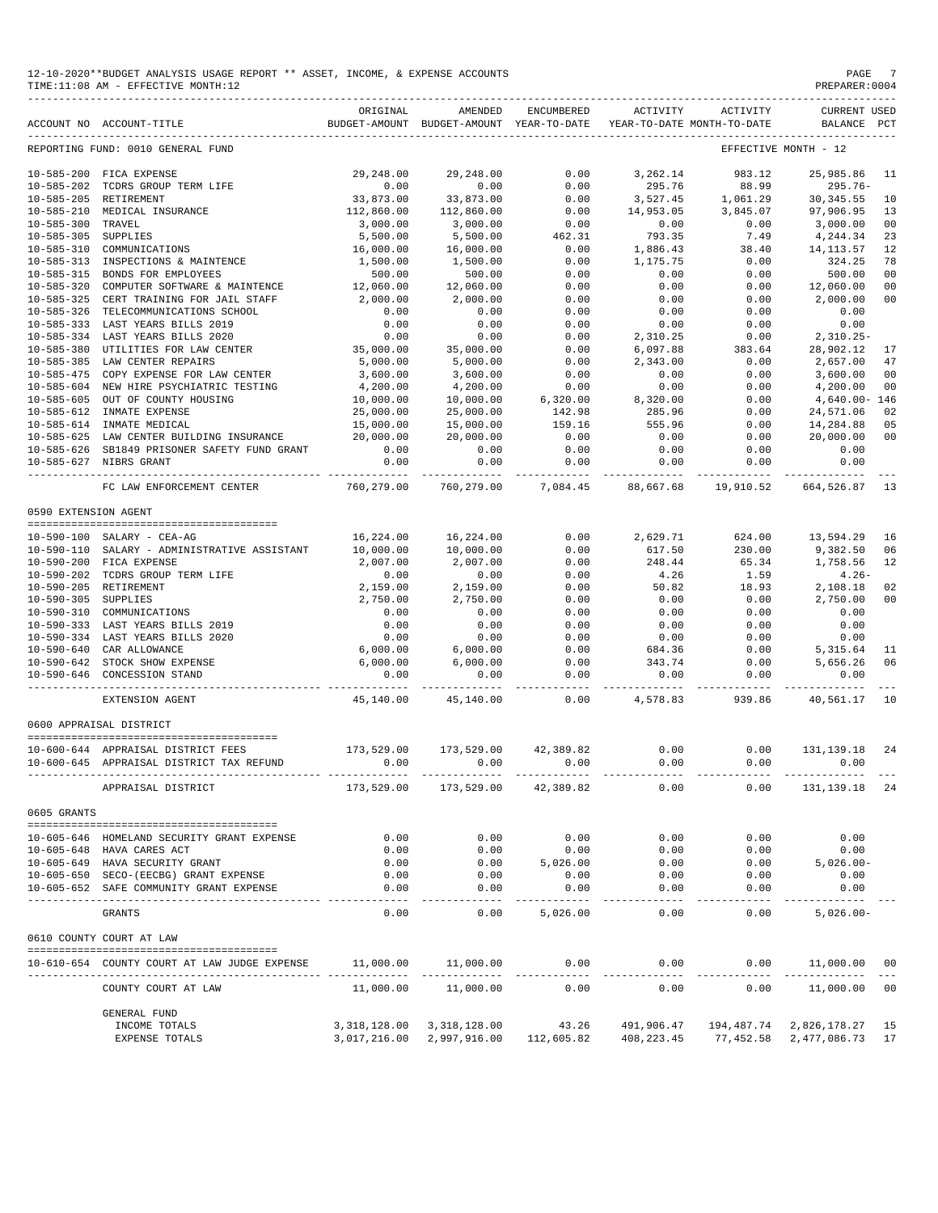12-10-2020**BUDGET ANALYSIS USAGE REPORT ** ASSET, INCOME, & EXPENSE ACCOUNTS
TIME:11:08 AM - EFFECTIVE MONTH:12

PREPARER:0004

| ACCOUNT NO | ACCOUNT-TITLE | ORIGINAL BUDGET-AMOUNT | AMENDED BUDGET-AMOUNT | ENCUMBERED YEAR-TO-DATE | ACTIVITY YEAR-TO-DATE | ACTIVITY MONTH-TO-DATE | CURRENT BALANCE | USED PCT |
|---|---|---|---|---|---|---|---|---|
| REPORTING FUND: 0010 GENERAL FUND | | | | | | | EFFECTIVE MONTH - 12 | |
| 10-585-200 | FICA EXPENSE | 29,248.00 | 29,248.00 | 0.00 | 3,262.14 | 983.12 | 25,985.86 | 11 |
| 10-585-202 | TCDRS GROUP TERM LIFE | 0.00 | 0.00 | 0.00 | 295.76 | 88.99 | 295.76- | |
| 10-585-205 | RETIREMENT | 33,873.00 | 33,873.00 | 0.00 | 3,527.45 | 1,061.29 | 30,345.55 | 10 |
| 10-585-210 | MEDICAL INSURANCE | 112,860.00 | 112,860.00 | 0.00 | 14,953.05 | 3,845.07 | 97,906.95 | 13 |
| 10-585-300 | TRAVEL | 3,000.00 | 3,000.00 | 0.00 | 0.00 | 0.00 | 3,000.00 | 00 |
| 10-585-305 | SUPPLIES | 5,500.00 | 5,500.00 | 462.31 | 793.35 | 7.49 | 4,244.34 | 23 |
| 10-585-310 | COMMUNICATIONS | 16,000.00 | 16,000.00 | 0.00 | 1,886.43 | 38.40 | 14,113.57 | 12 |
| 10-585-313 | INSPECTIONS & MAINTENCE | 1,500.00 | 1,500.00 | 0.00 | 1,175.75 | 0.00 | 324.25 | 78 |
| 10-585-315 | BONDS FOR EMPLOYEES | 500.00 | 500.00 | 0.00 | 0.00 | 0.00 | 500.00 | 00 |
| 10-585-320 | COMPUTER SOFTWARE & MAINTENCE | 12,060.00 | 12,060.00 | 0.00 | 0.00 | 0.00 | 12,060.00 | 00 |
| 10-585-325 | CERT TRAINING FOR JAIL STAFF | 2,000.00 | 2,000.00 | 0.00 | 0.00 | 0.00 | 2,000.00 | 00 |
| 10-585-326 | TELECOMMUNICATIONS SCHOOL | 0.00 | 0.00 | 0.00 | 0.00 | 0.00 | 0.00 | |
| 10-585-333 | LAST YEARS BILLS 2019 | 0.00 | 0.00 | 0.00 | 0.00 | 0.00 | 0.00 | |
| 10-585-334 | LAST YEARS BILLS 2020 | 0.00 | 0.00 | 0.00 | 2,310.25 | 0.00 | 2,310.25- | |
| 10-585-380 | UTILITIES FOR LAW CENTER | 35,000.00 | 35,000.00 | 0.00 | 6,097.88 | 383.64 | 28,902.12 | 17 |
| 10-585-385 | LAW CENTER REPAIRS | 5,000.00 | 5,000.00 | 0.00 | 2,343.00 | 0.00 | 2,657.00 | 47 |
| 10-585-475 | COPY EXPENSE FOR LAW CENTER | 3,600.00 | 3,600.00 | 0.00 | 0.00 | 0.00 | 3,600.00 | 00 |
| 10-585-604 | NEW HIRE PSYCHIATRIC TESTING | 4,200.00 | 4,200.00 | 0.00 | 0.00 | 0.00 | 4,200.00 | 00 |
| 10-585-605 | OUT OF COUNTY HOUSING | 10,000.00 | 10,000.00 | 6,320.00 | 8,320.00 | 0.00 | 4,640.00- | 146 |
| 10-585-612 | INMATE EXPENSE | 25,000.00 | 25,000.00 | 142.98 | 285.96 | 0.00 | 24,571.06 | 02 |
| 10-585-614 | INMATE MEDICAL | 15,000.00 | 15,000.00 | 159.16 | 555.96 | 0.00 | 14,284.88 | 05 |
| 10-585-625 | LAW CENTER BUILDING INSURANCE | 20,000.00 | 20,000.00 | 0.00 | 0.00 | 0.00 | 20,000.00 | 00 |
| 10-585-626 | SB1849 PRISONER SAFETY FUND GRANT | 0.00 | 0.00 | 0.00 | 0.00 | 0.00 | 0.00 | |
| 10-585-627 | NIBRS GRANT | 0.00 | 0.00 | 0.00 | 0.00 | 0.00 | 0.00 | |
| | FC LAW ENFORCEMENT CENTER | 760,279.00 | 760,279.00 | 7,084.45 | 88,667.68 | 19,910.52 | 664,526.87 | 13 |
| 0590 EXTENSION AGENT | | | | | | | | |
| 10-590-100 | SALARY - CEA-AG | 16,224.00 | 16,224.00 | 0.00 | 2,629.71 | 624.00 | 13,594.29 | 16 |
| 10-590-110 | SALARY - ADMINISTRATIVE ASSISTANT | 10,000.00 | 10,000.00 | 0.00 | 617.50 | 230.00 | 9,382.50 | 06 |
| 10-590-200 | FICA EXPENSE | 2,007.00 | 2,007.00 | 0.00 | 248.44 | 65.34 | 1,758.56 | 12 |
| 10-590-202 | TCDRS GROUP TERM LIFE | 0.00 | 0.00 | 0.00 | 4.26 | 1.59 | 4.26- | |
| 10-590-205 | RETIREMENT | 2,159.00 | 2,159.00 | 0.00 | 50.82 | 18.93 | 2,108.18 | 02 |
| 10-590-305 | SUPPLIES | 2,750.00 | 2,750.00 | 0.00 | 0.00 | 0.00 | 2,750.00 | 00 |
| 10-590-310 | COMMUNICATIONS | 0.00 | 0.00 | 0.00 | 0.00 | 0.00 | 0.00 | |
| 10-590-333 | LAST YEARS BILLS 2019 | 0.00 | 0.00 | 0.00 | 0.00 | 0.00 | 0.00 | |
| 10-590-334 | LAST YEARS BILLS 2020 | 0.00 | 0.00 | 0.00 | 0.00 | 0.00 | 0.00 | |
| 10-590-640 | CAR ALLOWANCE | 6,000.00 | 6,000.00 | 0.00 | 684.36 | 0.00 | 5,315.64 | 11 |
| 10-590-642 | STOCK SHOW EXPENSE | 6,000.00 | 6,000.00 | 0.00 | 343.74 | 0.00 | 5,656.26 | 06 |
| 10-590-646 | CONCESSION STAND | 0.00 | 0.00 | 0.00 | 0.00 | 0.00 | 0.00 | |
| | EXTENSION AGENT | 45,140.00 | 45,140.00 | 0.00 | 4,578.83 | 939.86 | 40,561.17 | 10 |
| 0600 APPRAISAL DISTRICT | | | | | | | | |
| 10-600-644 | APPRAISAL DISTRICT FEES | 173,529.00 | 173,529.00 | 42,389.82 | 0.00 | 0.00 | 131,139.18 | 24 |
| 10-600-645 | APPRAISAL DISTRICT TAX REFUND | 0.00 | 0.00 | 0.00 | 0.00 | 0.00 | 0.00 | |
| | APPRAISAL DISTRICT | 173,529.00 | 173,529.00 | 42,389.82 | 0.00 | 0.00 | 131,139.18 | 24 |
| 0605 GRANTS | | | | | | | | |
| 10-605-646 | HOMELAND SECURITY GRANT EXPENSE | 0.00 | 0.00 | 0.00 | 0.00 | 0.00 | 0.00 | |
| 10-605-648 | HAVA CARES ACT | 0.00 | 0.00 | 0.00 | 0.00 | 0.00 | 0.00 | |
| 10-605-649 | HAVA SECURITY GRANT | 0.00 | 0.00 | 5,026.00 | 0.00 | 0.00 | 5,026.00- | |
| 10-605-650 | SECO-(EECBG) GRANT EXPENSE | 0.00 | 0.00 | 0.00 | 0.00 | 0.00 | 0.00 | |
| 10-605-652 | SAFE COMMUNITY GRANT EXPENSE | 0.00 | 0.00 | 0.00 | 0.00 | 0.00 | 0.00 | |
| | GRANTS | 0.00 | 0.00 | 5,026.00 | 0.00 | 0.00 | 5,026.00- | |
| 0610 COUNTY COURT AT LAW | | | | | | | | |
| 10-610-654 | COUNTY COURT AT LAW JUDGE EXPENSE | 11,000.00 | 11,000.00 | 0.00 | 0.00 | 0.00 | 11,000.00 | 00 |
| | COUNTY COURT AT LAW | 11,000.00 | 11,000.00 | 0.00 | 0.00 | 0.00 | 11,000.00 | 00 |
| | GENERAL FUND | | | | | | | |
| | INCOME TOTALS | 3,318,128.00 | 3,318,128.00 | 43.26 | 491,906.47 | 194,487.74 | 2,826,178.27 | 15 |
| | EXPENSE TOTALS | 3,017,216.00 | 2,997,916.00 | 112,605.82 | 408,223.45 | 77,452.58 | 2,477,086.73 | 17 |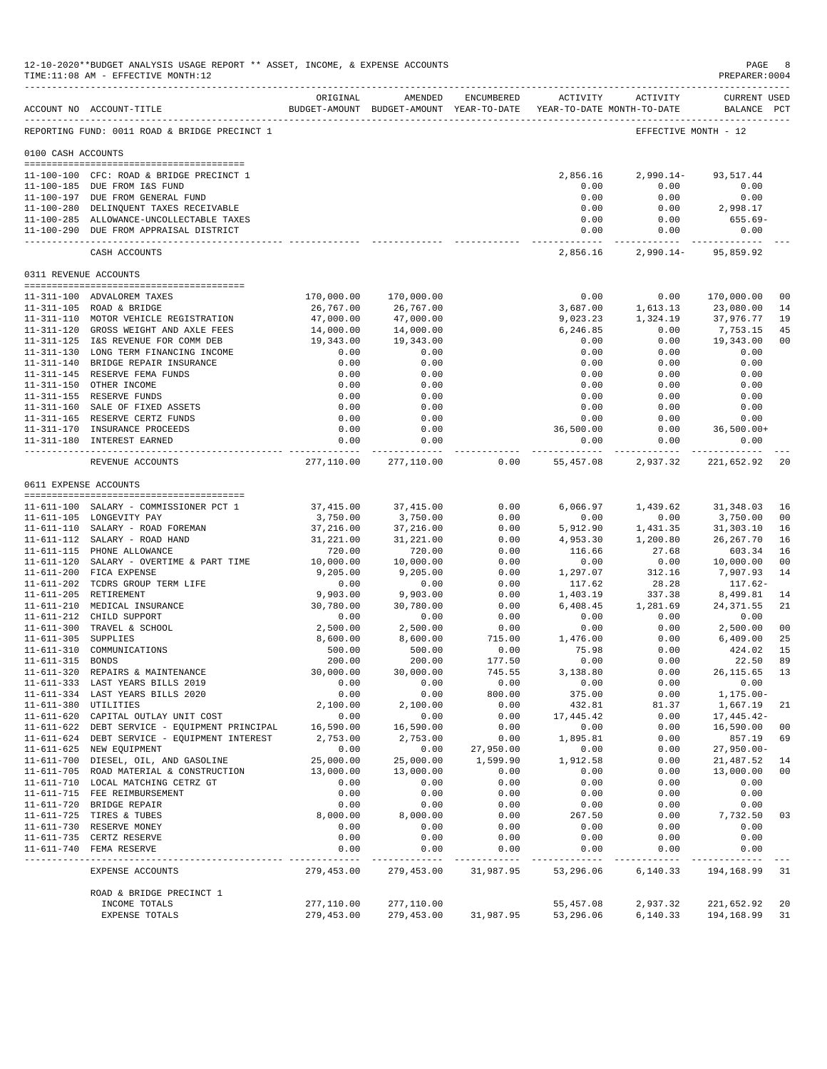12-10-2020**BUDGET ANALYSIS USAGE REPORT ** ASSET, INCOME, & EXPENSE ACCOUNTS
TIME:11:08 AM - EFFECTIVE MONTH:12

PREPARER:0004

| ACCOUNT NO | ACCOUNT-TITLE | ORIGINAL BUDGET-AMOUNT | AMENDED BUDGET-AMOUNT | ENCUMBERED YEAR-TO-DATE | ACTIVITY YEAR-TO-DATE | ACTIVITY MONTH-TO-DATE | CURRENT BALANCE | USED PCT |
|---|---|---|---|---|---|---|---|---|
| REPORTING FUND: 0011 ROAD & BRIDGE PRECINCT 1 | | | | | | | EFFECTIVE MONTH - 12 | |
| 0100 CASH ACCOUNTS | | | | | | | | |
| 11-100-100 | CFC: ROAD & BRIDGE PRECINCT 1 | | | | 2,856.16 | 2,990.14- | 93,517.44 | |
| 11-100-185 | DUE FROM I&S FUND | | | | 0.00 | 0.00 | 0.00 | |
| 11-100-197 | DUE FROM GENERAL FUND | | | | 0.00 | 0.00 | 0.00 | |
| 11-100-280 | DELINQUENT TAXES RECEIVABLE | | | | 0.00 | 0.00 | 2,998.17 | |
| 11-100-285 | ALLOWANCE-UNCOLLECTABLE TAXES | | | | 0.00 | 0.00 | 655.69- | |
| 11-100-290 | DUE FROM APPRAISAL DISTRICT | | | | 0.00 | 0.00 | 0.00 | |
| | CASH ACCOUNTS | | | | 2,856.16 | 2,990.14- | 95,859.92 | |
| 0311 REVENUE ACCOUNTS | | | | | | | | |
| 11-311-100 | ADVALOREM TAXES | 170,000.00 | 170,000.00 | | 0.00 | 0.00 | 170,000.00 | 00 |
| 11-311-105 | ROAD & BRIDGE | 26,767.00 | 26,767.00 | | 3,687.00 | 1,613.13 | 23,080.00 | 14 |
| 11-311-110 | MOTOR VEHICLE REGISTRATION | 47,000.00 | 47,000.00 | | 9,023.23 | 1,324.19 | 37,976.77 | 19 |
| 11-311-120 | GROSS WEIGHT AND AXLE FEES | 14,000.00 | 14,000.00 | | 6,246.85 | 0.00 | 7,753.15 | 45 |
| 11-311-125 | I&S REVENUE FOR COMM DEB | 19,343.00 | 19,343.00 | | 0.00 | 0.00 | 19,343.00 | 00 |
| 11-311-130 | LONG TERM FINANCING INCOME | 0.00 | 0.00 | | 0.00 | 0.00 | 0.00 | |
| 11-311-140 | BRIDGE REPAIR INSURANCE | 0.00 | 0.00 | | 0.00 | 0.00 | 0.00 | |
| 11-311-145 | RESERVE FEMA FUNDS | 0.00 | 0.00 | | 0.00 | 0.00 | 0.00 | |
| 11-311-150 | OTHER INCOME | 0.00 | 0.00 | | 0.00 | 0.00 | 0.00 | |
| 11-311-155 | RESERVE FUNDS | 0.00 | 0.00 | | 0.00 | 0.00 | 0.00 | |
| 11-311-160 | SALE OF FIXED ASSETS | 0.00 | 0.00 | | 0.00 | 0.00 | 0.00 | |
| 11-311-165 | RESERVE CERTZ FUNDS | 0.00 | 0.00 | | 0.00 | 0.00 | 0.00 | |
| 11-311-170 | INSURANCE PROCEEDS | 0.00 | 0.00 | | 36,500.00 | 0.00 | 36,500.00+ | |
| 11-311-180 | INTEREST EARNED | 0.00 | 0.00 | | 0.00 | 0.00 | 0.00 | |
| | REVENUE ACCOUNTS | 277,110.00 | 277,110.00 | 0.00 | 55,457.08 | 2,937.32 | 221,652.92 | 20 |
| 0611 EXPENSE ACCOUNTS | | | | | | | | |
| 11-611-100 | SALARY - COMMISSIONER PCT 1 | 37,415.00 | 37,415.00 | 0.00 | 6,066.97 | 1,439.62 | 31,348.03 | 16 |
| 11-611-105 | LONGEVITY PAY | 3,750.00 | 3,750.00 | 0.00 | 0.00 | 0.00 | 3,750.00 | 00 |
| 11-611-110 | SALARY - ROAD FOREMAN | 37,216.00 | 37,216.00 | 0.00 | 5,912.90 | 1,431.35 | 31,303.10 | 16 |
| 11-611-112 | SALARY - ROAD HAND | 31,221.00 | 31,221.00 | 0.00 | 4,953.30 | 1,200.80 | 26,267.70 | 16 |
| 11-611-115 | PHONE ALLOWANCE | 720.00 | 720.00 | 0.00 | 116.66 | 27.68 | 603.34 | 16 |
| 11-611-120 | SALARY - OVERTIME & PART TIME | 10,000.00 | 10,000.00 | 0.00 | 0.00 | 0.00 | 10,000.00 | 00 |
| 11-611-200 | FICA EXPENSE | 9,205.00 | 9,205.00 | 0.00 | 1,297.07 | 312.16 | 7,907.93 | 14 |
| 11-611-202 | TCDRS GROUP TERM LIFE | 0.00 | 0.00 | 0.00 | 117.62 | 28.28 | 117.62- | |
| 11-611-205 | RETIREMENT | 9,903.00 | 9,903.00 | 0.00 | 1,403.19 | 337.38 | 8,499.81 | 14 |
| 11-611-210 | MEDICAL INSURANCE | 30,780.00 | 30,780.00 | 0.00 | 6,408.45 | 1,281.69 | 24,371.55 | 21 |
| 11-611-212 | CHILD SUPPORT | 0.00 | 0.00 | 0.00 | 0.00 | 0.00 | 0.00 | |
| 11-611-300 | TRAVEL & SCHOOL | 2,500.00 | 2,500.00 | 0.00 | 0.00 | 0.00 | 2,500.00 | 00 |
| 11-611-305 | SUPPLIES | 8,600.00 | 8,600.00 | 715.00 | 1,476.00 | 0.00 | 6,409.00 | 25 |
| 11-611-310 | COMMUNICATIONS | 500.00 | 500.00 | 0.00 | 75.98 | 0.00 | 424.02 | 15 |
| 11-611-315 | BONDS | 200.00 | 200.00 | 177.50 | 0.00 | 0.00 | 22.50 | 89 |
| 11-611-320 | REPAIRS & MAINTENANCE | 30,000.00 | 30,000.00 | 745.55 | 3,138.80 | 0.00 | 26,115.65 | 13 |
| 11-611-333 | LAST YEARS BILLS 2019 | 0.00 | 0.00 | 0.00 | 0.00 | 0.00 | 0.00 | |
| 11-611-334 | LAST YEARS BILLS 2020 | 0.00 | 0.00 | 800.00 | 375.00 | 0.00 | 1,175.00- | |
| 11-611-380 | UTILITIES | 2,100.00 | 2,100.00 | 0.00 | 432.81 | 81.37 | 1,667.19 | 21 |
| 11-611-620 | CAPITAL OUTLAY UNIT COST | 0.00 | 0.00 | 0.00 | 17,445.42 | 0.00 | 17,445.42- | |
| 11-611-622 | DEBT SERVICE - EQUIPMENT PRINCIPAL | 16,590.00 | 16,590.00 | 0.00 | 0.00 | 0.00 | 16,590.00 | 00 |
| 11-611-624 | DEBT SERVICE - EQUIPMENT INTEREST | 2,753.00 | 2,753.00 | 0.00 | 1,895.81 | 0.00 | 857.19 | 69 |
| 11-611-625 | NEW EQUIPMENT | 0.00 | 0.00 | 27,950.00 | 0.00 | 0.00 | 27,950.00- | |
| 11-611-700 | DIESEL, OIL, AND GASOLINE | 25,000.00 | 25,000.00 | 1,599.90 | 1,912.58 | 0.00 | 21,487.52 | 14 |
| 11-611-705 | ROAD MATERIAL & CONSTRUCTION | 13,000.00 | 13,000.00 | 0.00 | 0.00 | 0.00 | 13,000.00 | 00 |
| 11-611-710 | LOCAL MATCHING CETRZ GT | 0.00 | 0.00 | 0.00 | 0.00 | 0.00 | 0.00 | |
| 11-611-715 | FEE REIMBURSEMENT | 0.00 | 0.00 | 0.00 | 0.00 | 0.00 | 0.00 | |
| 11-611-720 | BRIDGE REPAIR | 0.00 | 0.00 | 0.00 | 0.00 | 0.00 | 0.00 | |
| 11-611-725 | TIRES & TUBES | 8,000.00 | 8,000.00 | 0.00 | 267.50 | 0.00 | 7,732.50 | 03 |
| 11-611-730 | RESERVE MONEY | 0.00 | 0.00 | 0.00 | 0.00 | 0.00 | 0.00 | |
| 11-611-735 | CERTZ RESERVE | 0.00 | 0.00 | 0.00 | 0.00 | 0.00 | 0.00 | |
| 11-611-740 | FEMA RESERVE | 0.00 | 0.00 | 0.00 | 0.00 | 0.00 | 0.00 | |
| | EXPENSE ACCOUNTS | 279,453.00 | 279,453.00 | 31,987.95 | 53,296.06 | 6,140.33 | 194,168.99 | 31 |
| | ROAD & BRIDGE PRECINCT 1 | | | | | | | |
| | INCOME TOTALS | 277,110.00 | 277,110.00 | | 55,457.08 | 2,937.32 | 221,652.92 | 20 |
| | EXPENSE TOTALS | 279,453.00 | 279,453.00 | 31,987.95 | 53,296.06 | 6,140.33 | 194,168.99 | 31 |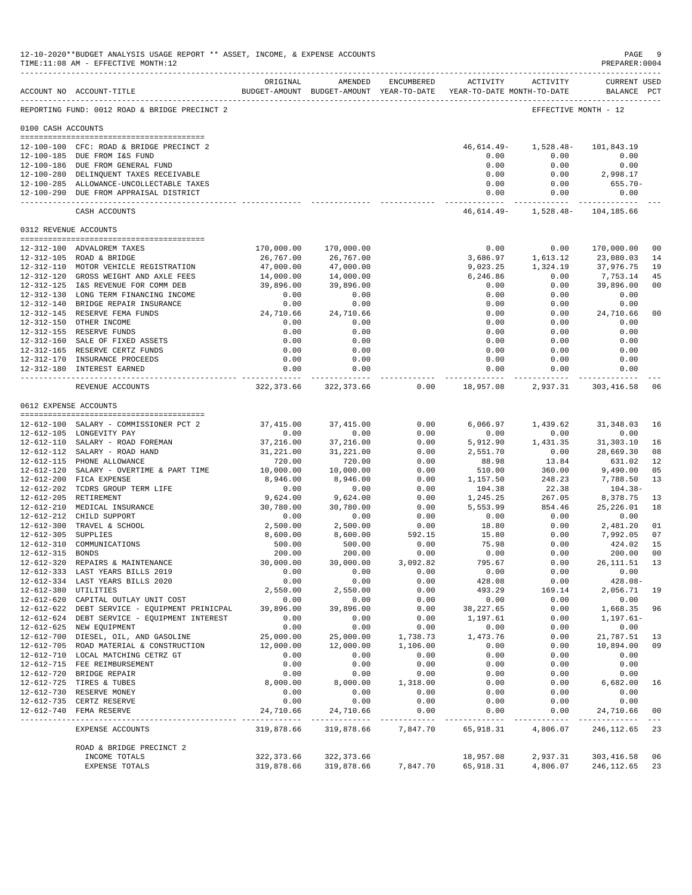12-10-2020**BUDGET ANALYSIS USAGE REPORT ** ASSET, INCOME, & EXPENSE ACCOUNTS
TIME:11:08 AM - EFFECTIVE MONTH:12
PREPARER:0004

REPORTING FUND: 0012 ROAD & BRIDGE PRECINCT 2 — EFFECTIVE MONTH - 12

| ACCOUNT NO | ACCOUNT-TITLE | ORIGINAL BUDGET-AMOUNT | AMENDED BUDGET-AMOUNT | ENCUMBERED YEAR-TO-DATE | ACTIVITY YEAR-TO-DATE | ACTIVITY MONTH-TO-DATE | CURRENT USED BALANCE | PCT |
|---|---|---|---|---|---|---|---|---|
| **0100 CASH ACCOUNTS** | | | | | | | | |
| 12-100-100 | CFC: ROAD & BRIDGE PRECINCT 2 | | | | 46,614.49- | 1,528.48- | 101,843.19 | |
| 12-100-185 | DUE FROM I&S FUND | | | | 0.00 | 0.00 | 0.00 | |
| 12-100-186 | DUE FROM GENERAL FUND | | | | 0.00 | 0.00 | 0.00 | |
| 12-100-280 | DELINQUENT TAXES RECEIVABLE | | | | 0.00 | 0.00 | 2,998.17 | |
| 12-100-285 | ALLOWANCE-UNCOLLECTABLE TAXES | | | | 0.00 | 0.00 | 655.70- | |
| 12-100-290 | DUE FROM APPRAISAL DISTRICT | | | | 0.00 | 0.00 | 0.00 | |
| | CASH ACCOUNTS | | | | 46,614.49- | 1,528.48- | 104,185.66 | |
| **0312 REVENUE ACCOUNTS** | | | | | | | | |
| 12-312-100 | ADVALOREM TAXES | 170,000.00 | 170,000.00 | | 0.00 | 0.00 | 170,000.00 | 00 |
| 12-312-105 | ROAD & BRIDGE | 26,767.00 | 26,767.00 | | 3,686.97 | 1,613.12 | 23,080.03 | 14 |
| 12-312-110 | MOTOR VEHICLE REGISTRATION | 47,000.00 | 47,000.00 | | 9,023.25 | 1,324.19 | 37,976.75 | 19 |
| 12-312-120 | GROSS WEIGHT AND AXLE FEES | 14,000.00 | 14,000.00 | | 6,246.86 | 0.00 | 7,753.14 | 45 |
| 12-312-125 | I&S REVENUE FOR COMM DEB | 39,896.00 | 39,896.00 | | 0.00 | 0.00 | 39,896.00 | 00 |
| 12-312-130 | LONG TERM FINANCING INCOME | 0.00 | 0.00 | | 0.00 | 0.00 | 0.00 | |
| 12-312-140 | BRIDGE REPAIR INSURANCE | 0.00 | 0.00 | | 0.00 | 0.00 | 0.00 | |
| 12-312-145 | RESERVE FEMA FUNDS | 24,710.66 | 24,710.66 | | 0.00 | 0.00 | 24,710.66 | 00 |
| 12-312-150 | OTHER INCOME | 0.00 | 0.00 | | 0.00 | 0.00 | 0.00 | |
| 12-312-155 | RESERVE FUNDS | 0.00 | 0.00 | | 0.00 | 0.00 | 0.00 | |
| 12-312-160 | SALE OF FIXED ASSETS | 0.00 | 0.00 | | 0.00 | 0.00 | 0.00 | |
| 12-312-165 | RESERVE CERTZ FUNDS | 0.00 | 0.00 | | 0.00 | 0.00 | 0.00 | |
| 12-312-170 | INSURANCE PROCEEDS | 0.00 | 0.00 | | 0.00 | 0.00 | 0.00 | |
| 12-312-180 | INTEREST EARNED | 0.00 | 0.00 | | 0.00 | 0.00 | 0.00 | |
| | REVENUE ACCOUNTS | 322,373.66 | 322,373.66 | 0.00 | 18,957.08 | 2,937.31 | 303,416.58 | 06 |
| **0612 EXPENSE ACCOUNTS** | | | | | | | | |
| 12-612-100 | SALARY - COMMISSIONER PCT 2 | 37,415.00 | 37,415.00 | 0.00 | 6,066.97 | 1,439.62 | 31,348.03 | 16 |
| 12-612-105 | LONGEVITY PAY | 0.00 | 0.00 | 0.00 | 0.00 | 0.00 | 0.00 | |
| 12-612-110 | SALARY - ROAD FOREMAN | 37,216.00 | 37,216.00 | 0.00 | 5,912.90 | 1,431.35 | 31,303.10 | 16 |
| 12-612-112 | SALARY - ROAD HAND | 31,221.00 | 31,221.00 | 0.00 | 2,551.70 | 0.00 | 28,669.30 | 08 |
| 12-612-115 | PHONE ALLOWANCE | 720.00 | 720.00 | 0.00 | 88.98 | 13.84 | 631.02 | 12 |
| 12-612-120 | SALARY - OVERTIME & PART TIME | 10,000.00 | 10,000.00 | 0.00 | 510.00 | 360.00 | 9,490.00 | 05 |
| 12-612-200 | FICA EXPENSE | 8,946.00 | 8,946.00 | 0.00 | 1,157.50 | 248.23 | 7,788.50 | 13 |
| 12-612-202 | TCDRS GROUP TERM LIFE | 0.00 | 0.00 | 0.00 | 104.38 | 22.38 | 104.38- | |
| 12-612-205 | RETIREMENT | 9,624.00 | 9,624.00 | 0.00 | 1,245.25 | 267.05 | 8,378.75 | 13 |
| 12-612-210 | MEDICAL INSURANCE | 30,780.00 | 30,780.00 | 0.00 | 5,553.99 | 854.46 | 25,226.01 | 18 |
| 12-612-212 | CHILD SUPPORT | 0.00 | 0.00 | 0.00 | 0.00 | 0.00 | 0.00 | |
| 12-612-300 | TRAVEL & SCHOOL | 2,500.00 | 2,500.00 | 0.00 | 18.80 | 0.00 | 2,481.20 | 01 |
| 12-612-305 | SUPPLIES | 8,600.00 | 8,600.00 | 592.15 | 15.80 | 0.00 | 7,992.05 | 07 |
| 12-612-310 | COMMUNICATIONS | 500.00 | 500.00 | 0.00 | 75.98 | 0.00 | 424.02 | 15 |
| 12-612-315 | BONDS | 200.00 | 200.00 | 0.00 | 0.00 | 0.00 | 200.00 | 00 |
| 12-612-320 | REPAIRS & MAINTENANCE | 30,000.00 | 30,000.00 | 3,092.82 | 795.67 | 0.00 | 26,111.51 | 13 |
| 12-612-333 | LAST YEARS BILLS 2019 | 0.00 | 0.00 | 0.00 | 0.00 | 0.00 | 0.00 | |
| 12-612-334 | LAST YEARS BILLS 2020 | 0.00 | 0.00 | 0.00 | 428.08 | 0.00 | 428.08- | |
| 12-612-380 | UTILITIES | 2,550.00 | 2,550.00 | 0.00 | 493.29 | 169.14 | 2,056.71 | 19 |
| 12-612-620 | CAPITAL OUTLAY UNIT COST | 0.00 | 0.00 | 0.00 | 0.00 | 0.00 | 0.00 | |
| 12-612-622 | DEBT SERVICE - EQUIPMENT PRINICPAL | 39,896.00 | 39,896.00 | 0.00 | 38,227.65 | 0.00 | 1,668.35 | 96 |
| 12-612-624 | DEBT SERVICE - EQUIPMENT INTEREST | 0.00 | 0.00 | 0.00 | 1,197.61 | 0.00 | 1,197.61- | |
| 12-612-625 | NEW EQUIPMENT | 0.00 | 0.00 | 0.00 | 0.00 | 0.00 | 0.00 | |
| 12-612-700 | DIESEL, OIL, AND GASOLINE | 25,000.00 | 25,000.00 | 1,738.73 | 1,473.76 | 0.00 | 21,787.51 | 13 |
| 12-612-705 | ROAD MATERIAL & CONSTRUCTION | 12,000.00 | 12,000.00 | 1,106.00 | 0.00 | 0.00 | 10,894.00 | 09 |
| 12-612-710 | LOCAL MATCHING CETRZ GT | 0.00 | 0.00 | 0.00 | 0.00 | 0.00 | 0.00 | |
| 12-612-715 | FEE REIMBURSEMENT | 0.00 | 0.00 | 0.00 | 0.00 | 0.00 | 0.00 | |
| 12-612-720 | BRIDGE REPAIR | 0.00 | 0.00 | 0.00 | 0.00 | 0.00 | 0.00 | |
| 12-612-725 | TIRES & TUBES | 8,000.00 | 8,000.00 | 1,318.00 | 0.00 | 0.00 | 6,682.00 | 16 |
| 12-612-730 | RESERVE MONEY | 0.00 | 0.00 | 0.00 | 0.00 | 0.00 | 0.00 | |
| 12-612-735 | CERTZ RESERVE | 0.00 | 0.00 | 0.00 | 0.00 | 0.00 | 0.00 | |
| 12-612-740 | FEMA RESERVE | 24,710.66 | 24,710.66 | 0.00 | 0.00 | 0.00 | 24,710.66 | 00 |
| | EXPENSE ACCOUNTS | 319,878.66 | 319,878.66 | 7,847.70 | 65,918.31 | 4,806.07 | 246,112.65 | 23 |
| | ROAD & BRIDGE PRECINCT 2 | | | | | | | |
| | INCOME TOTALS | 322,373.66 | 322,373.66 | | 18,957.08 | 2,937.31 | 303,416.58 | 06 |
| | EXPENSE TOTALS | 319,878.66 | 319,878.66 | 7,847.70 | 65,918.31 | 4,806.07 | 246,112.65 | 23 |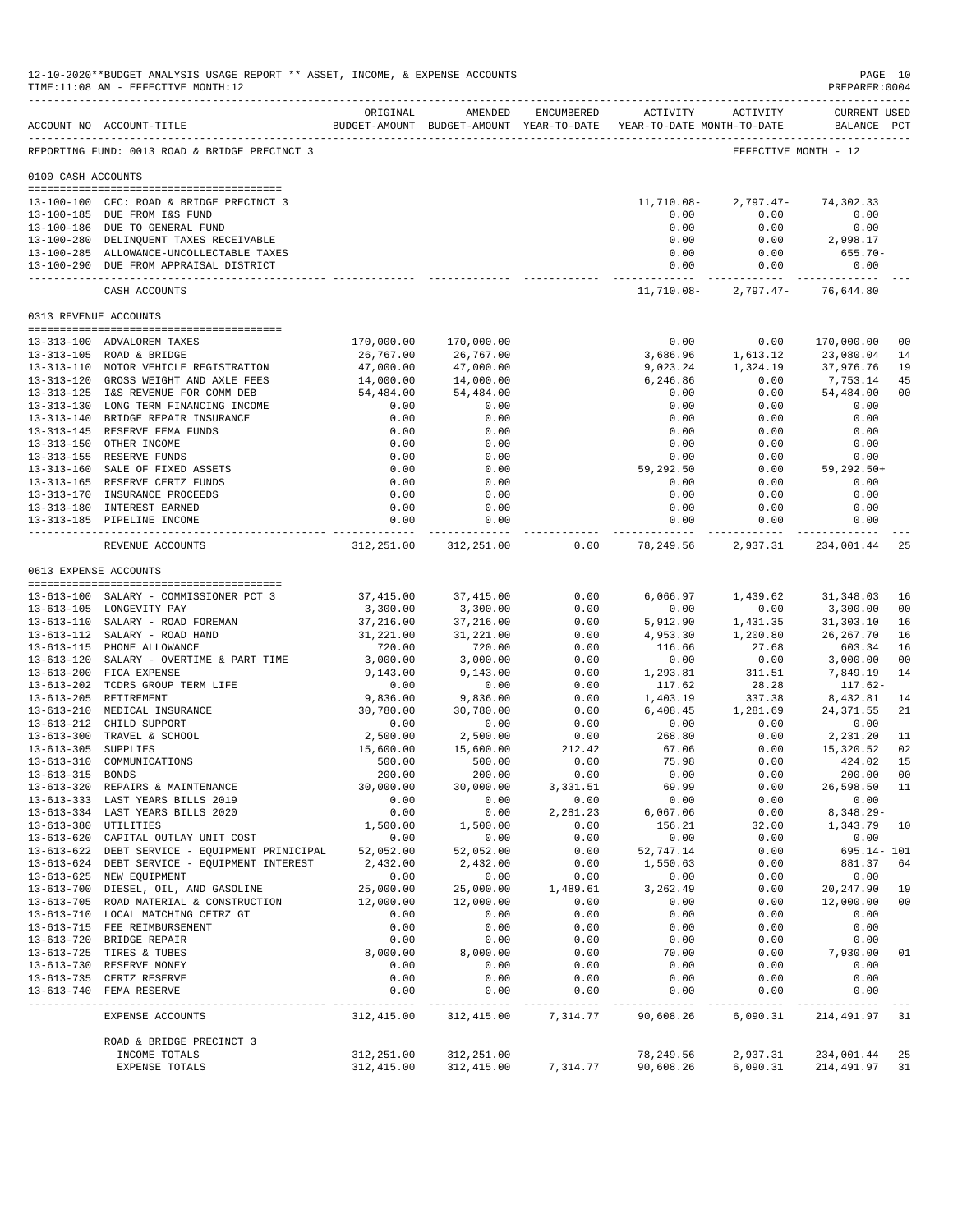12-10-2020**BUDGET ANALYSIS USAGE REPORT ** ASSET, INCOME, & EXPENSE ACCOUNTS
TIME:11:08 AM - EFFECTIVE MONTH:12
PREPARER:0004

REPORTING FUND: 0013 ROAD & BRIDGE PRECINCT 3 — EFFECTIVE MONTH - 12

| ACCOUNT NO | ACCOUNT-TITLE | ORIGINAL BUDGET-AMOUNT | AMENDED BUDGET-AMOUNT | ENCUMBERED YEAR-TO-DATE | ACTIVITY YEAR-TO-DATE | ACTIVITY MONTH-TO-DATE | CURRENT BALANCE | USED PCT |
|---|---|---|---|---|---|---|---|---|
| **0100 CASH ACCOUNTS** | | | | | | | | |
| 13-100-100 | CFC: ROAD & BRIDGE PRECINCT 3 | | | | 11,710.08- | 2,797.47- | 74,302.33 | |
| 13-100-185 | DUE FROM I&S FUND | | | | 0.00 | 0.00 | 0.00 | |
| 13-100-186 | DUE TO GENERAL FUND | | | | 0.00 | 0.00 | 0.00 | |
| 13-100-280 | DELINQUENT TAXES RECEIVABLE | | | | 0.00 | 0.00 | 2,998.17 | |
| 13-100-285 | ALLOWANCE-UNCOLLECTABLE TAXES | | | | 0.00 | 0.00 | 655.70- | |
| 13-100-290 | DUE FROM APPRAISAL DISTRICT | | | | 0.00 | 0.00 | 0.00 | |
| | CASH ACCOUNTS | | | | 11,710.08- | 2,797.47- | 76,644.80 | |
| **0313 REVENUE ACCOUNTS** | | | | | | | | |
| 13-313-100 | ADVALOREM TAXES | 170,000.00 | 170,000.00 | | 0.00 | 0.00 | 170,000.00 | 00 |
| 13-313-105 | ROAD & BRIDGE | 26,767.00 | 26,767.00 | | 3,686.96 | 1,613.12 | 23,080.04 | 14 |
| 13-313-110 | MOTOR VEHICLE REGISTRATION | 47,000.00 | 47,000.00 | | 9,023.24 | 1,324.19 | 37,976.76 | 19 |
| 13-313-120 | GROSS WEIGHT AND AXLE FEES | 14,000.00 | 14,000.00 | | 6,246.86 | 0.00 | 7,753.14 | 45 |
| 13-313-125 | I&S REVENUE FOR COMM DEB | 54,484.00 | 54,484.00 | | 0.00 | 0.00 | 54,484.00 | 00 |
| 13-313-130 | LONG TERM FINANCING INCOME | 0.00 | 0.00 | | 0.00 | 0.00 | 0.00 | |
| 13-313-140 | BRIDGE REPAIR INSURANCE | 0.00 | 0.00 | | 0.00 | 0.00 | 0.00 | |
| 13-313-145 | RESERVE FEMA FUNDS | 0.00 | 0.00 | | 0.00 | 0.00 | 0.00 | |
| 13-313-150 | OTHER INCOME | 0.00 | 0.00 | | 0.00 | 0.00 | 0.00 | |
| 13-313-155 | RESERVE FUNDS | 0.00 | 0.00 | | 0.00 | 0.00 | 0.00 | |
| 13-313-160 | SALE OF FIXED ASSETS | 0.00 | 0.00 | | 59,292.50 | 0.00 | 59,292.50+ | |
| 13-313-165 | RESERVE CERTZ FUNDS | 0.00 | 0.00 | | 0.00 | 0.00 | 0.00 | |
| 13-313-170 | INSURANCE PROCEEDS | 0.00 | 0.00 | | 0.00 | 0.00 | 0.00 | |
| 13-313-180 | INTEREST EARNED | 0.00 | 0.00 | | 0.00 | 0.00 | 0.00 | |
| 13-313-185 | PIPELINE INCOME | 0.00 | 0.00 | | 0.00 | 0.00 | 0.00 | |
| | REVENUE ACCOUNTS | 312,251.00 | 312,251.00 | 0.00 | 78,249.56 | 2,937.31 | 234,001.44 | 25 |
| **0613 EXPENSE ACCOUNTS** | | | | | | | | |
| 13-613-100 | SALARY - COMMISSIONER PCT 3 | 37,415.00 | 37,415.00 | 0.00 | 6,066.97 | 1,439.62 | 31,348.03 | 16 |
| 13-613-105 | LONGEVITY PAY | 3,300.00 | 3,300.00 | 0.00 | 0.00 | 0.00 | 3,300.00 | 00 |
| 13-613-110 | SALARY - ROAD FOREMAN | 37,216.00 | 37,216.00 | 0.00 | 5,912.90 | 1,431.35 | 31,303.10 | 16 |
| 13-613-112 | SALARY - ROAD HAND | 31,221.00 | 31,221.00 | 0.00 | 4,953.30 | 1,200.80 | 26,267.70 | 16 |
| 13-613-115 | PHONE ALLOWANCE | 720.00 | 720.00 | 0.00 | 116.66 | 27.68 | 603.34 | 16 |
| 13-613-120 | SALARY - OVERTIME & PART TIME | 3,000.00 | 3,000.00 | 0.00 | 0.00 | 0.00 | 3,000.00 | 00 |
| 13-613-200 | FICA EXPENSE | 9,143.00 | 9,143.00 | 0.00 | 1,293.81 | 311.51 | 7,849.19 | 14 |
| 13-613-202 | TCDRS GROUP TERM LIFE | 0.00 | 0.00 | 0.00 | 117.62 | 28.28 | 117.62- | |
| 13-613-205 | RETIREMENT | 9,836.00 | 9,836.00 | 0.00 | 1,403.19 | 337.38 | 8,432.81 | 14 |
| 13-613-210 | MEDICAL INSURANCE | 30,780.00 | 30,780.00 | 0.00 | 6,408.45 | 1,281.69 | 24,371.55 | 21 |
| 13-613-212 | CHILD SUPPORT | 0.00 | 0.00 | 0.00 | 0.00 | 0.00 | 0.00 | |
| 13-613-300 | TRAVEL & SCHOOL | 2,500.00 | 2,500.00 | 0.00 | 268.80 | 0.00 | 2,231.20 | 11 |
| 13-613-305 | SUPPLIES | 15,600.00 | 15,600.00 | 212.42 | 67.06 | 0.00 | 15,320.52 | 02 |
| 13-613-310 | COMMUNICATIONS | 500.00 | 500.00 | 0.00 | 75.98 | 0.00 | 424.02 | 15 |
| 13-613-315 | BONDS | 200.00 | 200.00 | 0.00 | 0.00 | 0.00 | 200.00 | 00 |
| 13-613-320 | REPAIRS & MAINTENANCE | 30,000.00 | 30,000.00 | 3,331.51 | 69.99 | 0.00 | 26,598.50 | 11 |
| 13-613-333 | LAST YEARS BILLS 2019 | 0.00 | 0.00 | 0.00 | 0.00 | 0.00 | 0.00 | |
| 13-613-334 | LAST YEARS BILLS 2020 | 0.00 | 0.00 | 2,281.23 | 6,067.06 | 0.00 | 8,348.29- | |
| 13-613-380 | UTILITIES | 1,500.00 | 1,500.00 | 0.00 | 156.21 | 32.00 | 1,343.79 | 10 |
| 13-613-620 | CAPITAL OUTLAY UNIT COST | 0.00 | 0.00 | 0.00 | 0.00 | 0.00 | 0.00 | |
| 13-613-622 | DEBT SERVICE - EQUIPMENT PRINICIPAL | 52,052.00 | 52,052.00 | 0.00 | 52,747.14 | 0.00 | 695.14- | 101 |
| 13-613-624 | DEBT SERVICE - EQUIPMENT INTEREST | 2,432.00 | 2,432.00 | 0.00 | 1,550.63 | 0.00 | 881.37 | 64 |
| 13-613-625 | NEW EQUIPMENT | 0.00 | 0.00 | 0.00 | 0.00 | 0.00 | 0.00 | |
| 13-613-700 | DIESEL, OIL, AND GASOLINE | 25,000.00 | 25,000.00 | 1,489.61 | 3,262.49 | 0.00 | 20,247.90 | 19 |
| 13-613-705 | ROAD MATERIAL & CONSTRUCTION | 12,000.00 | 12,000.00 | 0.00 | 0.00 | 0.00 | 12,000.00 | 00 |
| 13-613-710 | LOCAL MATCHING CETRZ GT | 0.00 | 0.00 | 0.00 | 0.00 | 0.00 | 0.00 | |
| 13-613-715 | FEE REIMBURSEMENT | 0.00 | 0.00 | 0.00 | 0.00 | 0.00 | 0.00 | |
| 13-613-720 | BRIDGE REPAIR | 0.00 | 0.00 | 0.00 | 0.00 | 0.00 | 0.00 | |
| 13-613-725 | TIRES & TUBES | 8,000.00 | 8,000.00 | 0.00 | 70.00 | 0.00 | 7,930.00 | 01 |
| 13-613-730 | RESERVE MONEY | 0.00 | 0.00 | 0.00 | 0.00 | 0.00 | 0.00 | |
| 13-613-735 | CERTZ RESERVE | 0.00 | 0.00 | 0.00 | 0.00 | 0.00 | 0.00 | |
| 13-613-740 | FEMA RESERVE | 0.00 | 0.00 | 0.00 | 0.00 | 0.00 | 0.00 | |
| | EXPENSE ACCOUNTS | 312,415.00 | 312,415.00 | 7,314.77 | 90,608.26 | 6,090.31 | 214,491.97 | 31 |
| | **ROAD & BRIDGE PRECINCT 3** | | | | | | | |
| | INCOME TOTALS | 312,251.00 | 312,251.00 | | 78,249.56 | 2,937.31 | 234,001.44 | 25 |
| | EXPENSE TOTALS | 312,415.00 | 312,415.00 | 7,314.77 | 90,608.26 | 6,090.31 | 214,491.97 | 31 |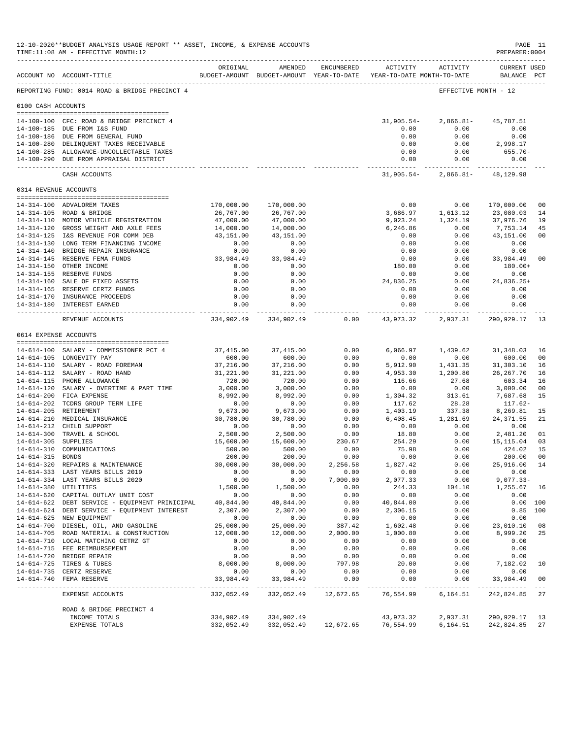12-10-2020**BUDGET ANALYSIS USAGE REPORT ** ASSET, INCOME, & EXPENSE ACCOUNTS
TIME:11:08 AM - EFFECTIVE MONTH:12
PREPARER:0004

REPORTING FUND: 0014 ROAD & BRIDGE PRECINCT 4 — EFFECTIVE MONTH - 12

| ACCOUNT NO | ACCOUNT-TITLE | ORIGINAL BUDGET-AMOUNT | AMENDED BUDGET-AMOUNT | ENCUMBERED YEAR-TO-DATE | ACTIVITY YEAR-TO-DATE | ACTIVITY MONTH-TO-DATE | CURRENT BALANCE | USED PCT |
|---|---|---|---|---|---|---|---|---|
| **0100 CASH ACCOUNTS** | | | | | | | | |
| 14-100-100 | CFC: ROAD & BRIDGE PRECINCT 4 | | | | 31,905.54- | 2,866.81- | 45,787.51 | |
| 14-100-185 | DUE FROM I&S FUND | | | | 0.00 | 0.00 | 0.00 | |
| 14-100-186 | DUE FROM GENERAL FUND | | | | 0.00 | 0.00 | 0.00 | |
| 14-100-280 | DELINQUENT TAXES RECEIVABLE | | | | 0.00 | 0.00 | 2,998.17 | |
| 14-100-285 | ALLOWANCE-UNCOLLECTABLE TAXES | | | | 0.00 | 0.00 | 655.70- | |
| 14-100-290 | DUE FROM APPRAISAL DISTRICT | | | | 0.00 | 0.00 | 0.00 | |
| | CASH ACCOUNTS | | | | 31,905.54- | 2,866.81- | 48,129.98 | |
| **0314 REVENUE ACCOUNTS** | | | | | | | | |
| 14-314-100 | ADVALOREM TAXES | 170,000.00 | 170,000.00 | | 0.00 | 0.00 | 170,000.00 | 00 |
| 14-314-105 | ROAD & BRIDGE | 26,767.00 | 26,767.00 | | 3,686.97 | 1,613.12 | 23,080.03 | 14 |
| 14-314-110 | MOTOR VEHICLE REGISTRATION | 47,000.00 | 47,000.00 | | 9,023.24 | 1,324.19 | 37,976.76 | 19 |
| 14-314-120 | GROSS WEIGHT AND AXLE FEES | 14,000.00 | 14,000.00 | | 6,246.86 | 0.00 | 7,753.14 | 45 |
| 14-314-125 | I&S REVENUE FOR COMM DEB | 43,151.00 | 43,151.00 | | 0.00 | 0.00 | 43,151.00 | 00 |
| 14-314-130 | LONG TERM FINANCING INCOME | 0.00 | 0.00 | | 0.00 | 0.00 | 0.00 | |
| 14-314-140 | BRIDGE REPAIR INSURANCE | 0.00 | 0.00 | | 0.00 | 0.00 | 0.00 | |
| 14-314-145 | RESERVE FEMA FUNDS | 33,984.49 | 33,984.49 | | 0.00 | 0.00 | 33,984.49 | 00 |
| 14-314-150 | OTHER INCOME | 0.00 | 0.00 | | 180.00 | 0.00 | 180.00+ | |
| 14-314-155 | RESERVE FUNDS | 0.00 | 0.00 | | 0.00 | 0.00 | 0.00 | |
| 14-314-160 | SALE OF FIXED ASSETS | 0.00 | 0.00 | | 24,836.25 | 0.00 | 24,836.25+ | |
| 14-314-165 | RESERVE CERTZ FUNDS | 0.00 | 0.00 | | 0.00 | 0.00 | 0.00 | |
| 14-314-170 | INSURANCE PROCEEDS | 0.00 | 0.00 | | 0.00 | 0.00 | 0.00 | |
| 14-314-180 | INTEREST EARNED | 0.00 | 0.00 | | 0.00 | 0.00 | 0.00 | |
| | REVENUE ACCOUNTS | 334,902.49 | 334,902.49 | 0.00 | 43,973.32 | 2,937.31 | 290,929.17 | 13 |
| **0614 EXPENSE ACCOUNTS** | | | | | | | | |
| 14-614-100 | SALARY - COMMISSIONER PCT 4 | 37,415.00 | 37,415.00 | 0.00 | 6,066.97 | 1,439.62 | 31,348.03 | 16 |
| 14-614-105 | LONGEVITY PAY | 600.00 | 600.00 | 0.00 | 0.00 | 0.00 | 600.00 | 00 |
| 14-614-110 | SALARY - ROAD FOREMAN | 37,216.00 | 37,216.00 | 0.00 | 5,912.90 | 1,431.35 | 31,303.10 | 16 |
| 14-614-112 | SALARY - ROAD HAND | 31,221.00 | 31,221.00 | 0.00 | 4,953.30 | 1,200.80 | 26,267.70 | 16 |
| 14-614-115 | PHONE ALLOWANCE | 720.00 | 720.00 | 0.00 | 116.66 | 27.68 | 603.34 | 16 |
| 14-614-120 | SALARY - OVERTIME & PART TIME | 3,000.00 | 3,000.00 | 0.00 | 0.00 | 0.00 | 3,000.00 | 00 |
| 14-614-200 | FICA EXPENSE | 8,992.00 | 8,992.00 | 0.00 | 1,304.32 | 313.61 | 7,687.68 | 15 |
| 14-614-202 | TCDRS GROUP TERM LIFE | 0.00 | 0.00 | 0.00 | 117.62 | 28.28 | 117.62- | |
| 14-614-205 | RETIREMENT | 9,673.00 | 9,673.00 | 0.00 | 1,403.19 | 337.38 | 8,269.81 | 15 |
| 14-614-210 | MEDICAL INSURANCE | 30,780.00 | 30,780.00 | 0.00 | 6,408.45 | 1,281.69 | 24,371.55 | 21 |
| 14-614-212 | CHILD SUPPORT | 0.00 | 0.00 | 0.00 | 0.00 | 0.00 | 0.00 | |
| 14-614-300 | TRAVEL & SCHOOL | 2,500.00 | 2,500.00 | 0.00 | 18.80 | 0.00 | 2,481.20 | 01 |
| 14-614-305 | SUPPLIES | 15,600.00 | 15,600.00 | 230.67 | 254.29 | 0.00 | 15,115.04 | 03 |
| 14-614-310 | COMMUNICATIONS | 500.00 | 500.00 | 0.00 | 75.98 | 0.00 | 424.02 | 15 |
| 14-614-315 | BONDS | 200.00 | 200.00 | 0.00 | 0.00 | 0.00 | 200.00 | 00 |
| 14-614-320 | REPAIRS & MAINTENANCE | 30,000.00 | 30,000.00 | 2,256.58 | 1,827.42 | 0.00 | 25,916.00 | 14 |
| 14-614-333 | LAST YEARS BILLS 2019 | 0.00 | 0.00 | 0.00 | 0.00 | 0.00 | 0.00 | |
| 14-614-334 | LAST YEARS BILLS 2020 | 0.00 | 0.00 | 7,000.00 | 2,077.33 | 0.00 | 9,077.33- | |
| 14-614-380 | UTILITIES | 1,500.00 | 1,500.00 | 0.00 | 244.33 | 104.10 | 1,255.67 | 16 |
| 14-614-620 | CAPITAL OUTLAY UNIT COST | 0.00 | 0.00 | 0.00 | 0.00 | 0.00 | 0.00 | |
| 14-614-622 | DEBT SERVICE - EQUIPMENT PRINICIPAL | 40,844.00 | 40,844.00 | 0.00 | 40,844.00 | 0.00 | 0.00 | 100 |
| 14-614-624 | DEBT SERVICE - EQUIPMENT INTEREST | 2,307.00 | 2,307.00 | 0.00 | 2,306.15 | 0.00 | 0.85 | 100 |
| 14-614-625 | NEW EQUIPMENT | 0.00 | 0.00 | 0.00 | 0.00 | 0.00 | 0.00 | |
| 14-614-700 | DIESEL, OIL, AND GASOLINE | 25,000.00 | 25,000.00 | 387.42 | 1,602.48 | 0.00 | 23,010.10 | 08 |
| 14-614-705 | ROAD MATERIAL & CONSTRUCTION | 12,000.00 | 12,000.00 | 2,000.00 | 1,000.80 | 0.00 | 8,999.20 | 25 |
| 14-614-710 | LOCAL MATCHING CETRZ GT | 0.00 | 0.00 | 0.00 | 0.00 | 0.00 | 0.00 | |
| 14-614-715 | FEE REIMBURSEMENT | 0.00 | 0.00 | 0.00 | 0.00 | 0.00 | 0.00 | |
| 14-614-720 | BRIDGE REPAIR | 0.00 | 0.00 | 0.00 | 0.00 | 0.00 | 0.00 | |
| 14-614-725 | TIRES & TUBES | 8,000.00 | 8,000.00 | 797.98 | 20.00 | 0.00 | 7,182.02 | 10 |
| 14-614-735 | CERTZ RESERVE | 0.00 | 0.00 | 0.00 | 0.00 | 0.00 | 0.00 | |
| 14-614-740 | FEMA RESERVE | 33,984.49 | 33,984.49 | 0.00 | 0.00 | 0.00 | 33,984.49 | 00 |
| | EXPENSE ACCOUNTS | 332,052.49 | 332,052.49 | 12,672.65 | 76,554.99 | 6,164.51 | 242,824.85 | 27 |
| | ROAD & BRIDGE PRECINCT 4 | | | | | | | |
| | INCOME TOTALS | 334,902.49 | 334,902.49 | | 43,973.32 | 2,937.31 | 290,929.17 | 13 |
| | EXPENSE TOTALS | 332,052.49 | 332,052.49 | 12,672.65 | 76,554.99 | 6,164.51 | 242,824.85 | 27 |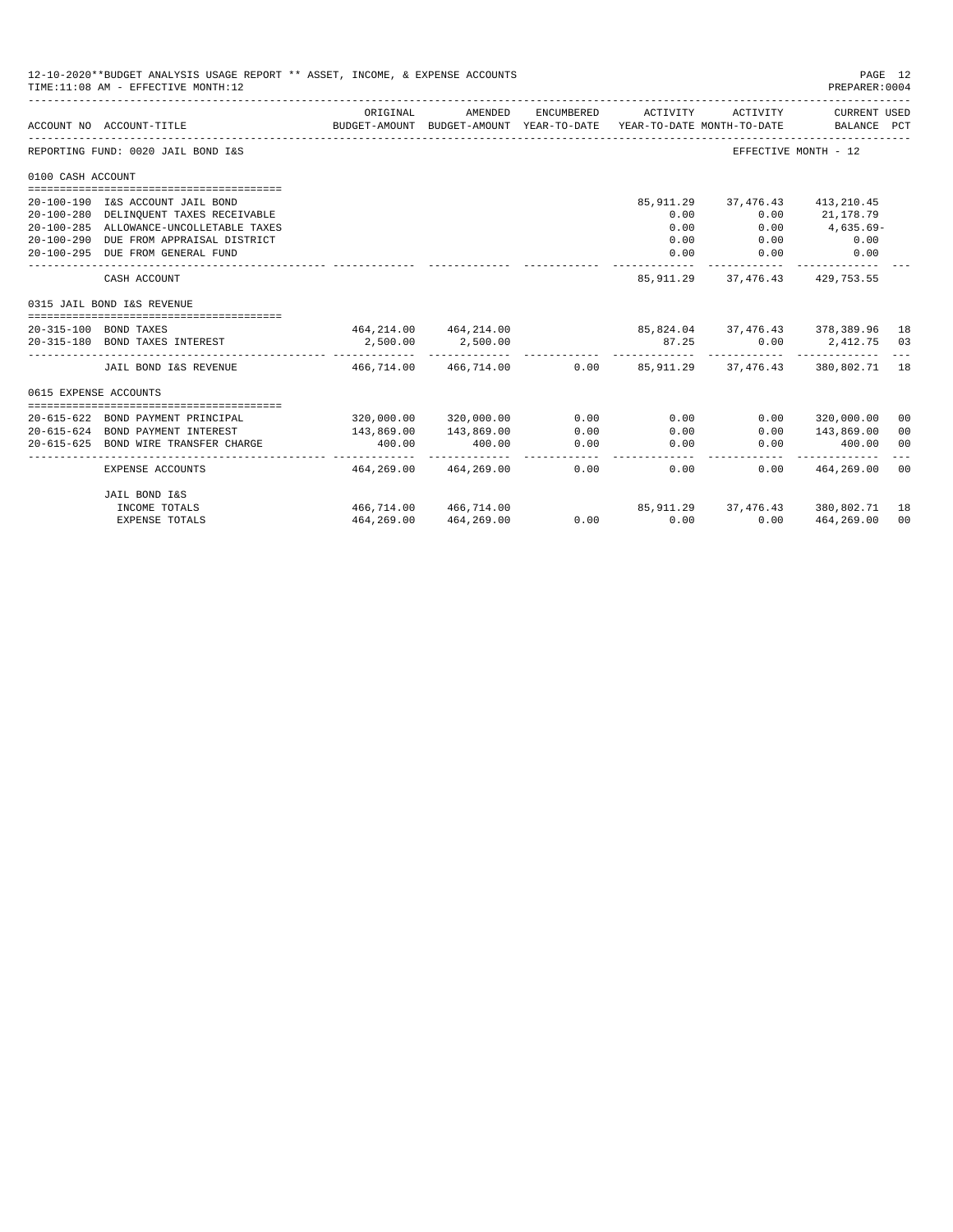12-10-2020**BUDGET ANALYSIS USAGE REPORT ** ASSET, INCOME, & EXPENSE ACCOUNTS

TIME:11:08 AM - EFFECTIVE MONTH:12

PREPARER:0004

| ACCOUNT NO | ACCOUNT-TITLE | ORIGINAL BUDGET-AMOUNT | AMENDED BUDGET-AMOUNT | ENCUMBERED YEAR-TO-DATE | ACTIVITY YEAR-TO-DATE | ACTIVITY MONTH-TO-DATE | CURRENT USED BALANCE | PCT |
|---|---|---|---|---|---|---|---|---|
| REPORTING FUND: 0020 JAIL BOND I&S | | | | | | EFFECTIVE MONTH - 12 | | |
| 0100 CASH ACCOUNT | | | | | | | | |
| 20-100-190 | I&S ACCOUNT JAIL BOND | | | | 85,911.29 | 37,476.43 | 413,210.45 | |
| 20-100-280 | DELINQUENT TAXES RECEIVABLE | | | | 0.00 | 0.00 | 21,178.79 | |
| 20-100-285 | ALLOWANCE-UNCOLLETABLE TAXES | | | | 0.00 | 0.00 | 4,635.69- | |
| 20-100-290 | DUE FROM APPRAISAL DISTRICT | | | | 0.00 | 0.00 | 0.00 | |
| 20-100-295 | DUE FROM GENERAL FUND | | | | 0.00 | 0.00 | 0.00 | |
| | CASH ACCOUNT | | | | 85,911.29 | 37,476.43 | 429,753.55 | |
| 0315 JAIL BOND I&S REVENUE | | | | | | | | |
| 20-315-100 | BOND TAXES | 464,214.00 | 464,214.00 | | 85,824.04 | 37,476.43 | 378,389.96 | 18 |
| 20-315-180 | BOND TAXES INTEREST | 2,500.00 | 2,500.00 | | 87.25 | 0.00 | 2,412.75 | 03 |
| | JAIL BOND I&S REVENUE | 466,714.00 | 466,714.00 | 0.00 | 85,911.29 | 37,476.43 | 380,802.71 | 18 |
| 0615 EXPENSE ACCOUNTS | | | | | | | | |
| 20-615-622 | BOND PAYMENT PRINCIPAL | 320,000.00 | 320,000.00 | 0.00 | 0.00 | 0.00 | 320,000.00 | 00 |
| 20-615-624 | BOND PAYMENT INTEREST | 143,869.00 | 143,869.00 | 0.00 | 0.00 | 0.00 | 143,869.00 | 00 |
| 20-615-625 | BOND WIRE TRANSFER CHARGE | 400.00 | 400.00 | 0.00 | 0.00 | 0.00 | 400.00 | 00 |
| | EXPENSE ACCOUNTS | 464,269.00 | 464,269.00 | 0.00 | 0.00 | 0.00 | 464,269.00 | 00 |
| | JAIL BOND I&S | | | | | | | |
| | INCOME TOTALS | 466,714.00 | 466,714.00 | | 85,911.29 | 37,476.43 | 380,802.71 | 18 |
| | EXPENSE TOTALS | 464,269.00 | 464,269.00 | 0.00 | 0.00 | 0.00 | 464,269.00 | 00 |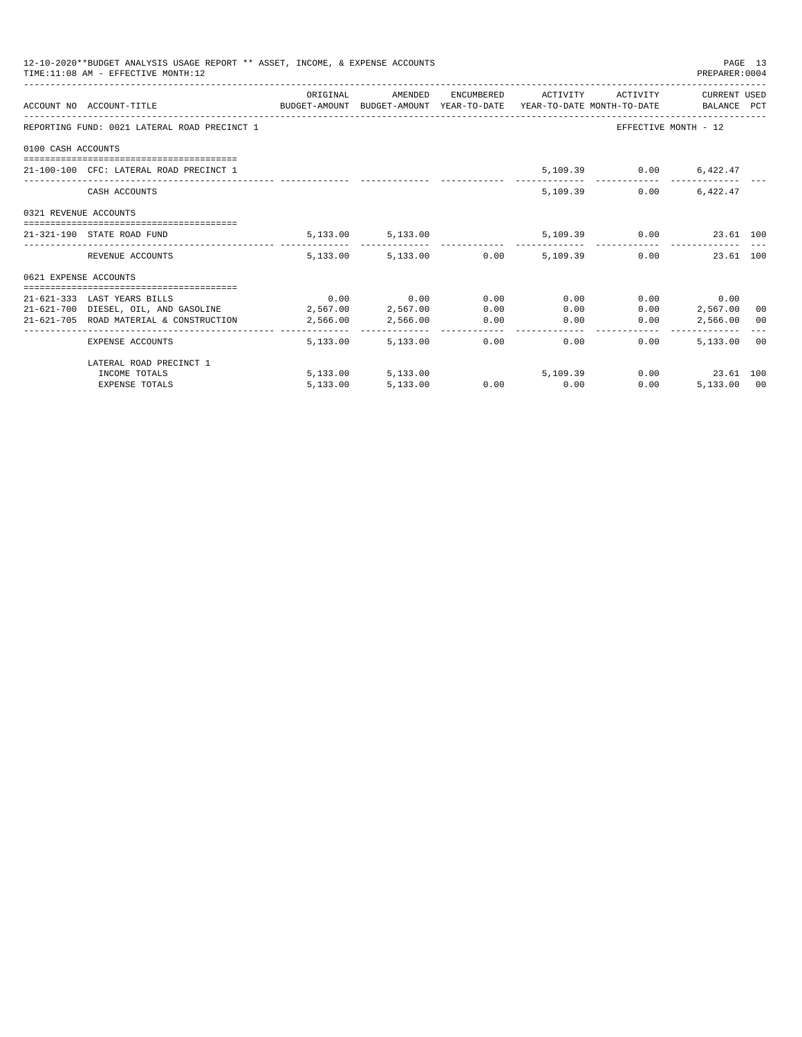12-10-2020**BUDGET ANALYSIS USAGE REPORT ** ASSET, INCOME, & EXPENSE ACCOUNTS
TIME:11:08 AM - EFFECTIVE MONTH:12

PREPARER:0004

| ACCOUNT NO | ACCOUNT-TITLE | ORIGINAL BUDGET-AMOUNT | AMENDED BUDGET-AMOUNT | ENCUMBERED YEAR-TO-DATE | ACTIVITY YEAR-TO-DATE | ACTIVITY MONTH-TO-DATE | CURRENT USED BALANCE | PCT |
|---|---|---|---|---|---|---|---|---|
| REPORTING FUND: 0021 LATERAL ROAD PRECINCT 1 | | | | | | EFFECTIVE MONTH - 12 | | |
| 0100 CASH ACCOUNTS | | | | | | | | |
| 21-100-100 | CFC: LATERAL ROAD PRECINCT 1 | | | | 5,109.39 | 0.00 | 6,422.47 | |
| | CASH ACCOUNTS | | | | 5,109.39 | 0.00 | 6,422.47 | |
| 0321 REVENUE ACCOUNTS | | | | | | | | |
| 21-321-190 | STATE ROAD FUND | 5,133.00 | 5,133.00 | | 5,109.39 | 0.00 | 23.61 | 100 |
| | REVENUE ACCOUNTS | 5,133.00 | 5,133.00 | 0.00 | 5,109.39 | 0.00 | 23.61 | 100 |
| 0621 EXPENSE ACCOUNTS | | | | | | | | |
| 21-621-333 | LAST YEARS BILLS | 0.00 | 0.00 | 0.00 | 0.00 | 0.00 | 0.00 | |
| 21-621-700 | DIESEL, OIL, AND GASOLINE | 2,567.00 | 2,567.00 | 0.00 | 0.00 | 0.00 | 2,567.00 | 00 |
| 21-621-705 | ROAD MATERIAL & CONSTRUCTION | 2,566.00 | 2,566.00 | 0.00 | 0.00 | 0.00 | 2,566.00 | 00 |
| | EXPENSE ACCOUNTS | 5,133.00 | 5,133.00 | 0.00 | 0.00 | 0.00 | 5,133.00 | 00 |
| | LATERAL ROAD PRECINCT 1 | | | | | | | |
| | INCOME TOTALS | 5,133.00 | 5,133.00 | | 5,109.39 | 0.00 | 23.61 | 100 |
| | EXPENSE TOTALS | 5,133.00 | 5,133.00 | 0.00 | 0.00 | 0.00 | 5,133.00 | 00 |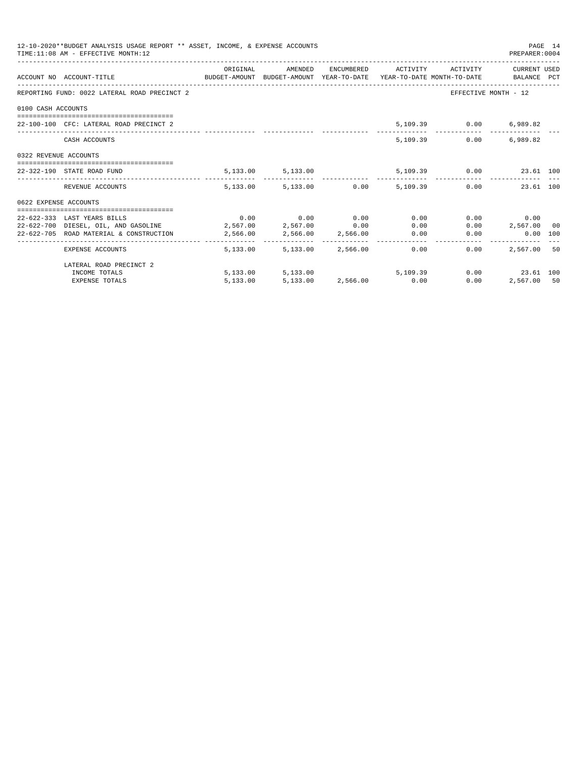12-10-2020**BUDGET ANALYSIS USAGE REPORT ** ASSET, INCOME, & EXPENSE ACCOUNTS
TIME:11:08 AM - EFFECTIVE MONTH:12
PREPARER:0004

| ACCOUNT NO | ACCOUNT-TITLE | ORIGINAL BUDGET-AMOUNT | AMENDED BUDGET-AMOUNT | ENCUMBERED YEAR-TO-DATE | ACTIVITY YEAR-TO-DATE | ACTIVITY MONTH-TO-DATE | CURRENT USED BALANCE | PCT |
|---|---|---|---|---|---|---|---|---|
| REPORTING FUND: 0022 LATERAL ROAD PRECINCT 2 | | | | | | EFFECTIVE MONTH - 12 | | |
| 0100 CASH ACCOUNTS | | | | | | | | |
| 22-100-100 | CFC: LATERAL ROAD PRECINCT 2 | | | | 5,109.39 | 0.00 | 6,989.82 | |
| | CASH ACCOUNTS | | | | 5,109.39 | 0.00 | 6,989.82 | |
| 0322 REVENUE ACCOUNTS | | | | | | | | |
| 22-322-190 | STATE ROAD FUND | 5,133.00 | 5,133.00 | | 5,109.39 | 0.00 | 23.61 | 100 |
| | REVENUE ACCOUNTS | 5,133.00 | 5,133.00 | 0.00 | 5,109.39 | 0.00 | 23.61 | 100 |
| 0622 EXPENSE ACCOUNTS | | | | | | | | |
| 22-622-333 | LAST YEARS BILLS | 0.00 | 0.00 | 0.00 | 0.00 | 0.00 | 0.00 | |
| 22-622-700 | DIESEL, OIL, AND GASOLINE | 2,567.00 | 2,567.00 | 0.00 | 0.00 | 0.00 | 2,567.00 | 00 |
| 22-622-705 | ROAD MATERIAL & CONSTRUCTION | 2,566.00 | 2,566.00 | 2,566.00 | 0.00 | 0.00 | 0.00 | 100 |
| | EXPENSE ACCOUNTS | 5,133.00 | 5,133.00 | 2,566.00 | 0.00 | 0.00 | 2,567.00 | 50 |
| | LATERAL ROAD PRECINCT 2 | | | | | | | |
| | INCOME TOTALS | 5,133.00 | 5,133.00 | | 5,109.39 | 0.00 | 23.61 | 100 |
| | EXPENSE TOTALS | 5,133.00 | 5,133.00 | 2,566.00 | 0.00 | 0.00 | 2,567.00 | 50 |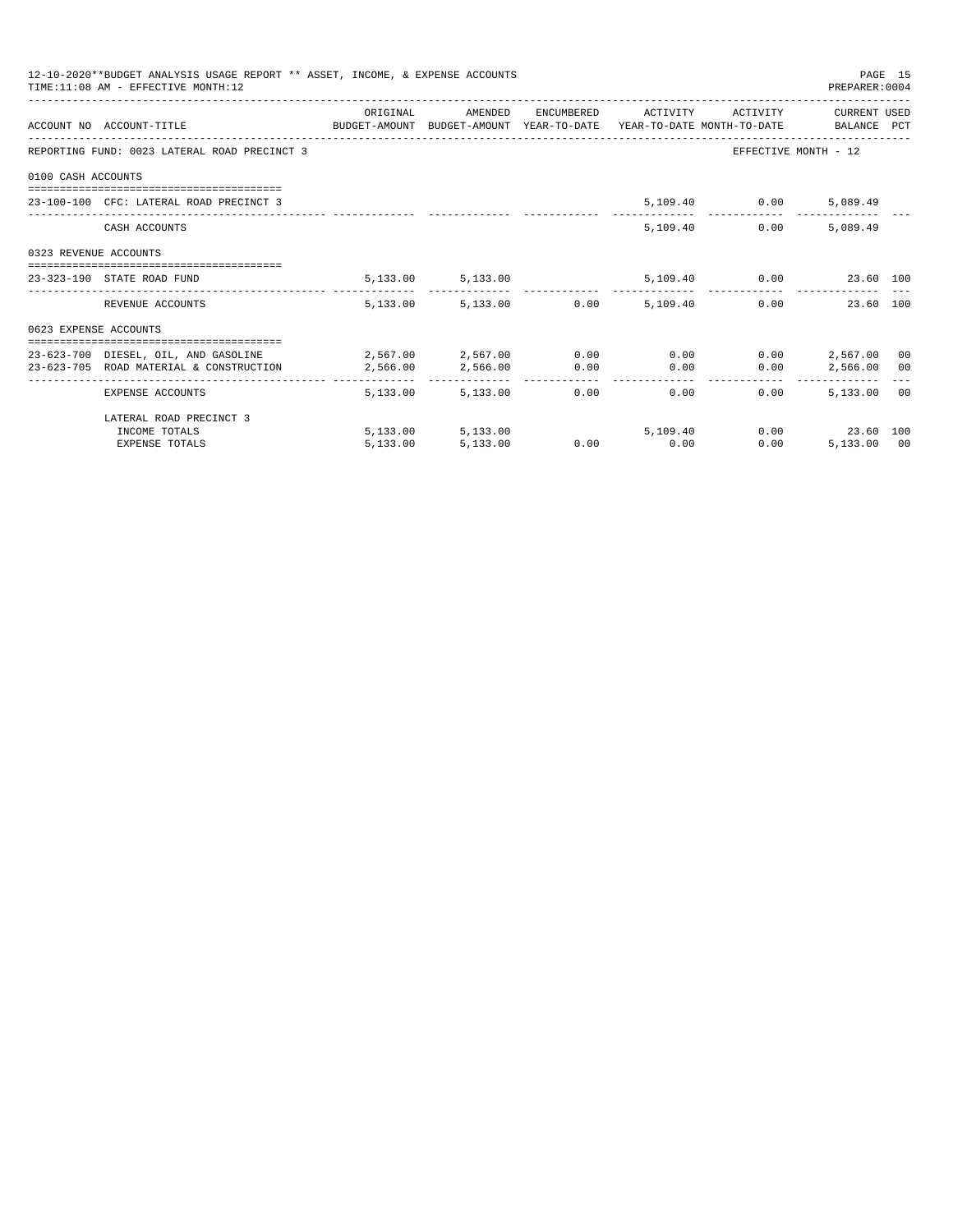12-10-2020**BUDGET ANALYSIS USAGE REPORT ** ASSET, INCOME, & EXPENSE ACCOUNTS
TIME:11:08 AM - EFFECTIVE MONTH:12

PREPARER:0004

| ACCOUNT NO | ACCOUNT-TITLE | ORIGINAL BUDGET-AMOUNT | AMENDED BUDGET-AMOUNT | ENCUMBERED YEAR-TO-DATE | ACTIVITY YEAR-TO-DATE | ACTIVITY MONTH-TO-DATE | CURRENT BALANCE | USED PCT |
|---|---|---|---|---|---|---|---|---|
| REPORTING FUND: 0023 LATERAL ROAD PRECINCT 3 | | | | | | EFFECTIVE MONTH - 12 | | |
| 0100 CASH ACCOUNTS | | | | | | | | |
| 23-100-100 | CFC: LATERAL ROAD PRECINCT 3 | | | | 5,109.40 | 0.00 | 5,089.49 | |
| | CASH ACCOUNTS | | | | 5,109.40 | 0.00 | 5,089.49 | |
| 0323 REVENUE ACCOUNTS | | | | | | | | |
| 23-323-190 | STATE ROAD FUND | 5,133.00 | 5,133.00 | | 5,109.40 | 0.00 | 23.60 | 100 |
| | REVENUE ACCOUNTS | 5,133.00 | 5,133.00 | 0.00 | 5,109.40 | 0.00 | 23.60 | 100 |
| 0623 EXPENSE ACCOUNTS | | | | | | | | |
| 23-623-700 | DIESEL, OIL, AND GASOLINE | 2,567.00 | 2,567.00 | 0.00 | 0.00 | 0.00 | 2,567.00 | 00 |
| 23-623-705 | ROAD MATERIAL & CONSTRUCTION | 2,566.00 | 2,566.00 | 0.00 | 0.00 | 0.00 | 2,566.00 | 00 |
| | EXPENSE ACCOUNTS | 5,133.00 | 5,133.00 | 0.00 | 0.00 | 0.00 | 5,133.00 | 00 |
| | LATERAL ROAD PRECINCT 3 | | | | | | | |
| | INCOME TOTALS | 5,133.00 | 5,133.00 | | 5,109.40 | 0.00 | 23.60 | 100 |
| | EXPENSE TOTALS | 5,133.00 | 5,133.00 | 0.00 | 0.00 | 0.00 | 5,133.00 | 00 |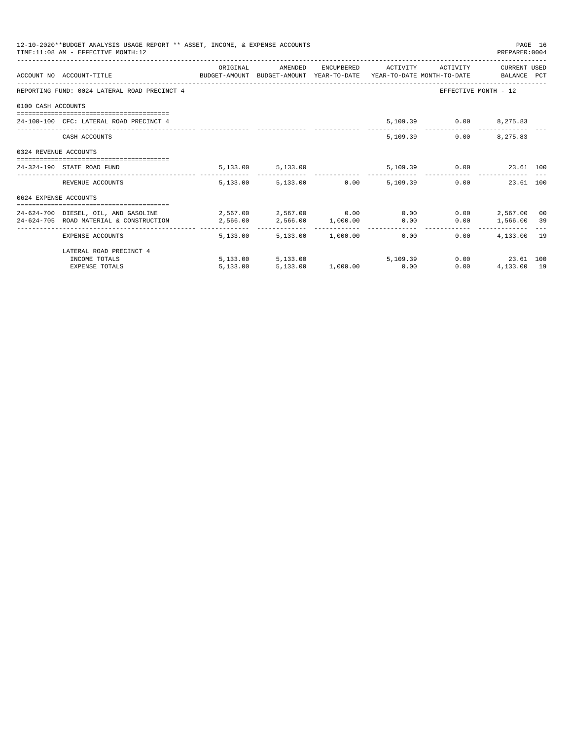12-10-2020**BUDGET ANALYSIS USAGE REPORT ** ASSET, INCOME, & EXPENSE ACCOUNTS

TIME:11:08 AM - EFFECTIVE MONTH:12

PREPARER:0004

| ACCOUNT NO | ACCOUNT-TITLE | ORIGINAL BUDGET-AMOUNT | AMENDED BUDGET-AMOUNT | ENCUMBERED YEAR-TO-DATE | ACTIVITY YEAR-TO-DATE | ACTIVITY MONTH-TO-DATE | CURRENT BALANCE | USED PCT |
|---|---|---|---|---|---|---|---|---|
| REPORTING FUND: 0024 LATERAL ROAD PRECINCT 4 | | | | | | EFFECTIVE MONTH - 12 | | |
| 0100 CASH ACCOUNTS | | | | | | | | |
| 24-100-100 | CFC: LATERAL ROAD PRECINCT 4 | | | | 5,109.39 | 0.00 | 8,275.83 | |
| | CASH ACCOUNTS | | | | 5,109.39 | 0.00 | 8,275.83 | |
| 0324 REVENUE ACCOUNTS | | | | | | | | |
| 24-324-190 | STATE ROAD FUND | 5,133.00 | 5,133.00 | | 5,109.39 | 0.00 | 23.61 | 100 |
| | REVENUE ACCOUNTS | 5,133.00 | 5,133.00 | 0.00 | 5,109.39 | 0.00 | 23.61 | 100 |
| 0624 EXPENSE ACCOUNTS | | | | | | | | |
| 24-624-700 | DIESEL, OIL, AND GASOLINE | 2,567.00 | 2,567.00 | 0.00 | 0.00 | 0.00 | 2,567.00 | 00 |
| 24-624-705 | ROAD MATERIAL & CONSTRUCTION | 2,566.00 | 2,566.00 | 1,000.00 | 0.00 | 0.00 | 1,566.00 | 39 |
| | EXPENSE ACCOUNTS | 5,133.00 | 5,133.00 | 1,000.00 | 0.00 | 0.00 | 4,133.00 | 19 |
| | LATERAL ROAD PRECINCT 4 | | | | | | | |
| | INCOME TOTALS | 5,133.00 | 5,133.00 | | 5,109.39 | 0.00 | 23.61 | 100 |
| | EXPENSE TOTALS | 5,133.00 | 5,133.00 | 1,000.00 | 0.00 | 0.00 | 4,133.00 | 19 |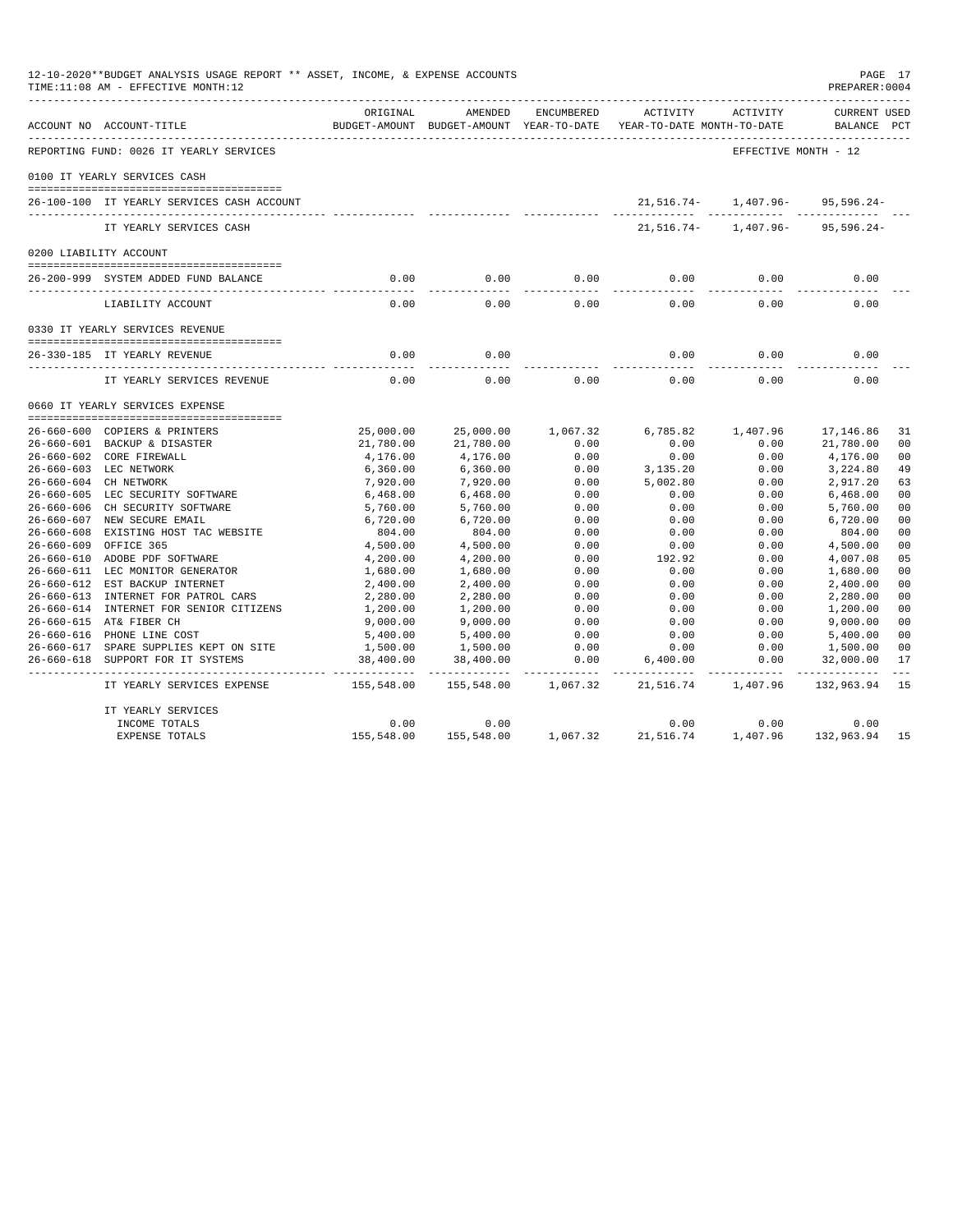12-10-2020**BUDGET ANALYSIS USAGE REPORT ** ASSET, INCOME, & EXPENSE ACCOUNTS
TIME:11:08 AM - EFFECTIVE MONTH:12

PREPARER:0004

| ACCOUNT NO | ACCOUNT-TITLE | ORIGINAL BUDGET-AMOUNT | AMENDED BUDGET-AMOUNT | ENCUMBERED YEAR-TO-DATE | ACTIVITY YEAR-TO-DATE | ACTIVITY MONTH-TO-DATE | CURRENT USED BALANCE | PCT |
|---|---|---|---|---|---|---|---|---|
| REPORTING FUND: 0026 IT YEARLY SERVICES | | | | | | EFFECTIVE MONTH - 12 | | |
| 0100 IT YEARLY SERVICES CASH | | | | | | | | |
| 26-100-100 | IT YEARLY SERVICES CASH ACCOUNT | | | | 21,516.74- | 1,407.96- | 95,596.24- | |
| | IT YEARLY SERVICES CASH | | | | 21,516.74- | 1,407.96- | 95,596.24- | |
| 0200 LIABILITY ACCOUNT | | | | | | | | |
| 26-200-999 | SYSTEM ADDED FUND BALANCE | 0.00 | 0.00 | 0.00 | 0.00 | 0.00 | 0.00 | |
| | LIABILITY ACCOUNT | 0.00 | 0.00 | 0.00 | 0.00 | 0.00 | 0.00 | |
| 0330 IT YEARLY SERVICES REVENUE | | | | | | | | |
| 26-330-185 | IT YEARLY REVENUE | 0.00 | 0.00 | | 0.00 | 0.00 | 0.00 | |
| | IT YEARLY SERVICES REVENUE | 0.00 | 0.00 | 0.00 | 0.00 | 0.00 | 0.00 | |
| 0660 IT YEARLY SERVICES EXPENSE | | | | | | | | |
| 26-660-600 | COPIERS & PRINTERS | 25,000.00 | 25,000.00 | 1,067.32 | 6,785.82 | 1,407.96 | 17,146.86 | 31 |
| 26-660-601 | BACKUP & DISASTER | 21,780.00 | 21,780.00 | 0.00 | 0.00 | 0.00 | 21,780.00 | 00 |
| 26-660-602 | CORE FIREWALL | 4,176.00 | 4,176.00 | 0.00 | 0.00 | 0.00 | 4,176.00 | 00 |
| 26-660-603 | LEC NETWORK | 6,360.00 | 6,360.00 | 0.00 | 3,135.20 | 0.00 | 3,224.80 | 49 |
| 26-660-604 | CH NETWORK | 7,920.00 | 7,920.00 | 0.00 | 5,002.80 | 0.00 | 2,917.20 | 63 |
| 26-660-605 | LEC SECURITY SOFTWARE | 6,468.00 | 6,468.00 | 0.00 | 0.00 | 0.00 | 6,468.00 | 00 |
| 26-660-606 | CH SECURITY SOFTWARE | 5,760.00 | 5,760.00 | 0.00 | 0.00 | 0.00 | 5,760.00 | 00 |
| 26-660-607 | NEW SECURE EMAIL | 6,720.00 | 6,720.00 | 0.00 | 0.00 | 0.00 | 6,720.00 | 00 |
| 26-660-608 | EXISTING HOST TAC WEBSITE | 804.00 | 804.00 | 0.00 | 0.00 | 0.00 | 804.00 | 00 |
| 26-660-609 | OFFICE 365 | 4,500.00 | 4,500.00 | 0.00 | 0.00 | 0.00 | 4,500.00 | 00 |
| 26-660-610 | ADOBE PDF SOFTWARE | 4,200.00 | 4,200.00 | 0.00 | 192.92 | 0.00 | 4,007.08 | 05 |
| 26-660-611 | LEC MONITOR GENERATOR | 1,680.00 | 1,680.00 | 0.00 | 0.00 | 0.00 | 1,680.00 | 00 |
| 26-660-612 | EST BACKUP INTERNET | 2,400.00 | 2,400.00 | 0.00 | 0.00 | 0.00 | 2,400.00 | 00 |
| 26-660-613 | INTERNET FOR PATROL CARS | 2,280.00 | 2,280.00 | 0.00 | 0.00 | 0.00 | 2,280.00 | 00 |
| 26-660-614 | INTERNET FOR SENIOR CITIZENS | 1,200.00 | 1,200.00 | 0.00 | 0.00 | 0.00 | 1,200.00 | 00 |
| 26-660-615 | AT& FIBER CH | 9,000.00 | 9,000.00 | 0.00 | 0.00 | 0.00 | 9,000.00 | 00 |
| 26-660-616 | PHONE LINE COST | 5,400.00 | 5,400.00 | 0.00 | 0.00 | 0.00 | 5,400.00 | 00 |
| 26-660-617 | SPARE SUPPLIES KEPT ON SITE | 1,500.00 | 1,500.00 | 0.00 | 0.00 | 0.00 | 1,500.00 | 00 |
| 26-660-618 | SUPPORT FOR IT SYSTEMS | 38,400.00 | 38,400.00 | 0.00 | 6,400.00 | 0.00 | 32,000.00 | 17 |
| | IT YEARLY SERVICES EXPENSE | 155,548.00 | 155,548.00 | 1,067.32 | 21,516.74 | 1,407.96 | 132,963.94 | 15 |
| | IT YEARLY SERVICES | | | | | | | |
| | INCOME TOTALS | 0.00 | 0.00 | | 0.00 | 0.00 | 0.00 | |
| | EXPENSE TOTALS | 155,548.00 | 155,548.00 | 1,067.32 | 21,516.74 | 1,407.96 | 132,963.94 | 15 |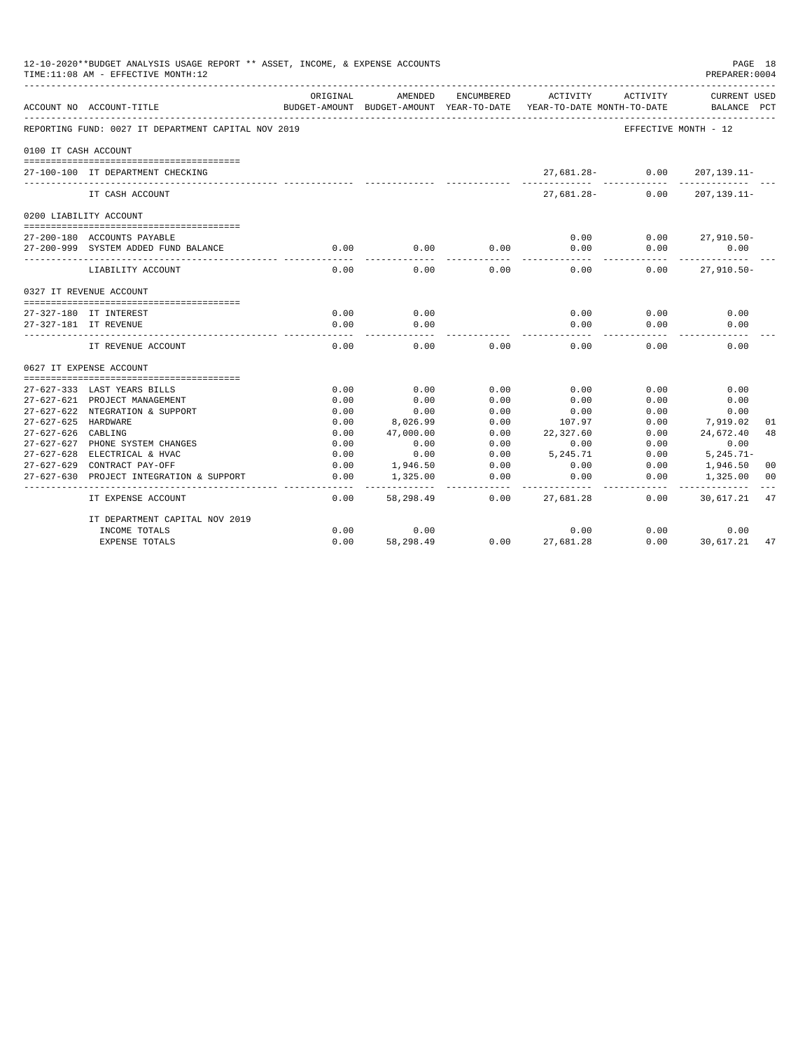12-10-2020**BUDGET ANALYSIS USAGE REPORT ** ASSET, INCOME, & EXPENSE ACCOUNTS
TIME:11:08 AM - EFFECTIVE MONTH:12

PREPARER:0004

| ACCOUNT NO | ACCOUNT-TITLE | ORIGINAL BUDGET-AMOUNT | AMENDED BUDGET-AMOUNT | ENCUMBERED YEAR-TO-DATE | ACTIVITY YEAR-TO-DATE | ACTIVITY MONTH-TO-DATE | CURRENT BALANCE | USED PCT |
|---|---|---|---|---|---|---|---|---|
| REPORTING FUND: 0027 IT DEPARTMENT CAPITAL NOV 2019 | | | | | | EFFECTIVE MONTH - 12 | | |
| 0100 IT CASH ACCOUNT | | | | | | | | |
| 27-100-100 | IT DEPARTMENT CHECKING | | | | 27,681.28- | 0.00 | 207,139.11- | |
| | IT CASH ACCOUNT | | | | 27,681.28- | 0.00 | 207,139.11- | |
| 0200 LIABILITY ACCOUNT | | | | | | | | |
| 27-200-180 | ACCOUNTS PAYABLE | | | | 0.00 | 0.00 | 27,910.50- | |
| 27-200-999 | SYSTEM ADDED FUND BALANCE | 0.00 | 0.00 | 0.00 | 0.00 | 0.00 | 0.00 | |
| | LIABILITY ACCOUNT | 0.00 | 0.00 | 0.00 | 0.00 | 0.00 | 27,910.50- | |
| 0327 IT REVENUE ACCOUNT | | | | | | | | |
| 27-327-180 | IT INTEREST | 0.00 | 0.00 | | 0.00 | 0.00 | 0.00 | |
| 27-327-181 | IT REVENUE | 0.00 | 0.00 | | 0.00 | 0.00 | 0.00 | |
| | IT REVENUE ACCOUNT | 0.00 | 0.00 | 0.00 | 0.00 | 0.00 | 0.00 | |
| 0627 IT EXPENSE ACCOUNT | | | | | | | | |
| 27-627-333 | LAST YEARS BILLS | 0.00 | 0.00 | 0.00 | 0.00 | 0.00 | 0.00 | |
| 27-627-621 | PROJECT MANAGEMENT | 0.00 | 0.00 | 0.00 | 0.00 | 0.00 | 0.00 | |
| 27-627-622 | NTEGRATION & SUPPORT | 0.00 | 0.00 | 0.00 | 0.00 | 0.00 | 0.00 | |
| 27-627-625 | HARDWARE | 0.00 | 8,026.99 | 0.00 | 107.97 | 0.00 | 7,919.02 | 01 |
| 27-627-626 | CABLING | 0.00 | 47,000.00 | 0.00 | 22,327.60 | 0.00 | 24,672.40 | 48 |
| 27-627-627 | PHONE SYSTEM CHANGES | 0.00 | 0.00 | 0.00 | 0.00 | 0.00 | 0.00 | |
| 27-627-628 | ELECTRICAL & HVAC | 0.00 | 0.00 | 0.00 | 5,245.71 | 0.00 | 5,245.71- | |
| 27-627-629 | CONTRACT PAY-OFF | 0.00 | 1,946.50 | 0.00 | 0.00 | 0.00 | 1,946.50 | 00 |
| 27-627-630 | PROJECT INTEGRATION & SUPPORT | 0.00 | 1,325.00 | 0.00 | 0.00 | 0.00 | 1,325.00 | 00 |
| | IT EXPENSE ACCOUNT | 0.00 | 58,298.49 | 0.00 | 27,681.28 | 0.00 | 30,617.21 | 47 |
| | IT DEPARTMENT CAPITAL NOV 2019 | | | | | | | |
| | INCOME TOTALS | 0.00 | 0.00 | | 0.00 | 0.00 | 0.00 | |
| | EXPENSE TOTALS | 0.00 | 58,298.49 | 0.00 | 27,681.28 | 0.00 | 30,617.21 | 47 |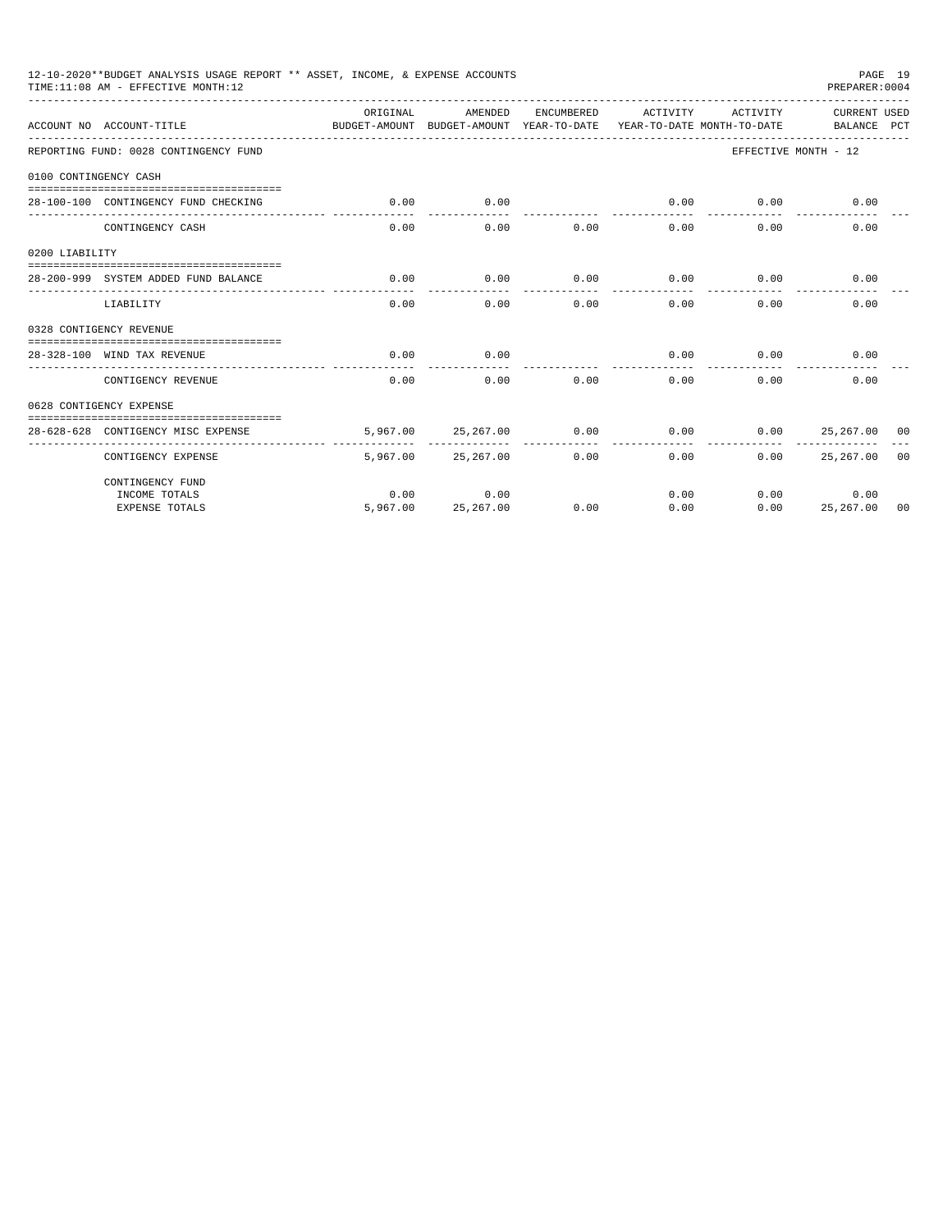12-10-2020**BUDGET ANALYSIS USAGE REPORT ** ASSET, INCOME, & EXPENSE ACCOUNTS
TIME:11:08 AM - EFFECTIVE MONTH:12

PREPARER:0004

| ACCOUNT NO | ACCOUNT-TITLE | ORIGINAL BUDGET-AMOUNT | AMENDED BUDGET-AMOUNT | ENCUMBERED YEAR-TO-DATE | ACTIVITY YEAR-TO-DATE | ACTIVITY MONTH-TO-DATE | CURRENT BALANCE | USED PCT |
|---|---|---|---|---|---|---|---|---|
| REPORTING FUND: 0028 CONTINGENCY FUND | | | | | | EFFECTIVE MONTH - 12 | | |
| 0100 CONTINGENCY CASH | | | | | | | | |
| 28-100-100 | CONTINGENCY FUND CHECKING | 0.00 | 0.00 | | 0.00 | 0.00 | 0.00 | |
| | CONTINGENCY CASH | 0.00 | 0.00 | 0.00 | 0.00 | 0.00 | 0.00 | |
| 0200 LIABILITY | | | | | | | | |
| 28-200-999 | SYSTEM ADDED FUND BALANCE | 0.00 | 0.00 | 0.00 | 0.00 | 0.00 | 0.00 | |
| | LIABILITY | 0.00 | 0.00 | 0.00 | 0.00 | 0.00 | 0.00 | |
| 0328 CONTIGENCY REVENUE | | | | | | | | |
| 28-328-100 | WIND TAX REVENUE | 0.00 | 0.00 | | 0.00 | 0.00 | 0.00 | |
| | CONTIGENCY REVENUE | 0.00 | 0.00 | 0.00 | 0.00 | 0.00 | 0.00 | |
| 0628 CONTIGENCY EXPENSE | | | | | | | | |
| 28-628-628 | CONTIGENCY MISC EXPENSE | 5,967.00 | 25,267.00 | 0.00 | 0.00 | 0.00 | 25,267.00 | 00 |
| | CONTIGENCY EXPENSE | 5,967.00 | 25,267.00 | 0.00 | 0.00 | 0.00 | 25,267.00 | 00 |
| | CONTINGENCY FUND | | | | | | | |
| | INCOME TOTALS | 0.00 | 0.00 | | 0.00 | 0.00 | 0.00 | |
| | EXPENSE TOTALS | 5,967.00 | 25,267.00 | 0.00 | 0.00 | 0.00 | 25,267.00 | 00 |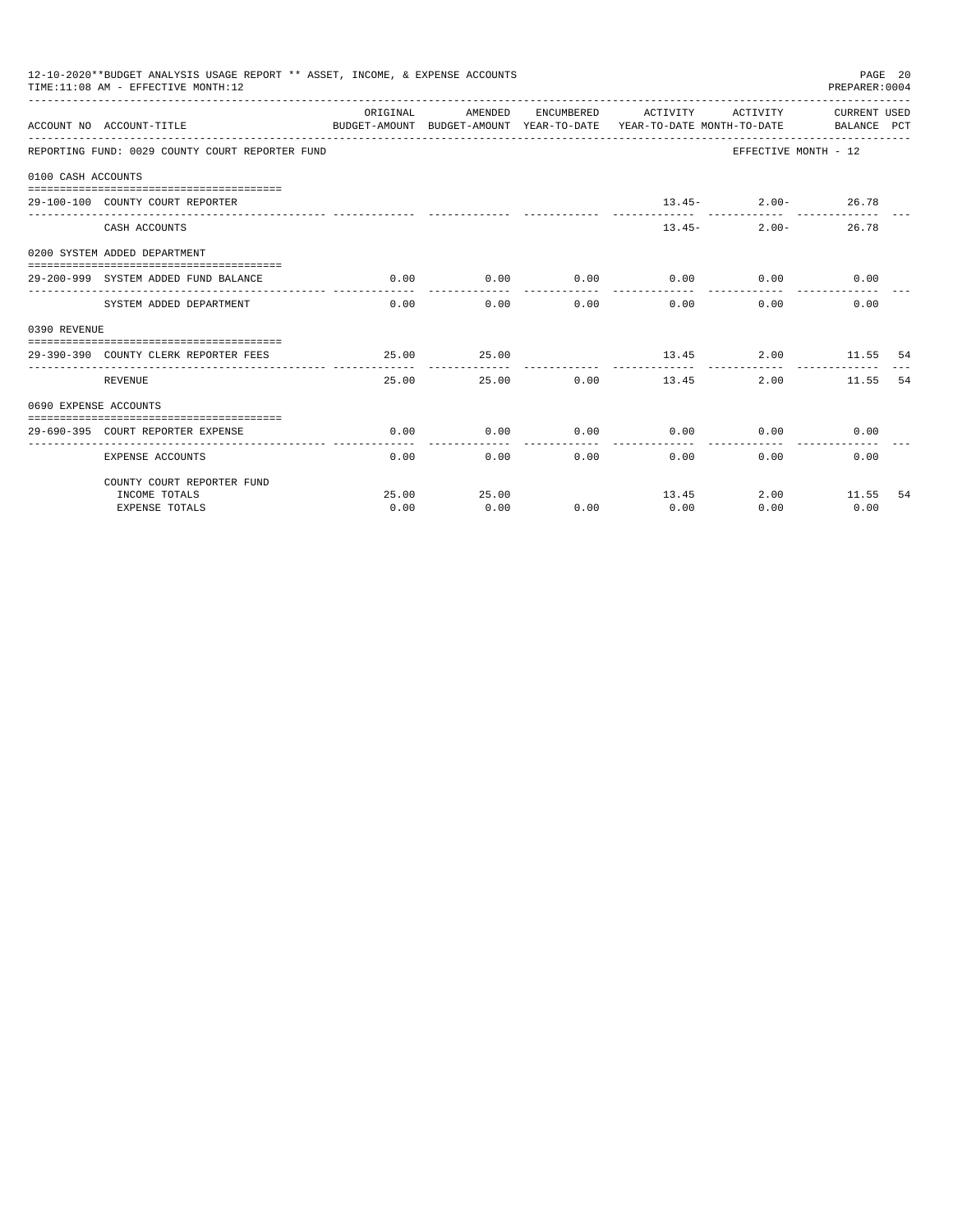12-10-2020**BUDGET ANALYSIS USAGE REPORT ** ASSET, INCOME, & EXPENSE ACCOUNTS

TIME:11:08 AM - EFFECTIVE MONTH:12

PREPARER:0004

| ACCOUNT NO ACCOUNT-TITLE | ORIGINAL BUDGET-AMOUNT | AMENDED BUDGET-AMOUNT | ENCUMBERED YEAR-TO-DATE | ACTIVITY YEAR-TO-DATE | ACTIVITY MONTH-TO-DATE | CURRENT BALANCE | USED PCT |
|---|---|---|---|---|---|---|---|
| REPORTING FUND: 0029 COUNTY COURT REPORTER FUND | | | | | EFFECTIVE MONTH - 12 | | |
| 0100 CASH ACCOUNTS | | | | | | | |
| 29-100-100 COUNTY COURT REPORTER | | | | 13.45- | 2.00- | 26.78 | |
| CASH ACCOUNTS | | | | 13.45- | 2.00- | 26.78 | |
| 0200 SYSTEM ADDED DEPARTMENT | | | | | | | |
| 29-200-999 SYSTEM ADDED FUND BALANCE | 0.00 | 0.00 | 0.00 | 0.00 | 0.00 | 0.00 | |
| SYSTEM ADDED DEPARTMENT | 0.00 | 0.00 | 0.00 | 0.00 | 0.00 | 0.00 | |
| 0390 REVENUE | | | | | | | |
| 29-390-390 COUNTY CLERK REPORTER FEES | 25.00 | 25.00 | | 13.45 | 2.00 | 11.55 | 54 |
| REVENUE | 25.00 | 25.00 | 0.00 | 13.45 | 2.00 | 11.55 | 54 |
| 0690 EXPENSE ACCOUNTS | | | | | | | |
| 29-690-395 COURT REPORTER EXPENSE | 0.00 | 0.00 | 0.00 | 0.00 | 0.00 | 0.00 | |
| EXPENSE ACCOUNTS | 0.00 | 0.00 | 0.00 | 0.00 | 0.00 | 0.00 | |
| COUNTY COURT REPORTER FUND | | | | | | | |
| INCOME TOTALS | 25.00 | 25.00 | | 13.45 | 2.00 | 11.55 | 54 |
| EXPENSE TOTALS | 0.00 | 0.00 | 0.00 | 0.00 | 0.00 | 0.00 | |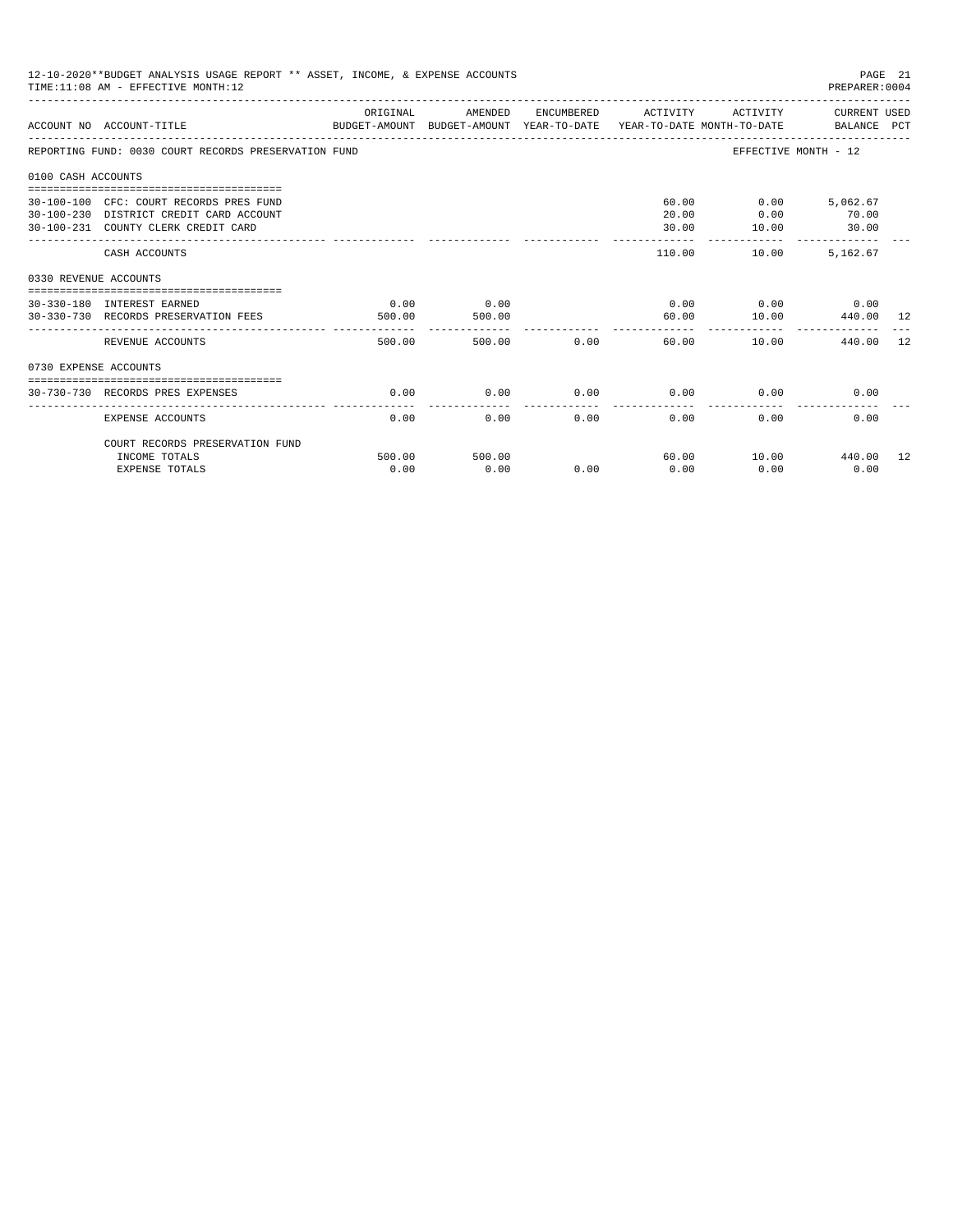12-10-2020**BUDGET ANALYSIS USAGE REPORT ** ASSET, INCOME, & EXPENSE ACCOUNTS
TIME:11:08 AM - EFFECTIVE MONTH:12
PREPARER:0004

| ACCOUNT NO | ACCOUNT-TITLE | ORIGINAL BUDGET-AMOUNT | AMENDED BUDGET-AMOUNT | ENCUMBERED YEAR-TO-DATE | ACTIVITY YEAR-TO-DATE | ACTIVITY MONTH-TO-DATE | CURRENT USED BALANCE | PCT |
|---|---|---|---|---|---|---|---|---|
| REPORTING FUND: 0030 COURT RECORDS PRESERVATION FUND | | | | | | EFFECTIVE MONTH - 12 | | |
| 0100 CASH ACCOUNTS | | | | | | | | |
| 30-100-100 | CFC: COURT RECORDS PRES FUND | | | | 60.00 | 0.00 | 5,062.67 | |
| 30-100-230 | DISTRICT CREDIT CARD ACCOUNT | | | | 20.00 | 0.00 | 70.00 | |
| 30-100-231 | COUNTY CLERK CREDIT CARD | | | | 30.00 | 10.00 | 30.00 | |
| | CASH ACCOUNTS | | | | 110.00 | 10.00 | 5,162.67 | |
| 0330 REVENUE ACCOUNTS | | | | | | | | |
| 30-330-180 | INTEREST EARNED | 0.00 | 0.00 | | 0.00 | 0.00 | 0.00 | |
| 30-330-730 | RECORDS PRESERVATION FEES | 500.00 | 500.00 | | 60.00 | 10.00 | 440.00 | 12 |
| | REVENUE ACCOUNTS | 500.00 | 500.00 | 0.00 | 60.00 | 10.00 | 440.00 | 12 |
| 0730 EXPENSE ACCOUNTS | | | | | | | | |
| 30-730-730 | RECORDS PRES EXPENSES | 0.00 | 0.00 | 0.00 | 0.00 | 0.00 | 0.00 | |
| | EXPENSE ACCOUNTS | 0.00 | 0.00 | 0.00 | 0.00 | 0.00 | 0.00 | |
| | COURT RECORDS PRESERVATION FUND | | | | | | | |
| | INCOME TOTALS | 500.00 | 500.00 | | 60.00 | 10.00 | 440.00 | 12 |
| | EXPENSE TOTALS | 0.00 | 0.00 | 0.00 | 0.00 | 0.00 | 0.00 | |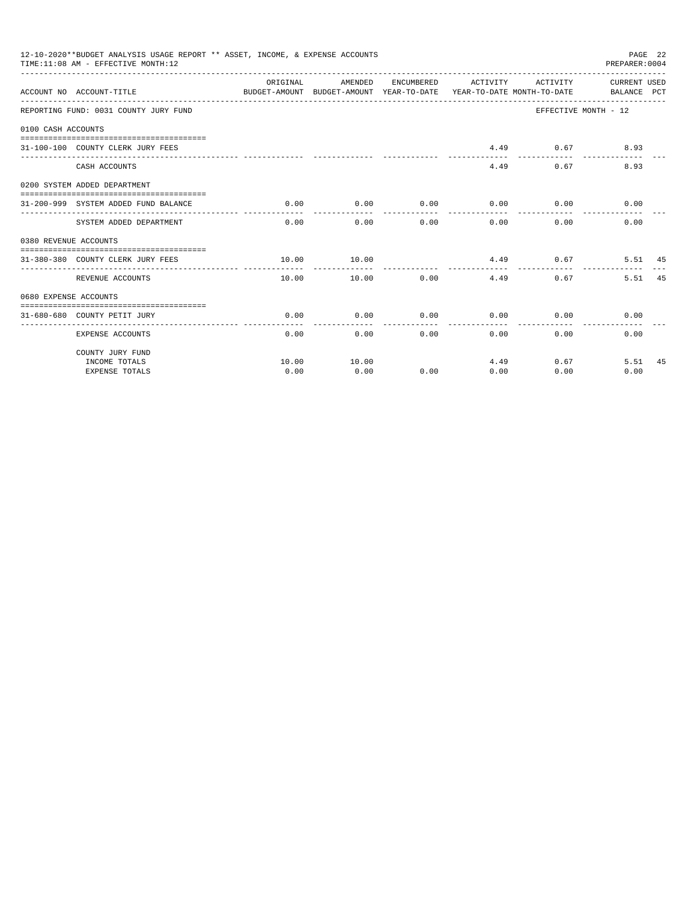12-10-2020**BUDGET ANALYSIS USAGE REPORT ** ASSET, INCOME, & EXPENSE ACCOUNTS

TIME:11:08 AM - EFFECTIVE MONTH:12

PREPARER:0004

| ACCOUNT NO | ACCOUNT-TITLE | ORIGINAL BUDGET-AMOUNT | AMENDED BUDGET-AMOUNT | ENCUMBERED YEAR-TO-DATE | ACTIVITY YEAR-TO-DATE | ACTIVITY MONTH-TO-DATE | CURRENT BALANCE | USED PCT |
|---|---|---|---|---|---|---|---|---|
| REPORTING FUND: 0031 COUNTY JURY FUND | | | | | | EFFECTIVE MONTH - 12 | | |
| 0100 CASH ACCOUNTS | | | | | | | | |
| 31-100-100 | COUNTY CLERK JURY FEES | | | | 4.49 | 0.67 | 8.93 | |
| | CASH ACCOUNTS | | | | 4.49 | 0.67 | 8.93 | |
| 0200 SYSTEM ADDED DEPARTMENT | | | | | | | | |
| 31-200-999 | SYSTEM ADDED FUND BALANCE | 0.00 | 0.00 | 0.00 | 0.00 | 0.00 | 0.00 | |
| | SYSTEM ADDED DEPARTMENT | 0.00 | 0.00 | 0.00 | 0.00 | 0.00 | 0.00 | |
| 0380 REVENUE ACCOUNTS | | | | | | | | |
| 31-380-380 | COUNTY CLERK JURY FEES | 10.00 | 10.00 | | 4.49 | 0.67 | 5.51 | 45 |
| | REVENUE ACCOUNTS | 10.00 | 10.00 | 0.00 | 4.49 | 0.67 | 5.51 | 45 |
| 0680 EXPENSE ACCOUNTS | | | | | | | | |
| 31-680-680 | COUNTY PETIT JURY | 0.00 | 0.00 | 0.00 | 0.00 | 0.00 | 0.00 | |
| | EXPENSE ACCOUNTS | 0.00 | 0.00 | 0.00 | 0.00 | 0.00 | 0.00 | |
| | COUNTY JURY FUND | | | | | | | |
| | INCOME TOTALS | 10.00 | 10.00 | | 4.49 | 0.67 | 5.51 | 45 |
| | EXPENSE TOTALS | 0.00 | 0.00 | 0.00 | 0.00 | 0.00 | 0.00 | |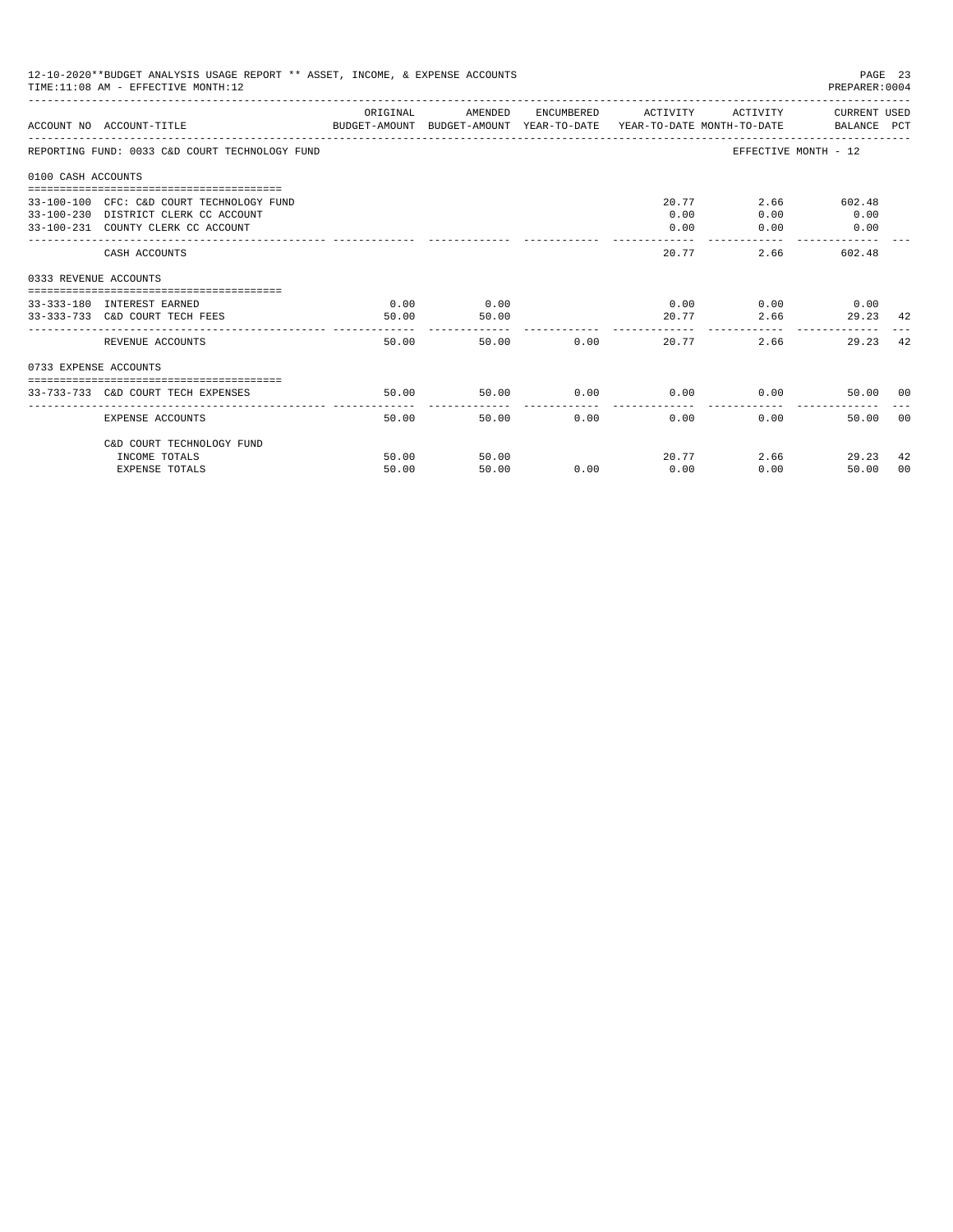12-10-2020**BUDGET ANALYSIS USAGE REPORT ** ASSET, INCOME, & EXPENSE ACCOUNTS

TIME:11:08 AM - EFFECTIVE MONTH:12

PREPARER:0004

| ACCOUNT NO | ACCOUNT-TITLE | ORIGINAL BUDGET-AMOUNT | AMENDED BUDGET-AMOUNT | ENCUMBERED YEAR-TO-DATE | ACTIVITY YEAR-TO-DATE | ACTIVITY MONTH-TO-DATE | CURRENT USED BALANCE | PCT |
|---|---|---|---|---|---|---|---|---|
| REPORTING FUND: 0033 C&D COURT TECHNOLOGY FUND | | | | | | EFFECTIVE MONTH - 12 | | |
| 0100 CASH ACCOUNTS | | | | | | | | |
| 33-100-100 | CFC: C&D COURT TECHNOLOGY FUND | | | | 20.77 | 2.66 | 602.48 | |
| 33-100-230 | DISTRICT CLERK CC ACCOUNT | | | | 0.00 | 0.00 | 0.00 | |
| 33-100-231 | COUNTY CLERK CC ACCOUNT | | | | 0.00 | 0.00 | 0.00 | |
| | CASH ACCOUNTS | | | | 20.77 | 2.66 | 602.48 | |
| 0333 REVENUE ACCOUNTS | | | | | | | | |
| 33-333-180 | INTEREST EARNED | 0.00 | 0.00 | | 0.00 | 0.00 | 0.00 | |
| 33-333-733 | C&D COURT TECH FEES | 50.00 | 50.00 | | 20.77 | 2.66 | 29.23 | 42 |
| | REVENUE ACCOUNTS | 50.00 | 50.00 | 0.00 | 20.77 | 2.66 | 29.23 | 42 |
| 0733 EXPENSE ACCOUNTS | | | | | | | | |
| 33-733-733 | C&D COURT TECH EXPENSES | 50.00 | 50.00 | 0.00 | 0.00 | 0.00 | 50.00 | 00 |
| | EXPENSE ACCOUNTS | 50.00 | 50.00 | 0.00 | 0.00 | 0.00 | 50.00 | 00 |
| | C&D COURT TECHNOLOGY FUND | | | | | | | |
| | INCOME TOTALS | 50.00 | 50.00 | | 20.77 | 2.66 | 29.23 | 42 |
| | EXPENSE TOTALS | 50.00 | 50.00 | 0.00 | 0.00 | 0.00 | 50.00 | 00 |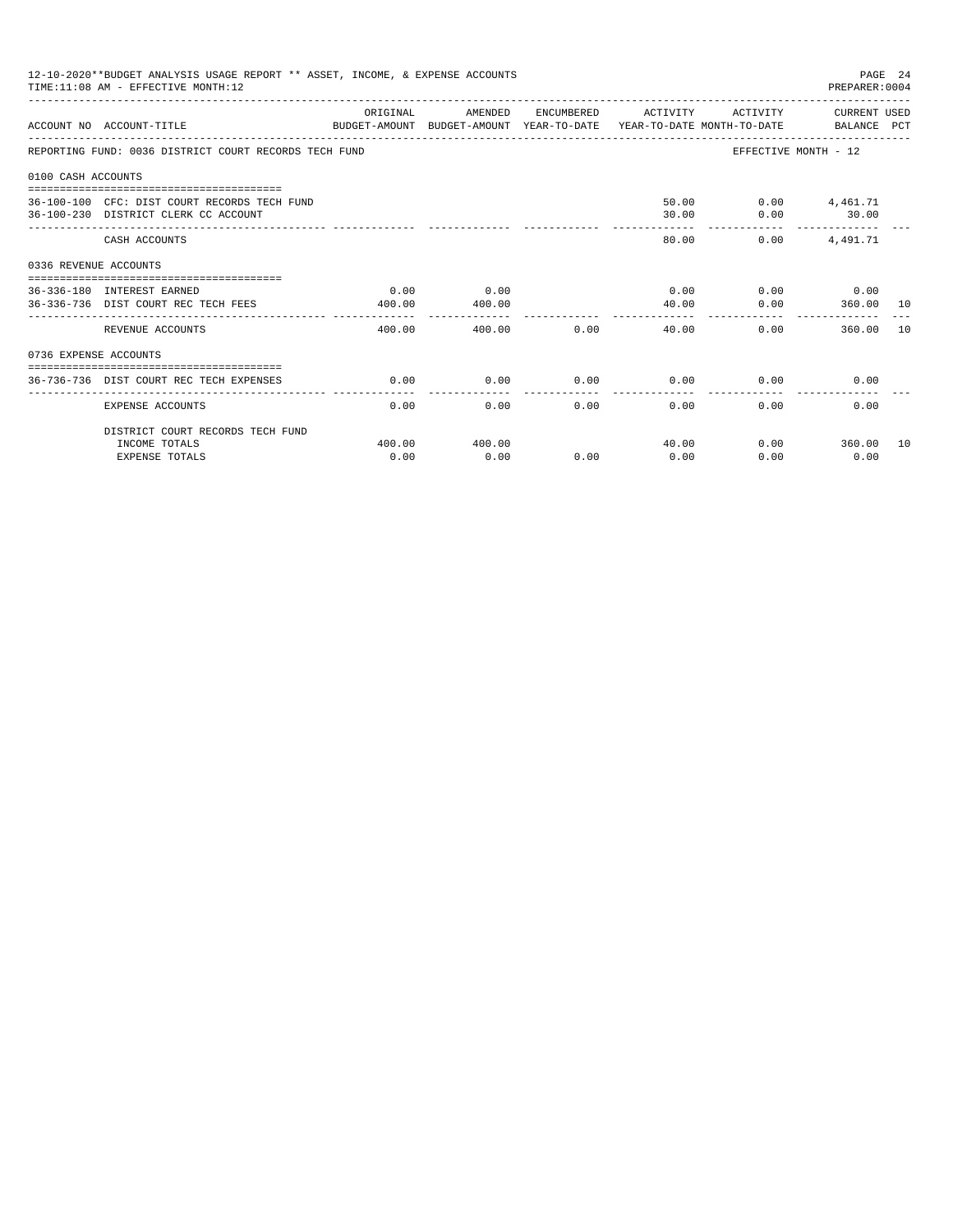12-10-2020**BUDGET ANALYSIS USAGE REPORT ** ASSET, INCOME, & EXPENSE ACCOUNTS

TIME:11:08 AM - EFFECTIVE MONTH:12

PREPARER:0004

| ACCOUNT NO | ACCOUNT-TITLE | ORIGINAL BUDGET-AMOUNT | AMENDED BUDGET-AMOUNT | ENCUMBERED YEAR-TO-DATE | ACTIVITY YEAR-TO-DATE | ACTIVITY MONTH-TO-DATE | CURRENT USED BALANCE | PCT |
|---|---|---|---|---|---|---|---|---|
| REPORTING FUND: 0036 DISTRICT COURT RECORDS TECH FUND | | | | | | EFFECTIVE MONTH - 12 | | |
| 0100 CASH ACCOUNTS | | | | | | | | |
| 36-100-100 | CFC: DIST COURT RECORDS TECH FUND | | | | 50.00 | 0.00 | 4,461.71 | |
| 36-100-230 | DISTRICT CLERK CC ACCOUNT | | | | 30.00 | 0.00 | 30.00 | |
| | CASH ACCOUNTS | | | | 80.00 | 0.00 | 4,491.71 | |
| 0336 REVENUE ACCOUNTS | | | | | | | | |
| 36-336-180 | INTEREST EARNED | 0.00 | 0.00 | | 0.00 | 0.00 | 0.00 | |
| 36-336-736 | DIST COURT REC TECH FEES | 400.00 | 400.00 | | 40.00 | 0.00 | 360.00 | 10 |
| | REVENUE ACCOUNTS | 400.00 | 400.00 | 0.00 | 40.00 | 0.00 | 360.00 | 10 |
| 0736 EXPENSE ACCOUNTS | | | | | | | | |
| 36-736-736 | DIST COURT REC TECH EXPENSES | 0.00 | 0.00 | 0.00 | 0.00 | 0.00 | 0.00 | |
| | EXPENSE ACCOUNTS | 0.00 | 0.00 | 0.00 | 0.00 | 0.00 | 0.00 | |
| | DISTRICT COURT RECORDS TECH FUND | | | | | | | |
| | INCOME TOTALS | 400.00 | 400.00 | | 40.00 | 0.00 | 360.00 | 10 |
| | EXPENSE TOTALS | 0.00 | 0.00 | 0.00 | 0.00 | 0.00 | 0.00 | |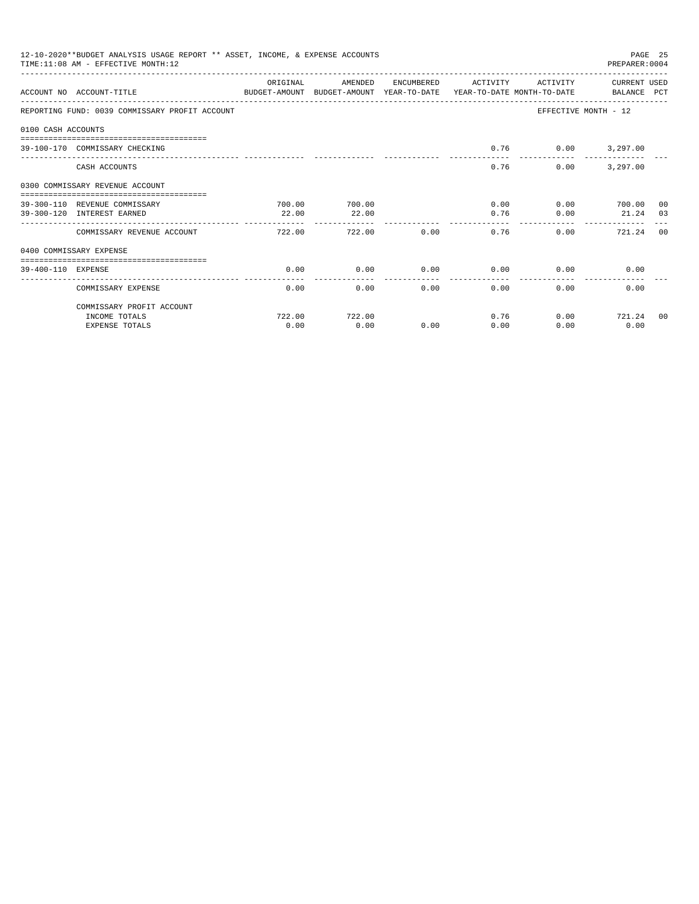12-10-2020**BUDGET ANALYSIS USAGE REPORT ** ASSET, INCOME, & EXPENSE ACCOUNTS

TIME:11:08 AM - EFFECTIVE MONTH:12

PREPARER:0004

| ACCOUNT NO | ACCOUNT-TITLE | ORIGINAL BUDGET-AMOUNT | AMENDED BUDGET-AMOUNT | ENCUMBERED YEAR-TO-DATE | ACTIVITY YEAR-TO-DATE | ACTIVITY MONTH-TO-DATE | CURRENT BALANCE | USED PCT |
|---|---|---|---|---|---|---|---|---|
| REPORTING FUND: 0039 COMMISSARY PROFIT ACCOUNT | | | | | | EFFECTIVE MONTH - 12 | | |
| 0100 CASH ACCOUNTS | | | | | | | | |
| 39-100-170 | COMMISSARY CHECKING | | | | 0.76 | 0.00 | 3,297.00 | |
| | CASH ACCOUNTS | | | | 0.76 | 0.00 | 3,297.00 | |
| 0300 COMMISSARY REVENUE ACCOUNT | | | | | | | | |
| 39-300-110 | REVENUE COMMISSARY | 700.00 | 700.00 | | 0.00 | 0.00 | 700.00 | 00 |
| 39-300-120 | INTEREST EARNED | 22.00 | 22.00 | | 0.76 | 0.00 | 21.24 | 03 |
| | COMMISSARY REVENUE ACCOUNT | 722.00 | 722.00 | 0.00 | 0.76 | 0.00 | 721.24 | 00 |
| 0400 COMMISSARY EXPENSE | | | | | | | | |
| 39-400-110 | EXPENSE | 0.00 | 0.00 | 0.00 | 0.00 | 0.00 | 0.00 | |
| | COMMISSARY EXPENSE | 0.00 | 0.00 | 0.00 | 0.00 | 0.00 | 0.00 | |
| | COMMISSARY PROFIT ACCOUNT | | | | | | | |
| | INCOME TOTALS | 722.00 | 722.00 | | 0.76 | 0.00 | 721.24 | 00 |
| | EXPENSE TOTALS | 0.00 | 0.00 | 0.00 | 0.00 | 0.00 | 0.00 | |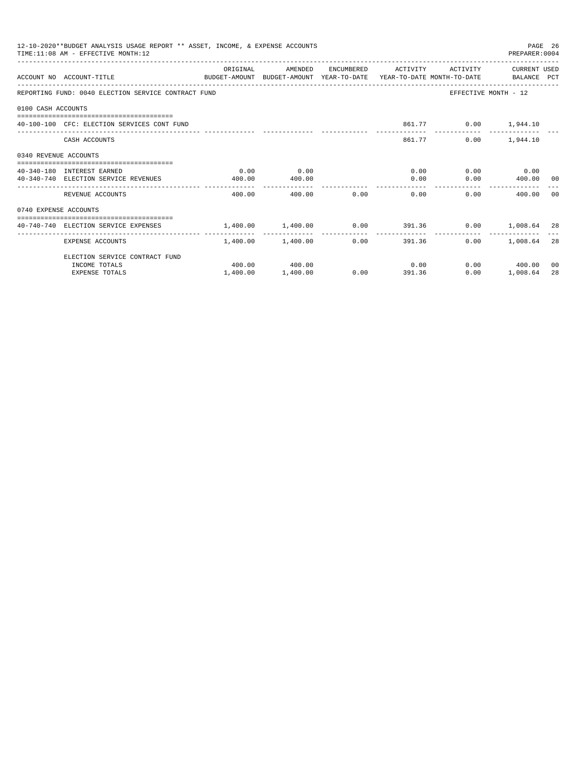12-10-2020**BUDGET ANALYSIS USAGE REPORT ** ASSET, INCOME, & EXPENSE ACCOUNTS
TIME:11:08 AM - EFFECTIVE MONTH:12

PREPARER:0004

| ACCOUNT NO | ACCOUNT-TITLE | ORIGINAL BUDGET-AMOUNT | AMENDED BUDGET-AMOUNT | ENCUMBERED YEAR-TO-DATE | ACTIVITY YEAR-TO-DATE | ACTIVITY MONTH-TO-DATE | CURRENT BALANCE | USED PCT |
|---|---|---|---|---|---|---|---|---|
| REPORTING FUND: 0040 ELECTION SERVICE CONTRACT FUND | | | | | | EFFECTIVE MONTH - 12 | | |
| 0100 CASH ACCOUNTS | | | | | | | | |
| 40-100-100 | CFC: ELECTION SERVICES CONT FUND | | | | 861.77 | 0.00 | 1,944.10 | |
| | CASH ACCOUNTS | | | | 861.77 | 0.00 | 1,944.10 | |
| 0340 REVENUE ACCOUNTS | | | | | | | | |
| 40-340-180 | INTEREST EARNED | 0.00 | 0.00 | | 0.00 | 0.00 | 0.00 | |
| 40-340-740 | ELECTION SERVICE REVENUES | 400.00 | 400.00 | | 0.00 | 0.00 | 400.00 | 00 |
| | REVENUE ACCOUNTS | 400.00 | 400.00 | 0.00 | 0.00 | 0.00 | 400.00 | 00 |
| 0740 EXPENSE ACCOUNTS | | | | | | | | |
| 40-740-740 | ELECTION SERVICE EXPENSES | 1,400.00 | 1,400.00 | 0.00 | 391.36 | 0.00 | 1,008.64 | 28 |
| | EXPENSE ACCOUNTS | 1,400.00 | 1,400.00 | 0.00 | 391.36 | 0.00 | 1,008.64 | 28 |
| | ELECTION SERVICE CONTRACT FUND | | | | | | | |
| | INCOME TOTALS | 400.00 | 400.00 | | 0.00 | 0.00 | 400.00 | 00 |
| | EXPENSE TOTALS | 1,400.00 | 1,400.00 | 0.00 | 391.36 | 0.00 | 1,008.64 | 28 |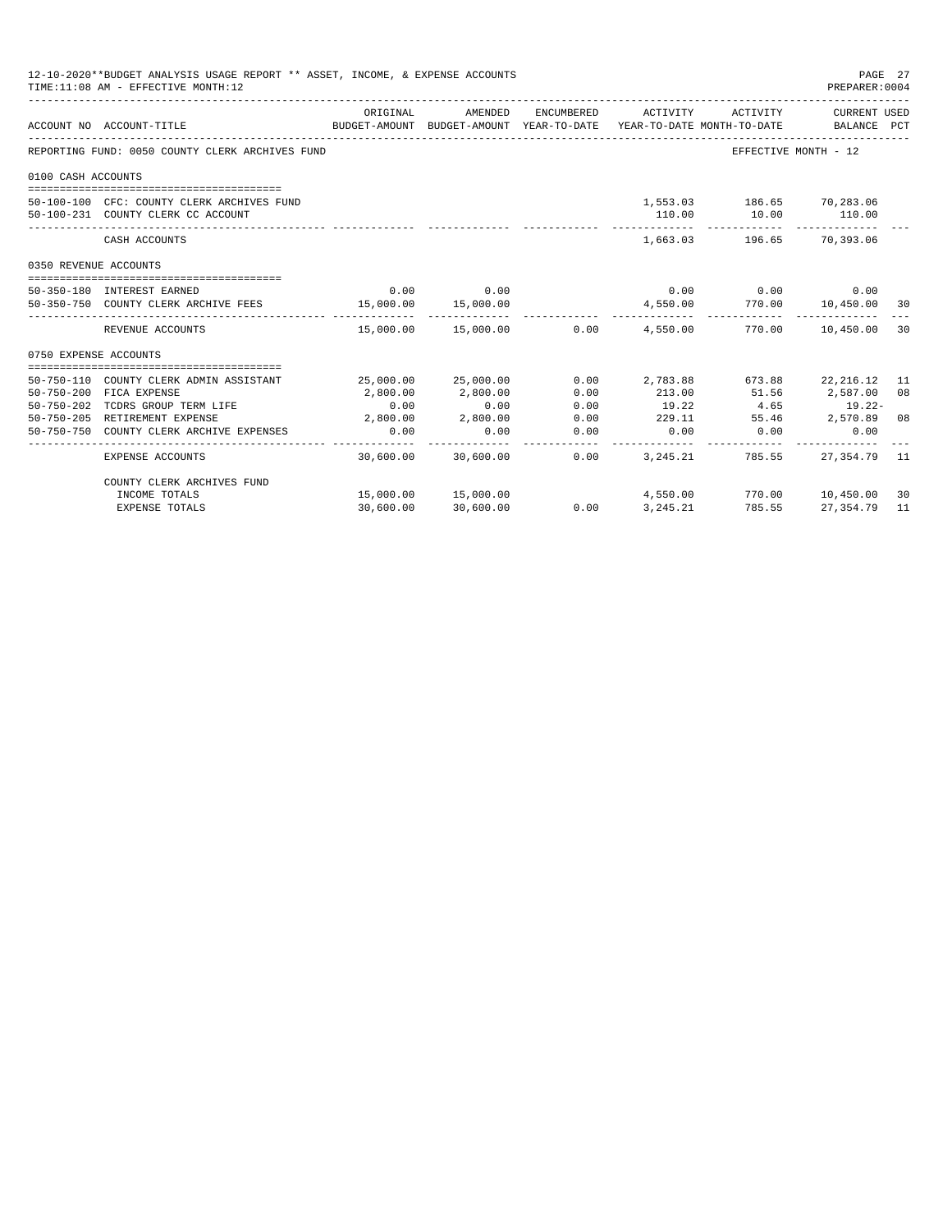12-10-2020**BUDGET ANALYSIS USAGE REPORT ** ASSET, INCOME, & EXPENSE ACCOUNTS
TIME:11:08 AM - EFFECTIVE MONTH:12

PREPARER:0004

REPORTING FUND: 0050 COUNTY CLERK ARCHIVES FUND — EFFECTIVE MONTH - 12

| ACCOUNT NO | ACCOUNT-TITLE | ORIGINAL BUDGET-AMOUNT | AMENDED BUDGET-AMOUNT | ENCUMBERED YEAR-TO-DATE | ACTIVITY YEAR-TO-DATE | ACTIVITY MONTH-TO-DATE | CURRENT USED BALANCE | PCT |
|---|---|---|---|---|---|---|---|---|
| **0100 CASH ACCOUNTS** | | | | | | | | |
| 50-100-100 | CFC: COUNTY CLERK ARCHIVES FUND | | | | 1,553.03 | 186.65 | 70,283.06 | |
| 50-100-231 | COUNTY CLERK CC ACCOUNT | | | | 110.00 | 10.00 | 110.00 | |
| | CASH ACCOUNTS | | | | 1,663.03 | 196.65 | 70,393.06 | |
| **0350 REVENUE ACCOUNTS** | | | | | | | | |
| 50-350-180 | INTEREST EARNED | 0.00 | 0.00 | | 0.00 | 0.00 | 0.00 | |
| 50-350-750 | COUNTY CLERK ARCHIVE FEES | 15,000.00 | 15,000.00 | | 4,550.00 | 770.00 | 10,450.00 | 30 |
| | REVENUE ACCOUNTS | 15,000.00 | 15,000.00 | 0.00 | 4,550.00 | 770.00 | 10,450.00 | 30 |
| **0750 EXPENSE ACCOUNTS** | | | | | | | | |
| 50-750-110 | COUNTY CLERK ADMIN ASSISTANT | 25,000.00 | 25,000.00 | 0.00 | 2,783.88 | 673.88 | 22,216.12 | 11 |
| 50-750-200 | FICA EXPENSE | 2,800.00 | 2,800.00 | 0.00 | 213.00 | 51.56 | 2,587.00 | 08 |
| 50-750-202 | TCDRS GROUP TERM LIFE | 0.00 | 0.00 | 0.00 | 19.22 | 4.65 | 19.22- | |
| 50-750-205 | RETIREMENT EXPENSE | 2,800.00 | 2,800.00 | 0.00 | 229.11 | 55.46 | 2,570.89 | 08 |
| 50-750-750 | COUNTY CLERK ARCHIVE EXPENSES | 0.00 | 0.00 | 0.00 | 0.00 | 0.00 | 0.00 | |
| | EXPENSE ACCOUNTS | 30,600.00 | 30,600.00 | 0.00 | 3,245.21 | 785.55 | 27,354.79 | 11 |
| | COUNTY CLERK ARCHIVES FUND | | | | | | | |
| | INCOME TOTALS | 15,000.00 | 15,000.00 | | 4,550.00 | 770.00 | 10,450.00 | 30 |
| | EXPENSE TOTALS | 30,600.00 | 30,600.00 | 0.00 | 3,245.21 | 785.55 | 27,354.79 | 11 |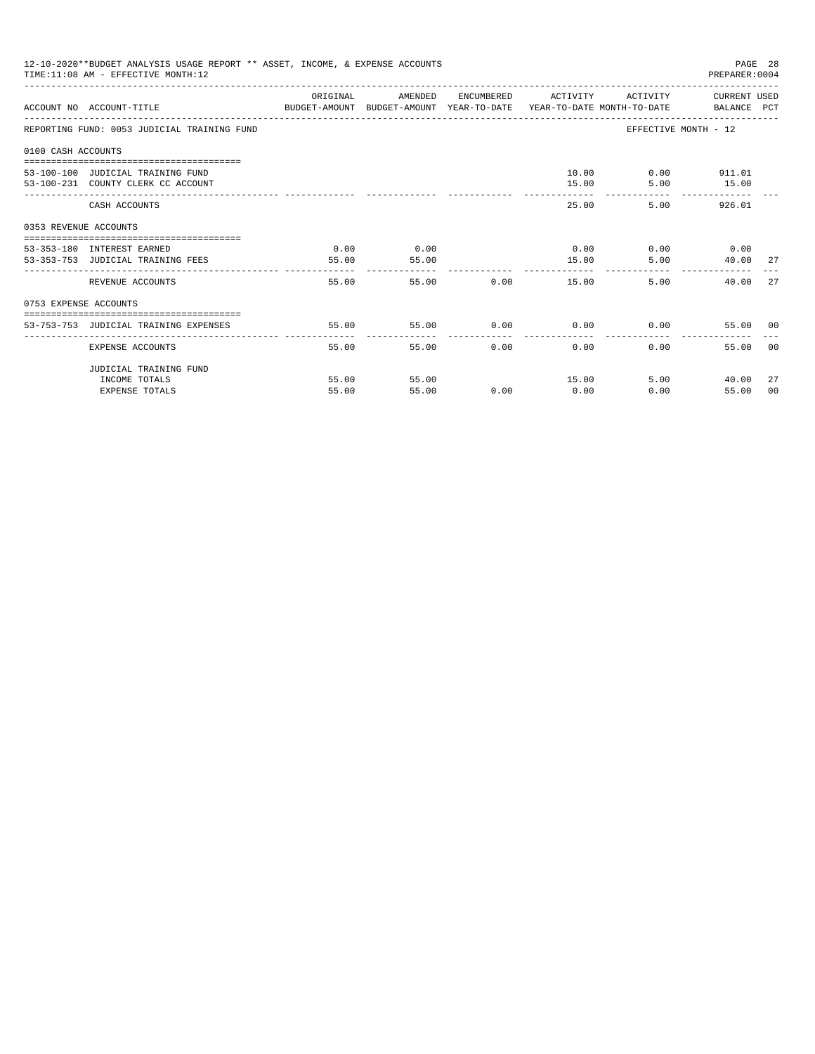12-10-2020**BUDGET ANALYSIS USAGE REPORT ** ASSET, INCOME, & EXPENSE ACCOUNTS

TIME:11:08 AM - EFFECTIVE MONTH:12

PREPARER:0004

| ACCOUNT NO | ACCOUNT-TITLE | ORIGINAL BUDGET-AMOUNT | AMENDED BUDGET-AMOUNT | ENCUMBERED YEAR-TO-DATE | ACTIVITY YEAR-TO-DATE | ACTIVITY MONTH-TO-DATE | CURRENT USED BALANCE | PCT |
|---|---|---|---|---|---|---|---|---|
| REPORTING FUND: 0053 JUDICIAL TRAINING FUND | | | | | | EFFECTIVE MONTH - 12 | | |
| 0100 CASH ACCOUNTS | | | | | | | | |
| 53-100-100 | JUDICIAL TRAINING FUND | | | | 10.00 | 0.00 | 911.01 | |
| 53-100-231 | COUNTY CLERK CC ACCOUNT | | | | 15.00 | 5.00 | 15.00 | |
| | CASH ACCOUNTS | | | | 25.00 | 5.00 | 926.01 | |
| 0353 REVENUE ACCOUNTS | | | | | | | | |
| 53-353-180 | INTEREST EARNED | 0.00 | 0.00 | | 0.00 | 0.00 | 0.00 | |
| 53-353-753 | JUDICIAL TRAINING FEES | 55.00 | 55.00 | | 15.00 | 5.00 | 40.00 | 27 |
| | REVENUE ACCOUNTS | 55.00 | 55.00 | 0.00 | 15.00 | 5.00 | 40.00 | 27 |
| 0753 EXPENSE ACCOUNTS | | | | | | | | |
| 53-753-753 | JUDICIAL TRAINING EXPENSES | 55.00 | 55.00 | 0.00 | 0.00 | 0.00 | 55.00 | 00 |
| | EXPENSE ACCOUNTS | 55.00 | 55.00 | 0.00 | 0.00 | 0.00 | 55.00 | 00 |
| | JUDICIAL TRAINING FUND | | | | | | | |
| | INCOME TOTALS | 55.00 | 55.00 | | 15.00 | 5.00 | 40.00 | 27 |
| | EXPENSE TOTALS | 55.00 | 55.00 | 0.00 | 0.00 | 0.00 | 55.00 | 00 |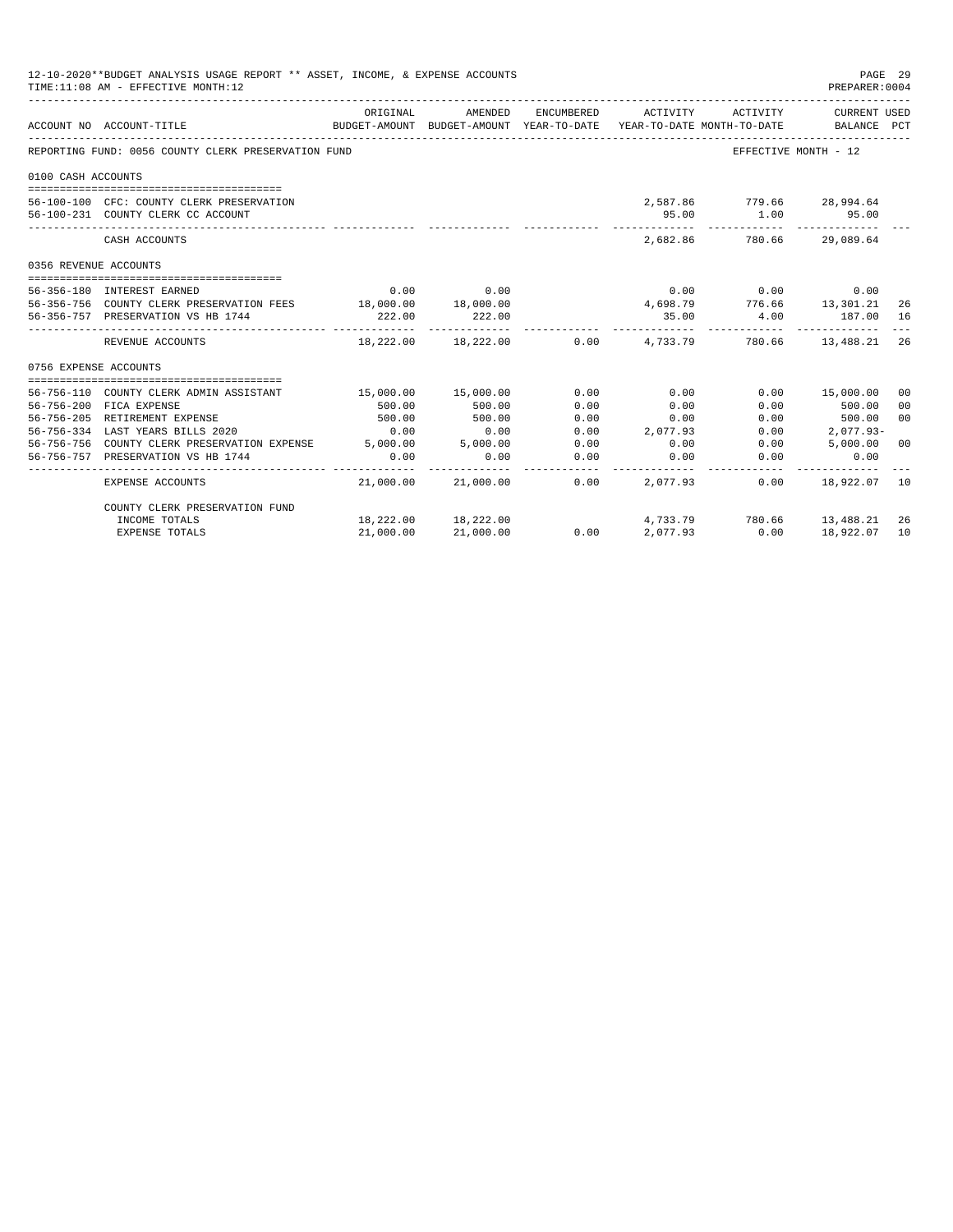12-10-2020**BUDGET ANALYSIS USAGE REPORT ** ASSET, INCOME, & EXPENSE ACCOUNTS
TIME:11:08 AM - EFFECTIVE MONTH:12

PREPARER:0004

| ACCOUNT NO | ACCOUNT-TITLE | ORIGINAL BUDGET-AMOUNT | AMENDED BUDGET-AMOUNT | ENCUMBERED YEAR-TO-DATE | ACTIVITY YEAR-TO-DATE | ACTIVITY MONTH-TO-DATE | CURRENT USED BALANCE | PCT |
|---|---|---|---|---|---|---|---|---|
| REPORTING FUND: 0056 COUNTY CLERK PRESERVATION FUND | | | | | | EFFECTIVE MONTH - 12 | | |
| 0100 CASH ACCOUNTS | | | | | | | | |
| 56-100-100 | CFC: COUNTY CLERK PRESERVATION | | | | 2,587.86 | 779.66 | 28,994.64 | |
| 56-100-231 | COUNTY CLERK CC ACCOUNT | | | | 95.00 | 1.00 | 95.00 | |
| | CASH ACCOUNTS | | | | 2,682.86 | 780.66 | 29,089.64 | |
| 0356 REVENUE ACCOUNTS | | | | | | | | |
| 56-356-180 | INTEREST EARNED | 0.00 | 0.00 | | 0.00 | 0.00 | 0.00 | |
| 56-356-756 | COUNTY CLERK PRESERVATION FEES | 18,000.00 | 18,000.00 | | 4,698.79 | 776.66 | 13,301.21 | 26 |
| 56-356-757 | PRESERVATION VS HB 1744 | 222.00 | 222.00 | | 35.00 | 4.00 | 187.00 | 16 |
| | REVENUE ACCOUNTS | 18,222.00 | 18,222.00 | 0.00 | 4,733.79 | 780.66 | 13,488.21 | 26 |
| 0756 EXPENSE ACCOUNTS | | | | | | | | |
| 56-756-110 | COUNTY CLERK ADMIN ASSISTANT | 15,000.00 | 15,000.00 | 0.00 | 0.00 | 0.00 | 15,000.00 | 00 |
| 56-756-200 | FICA EXPENSE | 500.00 | 500.00 | 0.00 | 0.00 | 0.00 | 500.00 | 00 |
| 56-756-205 | RETIREMENT EXPENSE | 500.00 | 500.00 | 0.00 | 0.00 | 0.00 | 500.00 | 00 |
| 56-756-334 | LAST YEARS BILLS 2020 | 0.00 | 0.00 | 0.00 | 2,077.93 | 0.00 | 2,077.93- | |
| 56-756-756 | COUNTY CLERK PRESERVATION EXPENSE | 5,000.00 | 5,000.00 | 0.00 | 0.00 | 0.00 | 5,000.00 | 00 |
| 56-756-757 | PRESERVATION VS HB 1744 | 0.00 | 0.00 | 0.00 | 0.00 | 0.00 | 0.00 | |
| | EXPENSE ACCOUNTS | 21,000.00 | 21,000.00 | 0.00 | 2,077.93 | 0.00 | 18,922.07 | 10 |
| | COUNTY CLERK PRESERVATION FUND | | | | | | | |
| | INCOME TOTALS | 18,222.00 | 18,222.00 | | 4,733.79 | 780.66 | 13,488.21 | 26 |
| | EXPENSE TOTALS | 21,000.00 | 21,000.00 | 0.00 | 2,077.93 | 0.00 | 18,922.07 | 10 |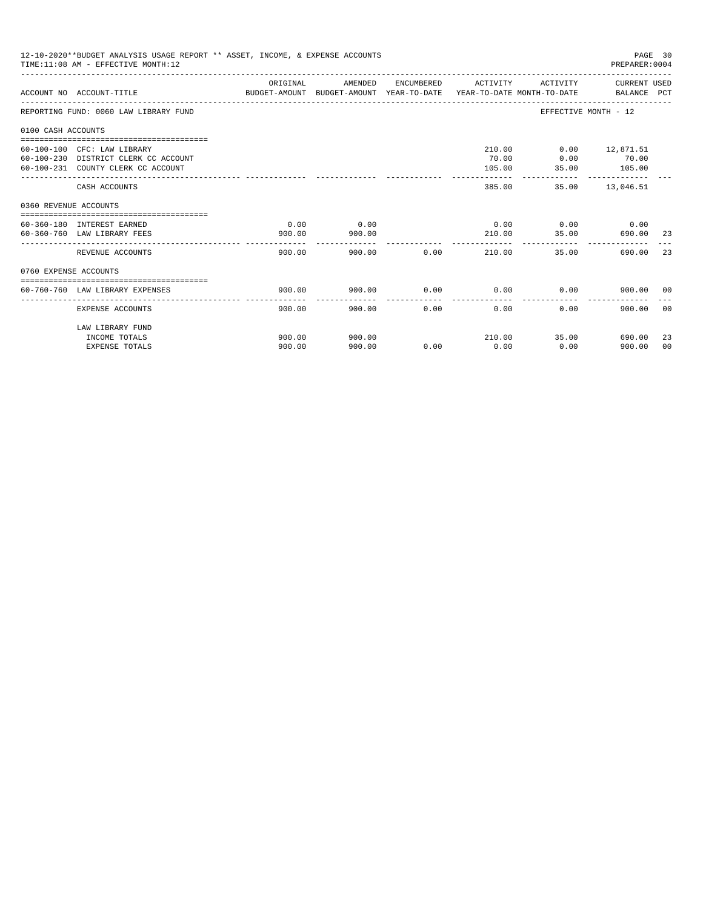12-10-2020**BUDGET ANALYSIS USAGE REPORT ** ASSET, INCOME, & EXPENSE ACCOUNTS
TIME:11:08 AM - EFFECTIVE MONTH:12

PREPARER:0004

| ACCOUNT NO | ACCOUNT-TITLE | ORIGINAL BUDGET-AMOUNT | AMENDED BUDGET-AMOUNT | ENCUMBERED YEAR-TO-DATE | ACTIVITY YEAR-TO-DATE | ACTIVITY MONTH-TO-DATE | CURRENT BALANCE | USED PCT |
|---|---|---|---|---|---|---|---|---|
| REPORTING FUND: 0060 LAW LIBRARY FUND | | | | | | EFFECTIVE MONTH - 12 | | |
| 0100 CASH ACCOUNTS | | | | | | | | |
| 60-100-100 | CFC: LAW LIBRARY | | | | 210.00 | 0.00 | 12,871.51 | |
| 60-100-230 | DISTRICT CLERK CC ACCOUNT | | | | 70.00 | 0.00 | 70.00 | |
| 60-100-231 | COUNTY CLERK CC ACCOUNT | | | | 105.00 | 35.00 | 105.00 | |
| | CASH ACCOUNTS | | | | 385.00 | 35.00 | 13,046.51 | |
| 0360 REVENUE ACCOUNTS | | | | | | | | |
| 60-360-180 | INTEREST EARNED | 0.00 | 0.00 | | 0.00 | 0.00 | 0.00 | |
| 60-360-760 | LAW LIBRARY FEES | 900.00 | 900.00 | | 210.00 | 35.00 | 690.00 | 23 |
| | REVENUE ACCOUNTS | 900.00 | 900.00 | 0.00 | 210.00 | 35.00 | 690.00 | 23 |
| 0760 EXPENSE ACCOUNTS | | | | | | | | |
| 60-760-760 | LAW LIBRARY EXPENSES | 900.00 | 900.00 | 0.00 | 0.00 | 0.00 | 900.00 | 00 |
| | EXPENSE ACCOUNTS | 900.00 | 900.00 | 0.00 | 0.00 | 0.00 | 900.00 | 00 |
| | LAW LIBRARY FUND | | | | | | | |
| | INCOME TOTALS | 900.00 | 900.00 | | 210.00 | 35.00 | 690.00 | 23 |
| | EXPENSE TOTALS | 900.00 | 900.00 | 0.00 | 0.00 | 0.00 | 900.00 | 00 |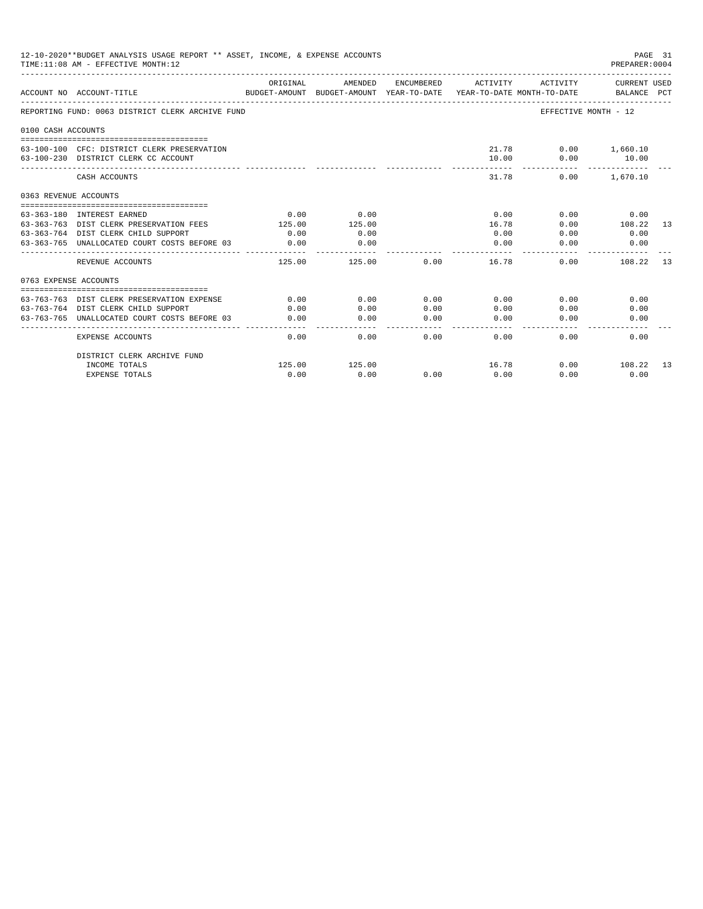12-10-2020**BUDGET ANALYSIS USAGE REPORT ** ASSET, INCOME, & EXPENSE ACCOUNTS
TIME:11:08 AM - EFFECTIVE MONTH:12

| ACCOUNT NO | ACCOUNT-TITLE | ORIGINAL BUDGET-AMOUNT | AMENDED BUDGET-AMOUNT | ENCUMBERED YEAR-TO-DATE | ACTIVITY YEAR-TO-DATE | ACTIVITY MONTH-TO-DATE | CURRENT USED BALANCE | PCT |
|---|---|---|---|---|---|---|---|---|
| REPORTING FUND: 0063 DISTRICT CLERK ARCHIVE FUND | | | | | | EFFECTIVE MONTH - 12 | | |
| 0100 CASH ACCOUNTS | | | | | | | | |
| 63-100-100 | CFC: DISTRICT CLERK PRESERVATION | | | | 21.78 | 0.00 | 1,660.10 | |
| 63-100-230 | DISTRICT CLERK CC ACCOUNT | | | | 10.00 | 0.00 | 10.00 | |
| | CASH ACCOUNTS | | | | 31.78 | 0.00 | 1,670.10 | |
| 0363 REVENUE ACCOUNTS | | | | | | | | |
| 63-363-180 | INTEREST EARNED | 0.00 | 0.00 | | 0.00 | 0.00 | 0.00 | |
| 63-363-763 | DIST CLERK PRESERVATION FEES | 125.00 | 125.00 | | 16.78 | 0.00 | 108.22 | 13 |
| 63-363-764 | DIST CLERK CHILD SUPPORT | 0.00 | 0.00 | | 0.00 | 0.00 | 0.00 | |
| 63-363-765 | UNALLOCATED COURT COSTS BEFORE 03 | 0.00 | 0.00 | | 0.00 | 0.00 | 0.00 | |
| | REVENUE ACCOUNTS | 125.00 | 125.00 | 0.00 | 16.78 | 0.00 | 108.22 | 13 |
| 0763 EXPENSE ACCOUNTS | | | | | | | | |
| 63-763-763 | DIST CLERK PRESERVATION EXPENSE | 0.00 | 0.00 | 0.00 | 0.00 | 0.00 | 0.00 | |
| 63-763-764 | DIST CLERK CHILD SUPPORT | 0.00 | 0.00 | 0.00 | 0.00 | 0.00 | 0.00 | |
| 63-763-765 | UNALLOCATED COURT COSTS BEFORE 03 | 0.00 | 0.00 | 0.00 | 0.00 | 0.00 | 0.00 | |
| | EXPENSE ACCOUNTS | 0.00 | 0.00 | 0.00 | 0.00 | 0.00 | 0.00 | |
| | DISTRICT CLERK ARCHIVE FUND | | | | | | | |
| | INCOME TOTALS | 125.00 | 125.00 | | 16.78 | 0.00 | 108.22 | 13 |
| | EXPENSE TOTALS | 0.00 | 0.00 | 0.00 | 0.00 | 0.00 | 0.00 | |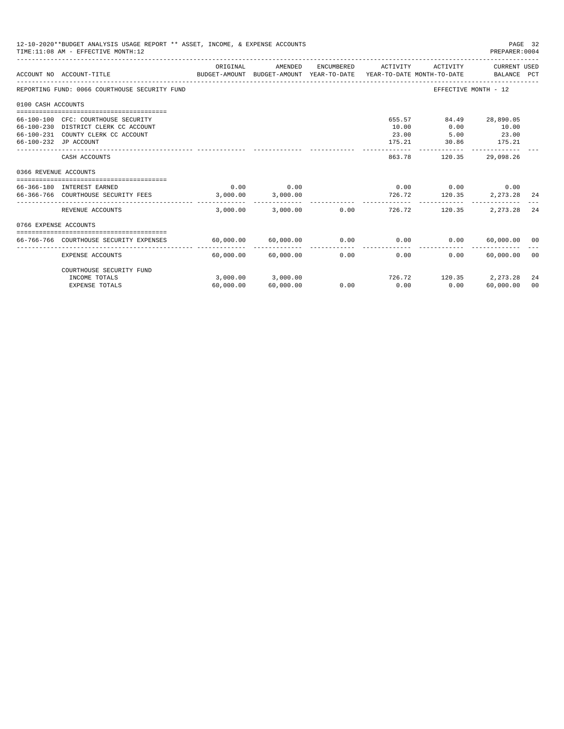12-10-2020**BUDGET ANALYSIS USAGE REPORT ** ASSET, INCOME, & EXPENSE ACCOUNTS
TIME:11:08 AM - EFFECTIVE MONTH:12

PREPARER:0004

| ACCOUNT NO | ACCOUNT-TITLE | ORIGINAL BUDGET-AMOUNT | AMENDED BUDGET-AMOUNT | ENCUMBERED YEAR-TO-DATE | ACTIVITY YEAR-TO-DATE | ACTIVITY MONTH-TO-DATE | CURRENT BALANCE | USED PCT |
|---|---|---|---|---|---|---|---|---|
| REPORTING FUND: 0066 COURTHOUSE SECURITY FUND | | | | | | EFFECTIVE MONTH - 12 | | |
| 0100 CASH ACCOUNTS | | | | | | | | |
| 66-100-100 | CFC: COURTHOUSE SECURITY | | | | 655.57 | 84.49 | 28,890.05 | |
| 66-100-230 | DISTRICT CLERK CC ACCOUNT | | | | 10.00 | 0.00 | 10.00 | |
| 66-100-231 | COUNTY CLERK CC ACCOUNT | | | | 23.00 | 5.00 | 23.00 | |
| 66-100-232 | JP ACCOUNT | | | | 175.21 | 30.86 | 175.21 | |
| | CASH ACCOUNTS | | | | 863.78 | 120.35 | 29,098.26 | |
| 0366 REVENUE ACCOUNTS | | | | | | | | |
| 66-366-180 | INTEREST EARNED | 0.00 | 0.00 | | 0.00 | 0.00 | 0.00 | |
| 66-366-766 | COURTHOUSE SECURITY FEES | 3,000.00 | 3,000.00 | | 726.72 | 120.35 | 2,273.28 | 24 |
| | REVENUE ACCOUNTS | 3,000.00 | 3,000.00 | 0.00 | 726.72 | 120.35 | 2,273.28 | 24 |
| 0766 EXPENSE ACCOUNTS | | | | | | | | |
| 66-766-766 | COURTHOUSE SECURITY EXPENSES | 60,000.00 | 60,000.00 | 0.00 | 0.00 | 0.00 | 60,000.00 | 00 |
| | EXPENSE ACCOUNTS | 60,000.00 | 60,000.00 | 0.00 | 0.00 | 0.00 | 60,000.00 | 00 |
| | COURTHOUSE SECURITY FUND | | | | | | | |
| | INCOME TOTALS | 3,000.00 | 3,000.00 | | 726.72 | 120.35 | 2,273.28 | 24 |
| | EXPENSE TOTALS | 60,000.00 | 60,000.00 | 0.00 | 0.00 | 0.00 | 60,000.00 | 00 |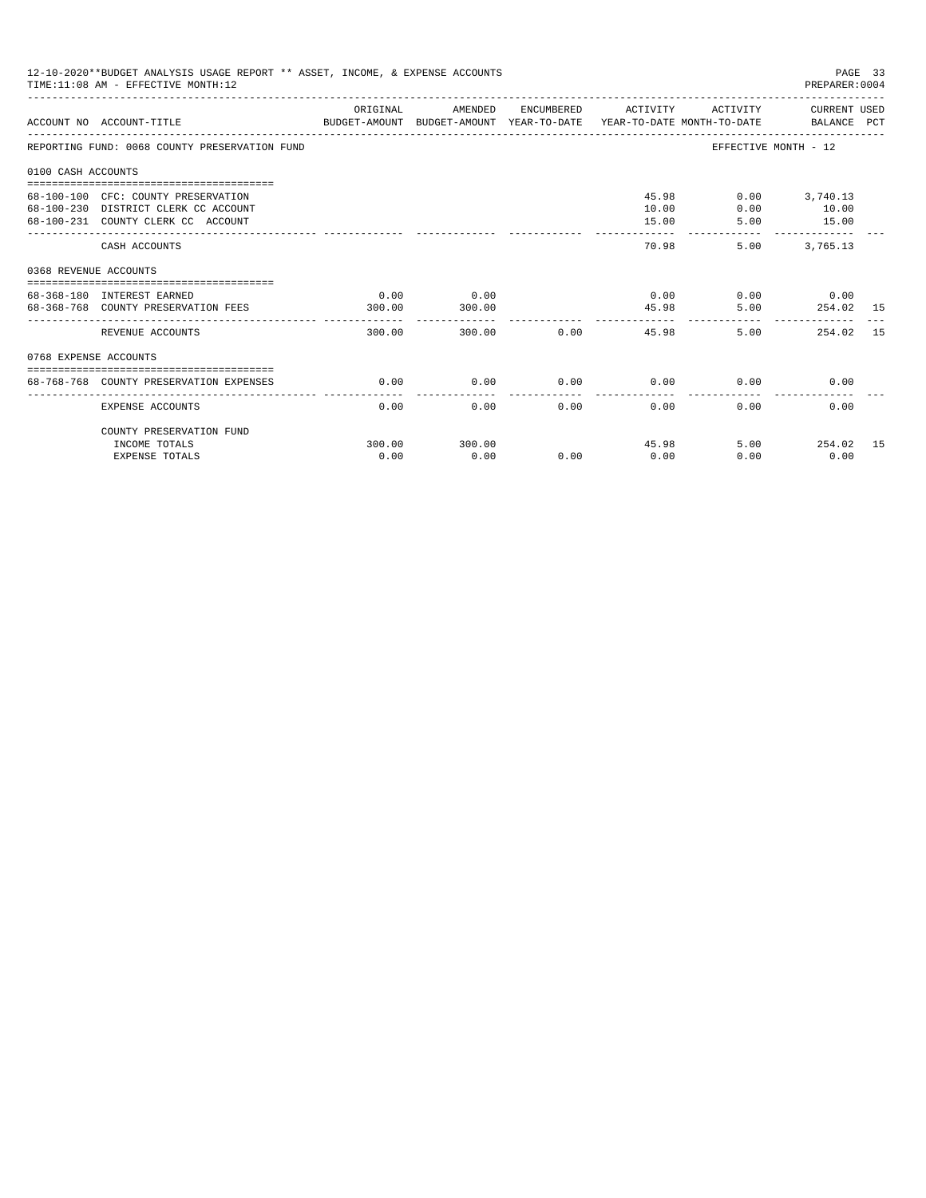12-10-2020**BUDGET ANALYSIS USAGE REPORT ** ASSET, INCOME, & EXPENSE ACCOUNTS
TIME:11:08 AM - EFFECTIVE MONTH:12

PREPARER:0004

| ACCOUNT NO | ACCOUNT-TITLE | ORIGINAL BUDGET-AMOUNT | AMENDED BUDGET-AMOUNT | ENCUMBERED YEAR-TO-DATE | ACTIVITY YEAR-TO-DATE | ACTIVITY MONTH-TO-DATE | CURRENT USED BALANCE | PCT |
|---|---|---|---|---|---|---|---|---|
| REPORTING FUND: 0068 COUNTY PRESERVATION FUND | | | | | | EFFECTIVE MONTH - 12 | | |
| 0100 CASH ACCOUNTS | | | | | | | | |
| 68-100-100 | CFC: COUNTY PRESERVATION | | | | 45.98 | 0.00 | 3,740.13 | |
| 68-100-230 | DISTRICT CLERK CC ACCOUNT | | | | 10.00 | 0.00 | 10.00 | |
| 68-100-231 | COUNTY CLERK CC ACCOUNT | | | | 15.00 | 5.00 | 15.00 | |
| | CASH ACCOUNTS | | | | 70.98 | 5.00 | 3,765.13 | |
| 0368 REVENUE ACCOUNTS | | | | | | | | |
| 68-368-180 | INTEREST EARNED | 0.00 | 0.00 | | 0.00 | 0.00 | 0.00 | |
| 68-368-768 | COUNTY PRESERVATION FEES | 300.00 | 300.00 | | 45.98 | 5.00 | 254.02 | 15 |
| | REVENUE ACCOUNTS | 300.00 | 300.00 | 0.00 | 45.98 | 5.00 | 254.02 | 15 |
| 0768 EXPENSE ACCOUNTS | | | | | | | | |
| 68-768-768 | COUNTY PRESERVATION EXPENSES | 0.00 | 0.00 | 0.00 | 0.00 | 0.00 | 0.00 | |
| | EXPENSE ACCOUNTS | 0.00 | 0.00 | 0.00 | 0.00 | 0.00 | 0.00 | |
| | COUNTY PRESERVATION FUND | | | | | | | |
| | INCOME TOTALS | 300.00 | 300.00 | | 45.98 | 5.00 | 254.02 | 15 |
| | EXPENSE TOTALS | 0.00 | 0.00 | 0.00 | 0.00 | 0.00 | 0.00 | |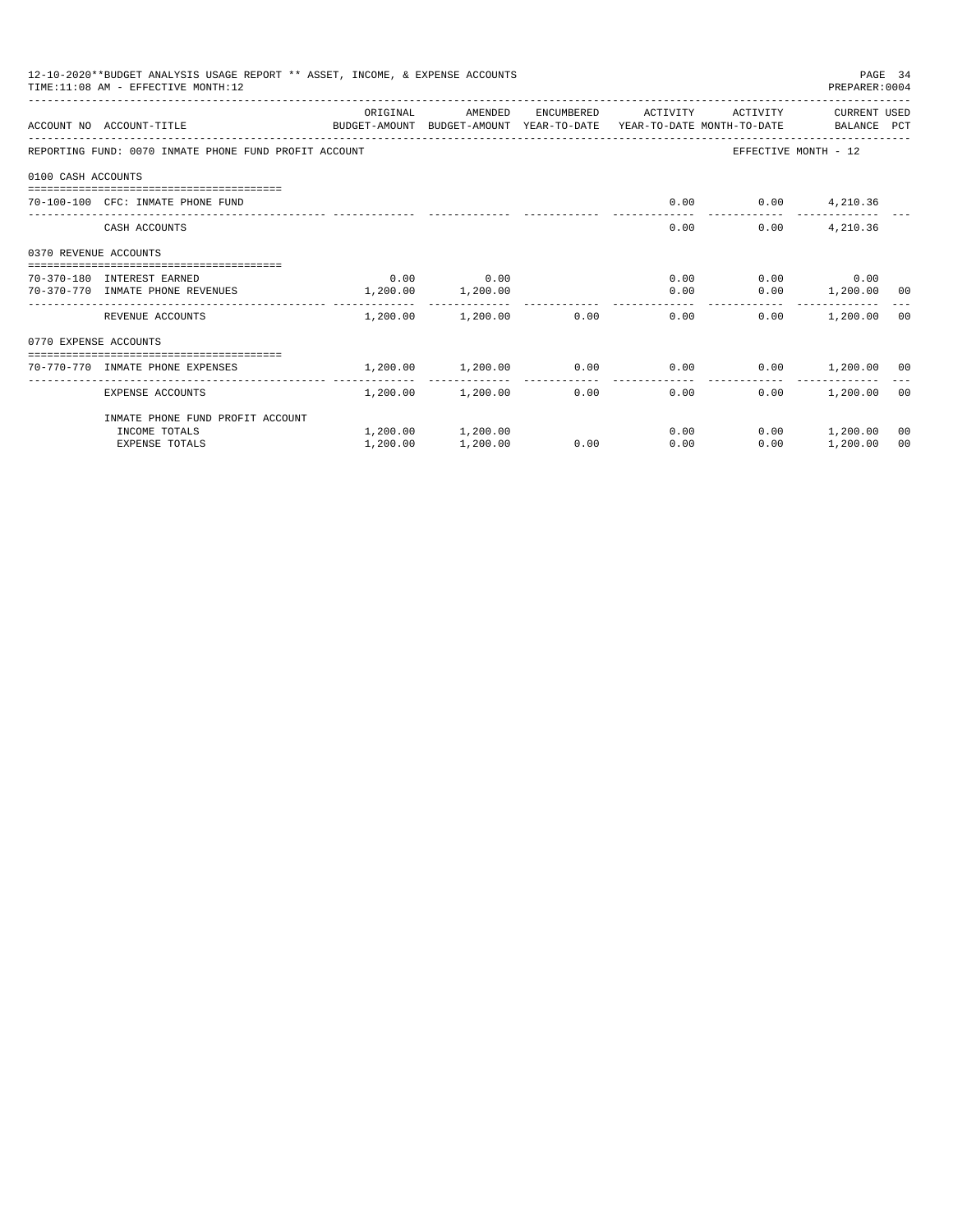12-10-2020**BUDGET ANALYSIS USAGE REPORT ** ASSET, INCOME, & EXPENSE ACCOUNTS
TIME:11:08 AM - EFFECTIVE MONTH:12

PREPARER:0004

| ACCOUNT NO | ACCOUNT-TITLE | ORIGINAL BUDGET-AMOUNT | AMENDED BUDGET-AMOUNT | ENCUMBERED YEAR-TO-DATE | ACTIVITY YEAR-TO-DATE | ACTIVITY MONTH-TO-DATE | CURRENT BALANCE | USED PCT |
|---|---|---|---|---|---|---|---|---|
| REPORTING FUND: 0070 INMATE PHONE FUND PROFIT ACCOUNT | | | | | | EFFECTIVE MONTH - 12 | | |
| 0100 CASH ACCOUNTS | | | | | | | | |
| 70-100-100 | CFC: INMATE PHONE FUND | | | | 0.00 | 0.00 | 4,210.36 | |
| | CASH ACCOUNTS | | | | 0.00 | 0.00 | 4,210.36 | |
| 0370 REVENUE ACCOUNTS | | | | | | | | |
| 70-370-180 | INTEREST EARNED | 0.00 | 0.00 | | 0.00 | 0.00 | 0.00 | |
| 70-370-770 | INMATE PHONE REVENUES | 1,200.00 | 1,200.00 | | 0.00 | 0.00 | 1,200.00 | 00 |
| | REVENUE ACCOUNTS | 1,200.00 | 1,200.00 | 0.00 | 0.00 | 0.00 | 1,200.00 | 00 |
| 0770 EXPENSE ACCOUNTS | | | | | | | | |
| 70-770-770 | INMATE PHONE EXPENSES | 1,200.00 | 1,200.00 | 0.00 | 0.00 | 0.00 | 1,200.00 | 00 |
| | EXPENSE ACCOUNTS | 1,200.00 | 1,200.00 | 0.00 | 0.00 | 0.00 | 1,200.00 | 00 |
| | INMATE PHONE FUND PROFIT ACCOUNT | | | | | | | |
| | INCOME TOTALS | 1,200.00 | 1,200.00 | | 0.00 | 0.00 | 1,200.00 | 00 |
| | EXPENSE TOTALS | 1,200.00 | 1,200.00 | 0.00 | 0.00 | 0.00 | 1,200.00 | 00 |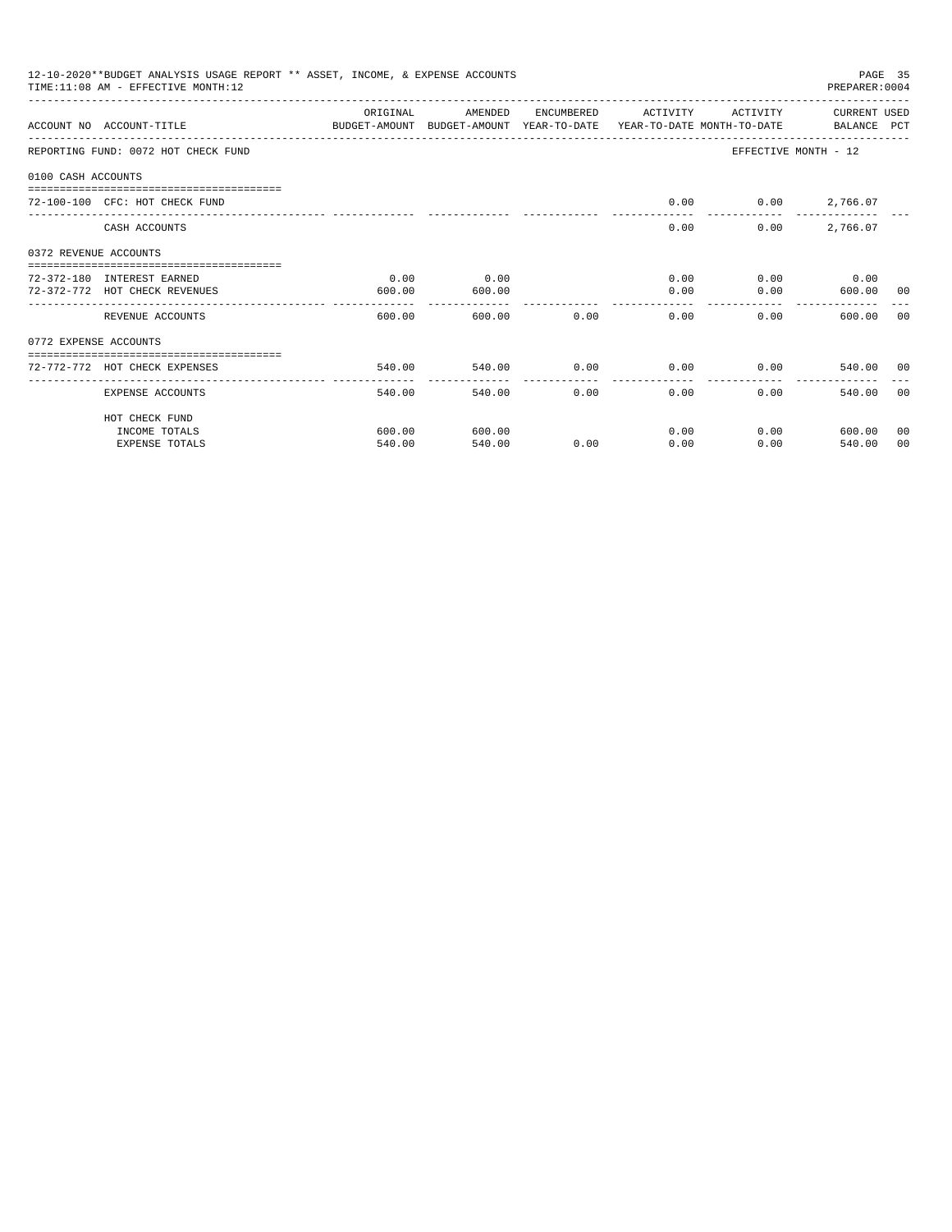12-10-2020**BUDGET ANALYSIS USAGE REPORT ** ASSET, INCOME, & EXPENSE ACCOUNTS

TIME:11:08 AM - EFFECTIVE MONTH:12

PREPARER:0004

| ACCOUNT NO | ACCOUNT-TITLE | ORIGINAL BUDGET-AMOUNT | AMENDED BUDGET-AMOUNT | ENCUMBERED YEAR-TO-DATE | ACTIVITY YEAR-TO-DATE | ACTIVITY MONTH-TO-DATE | CURRENT BALANCE | USED PCT |
|---|---|---|---|---|---|---|---|---|
| REPORTING FUND: 0072 HOT CHECK FUND | | | | | | EFFECTIVE MONTH - 12 | | |
| 0100 CASH ACCOUNTS | | | | | | | | |
| 72-100-100 | CFC: HOT CHECK FUND | | | | 0.00 | 0.00 | 2,766.07 | |
| | CASH ACCOUNTS | | | | 0.00 | 0.00 | 2,766.07 | |
| 0372 REVENUE ACCOUNTS | | | | | | | | |
| 72-372-180 | INTEREST EARNED | 0.00 | 0.00 | | 0.00 | 0.00 | 0.00 | |
| 72-372-772 | HOT CHECK REVENUES | 600.00 | 600.00 | | 0.00 | 0.00 | 600.00 | 00 |
| | REVENUE ACCOUNTS | 600.00 | 600.00 | 0.00 | 0.00 | 0.00 | 600.00 | 00 |
| 0772 EXPENSE ACCOUNTS | | | | | | | | |
| 72-772-772 | HOT CHECK EXPENSES | 540.00 | 540.00 | 0.00 | 0.00 | 0.00 | 540.00 | 00 |
| | EXPENSE ACCOUNTS | 540.00 | 540.00 | 0.00 | 0.00 | 0.00 | 540.00 | 00 |
| | HOT CHECK FUND | | | | | | | |
| | INCOME TOTALS | 600.00 | 600.00 | | 0.00 | 0.00 | 600.00 | 00 |
| | EXPENSE TOTALS | 540.00 | 540.00 | 0.00 | 0.00 | 0.00 | 540.00 | 00 |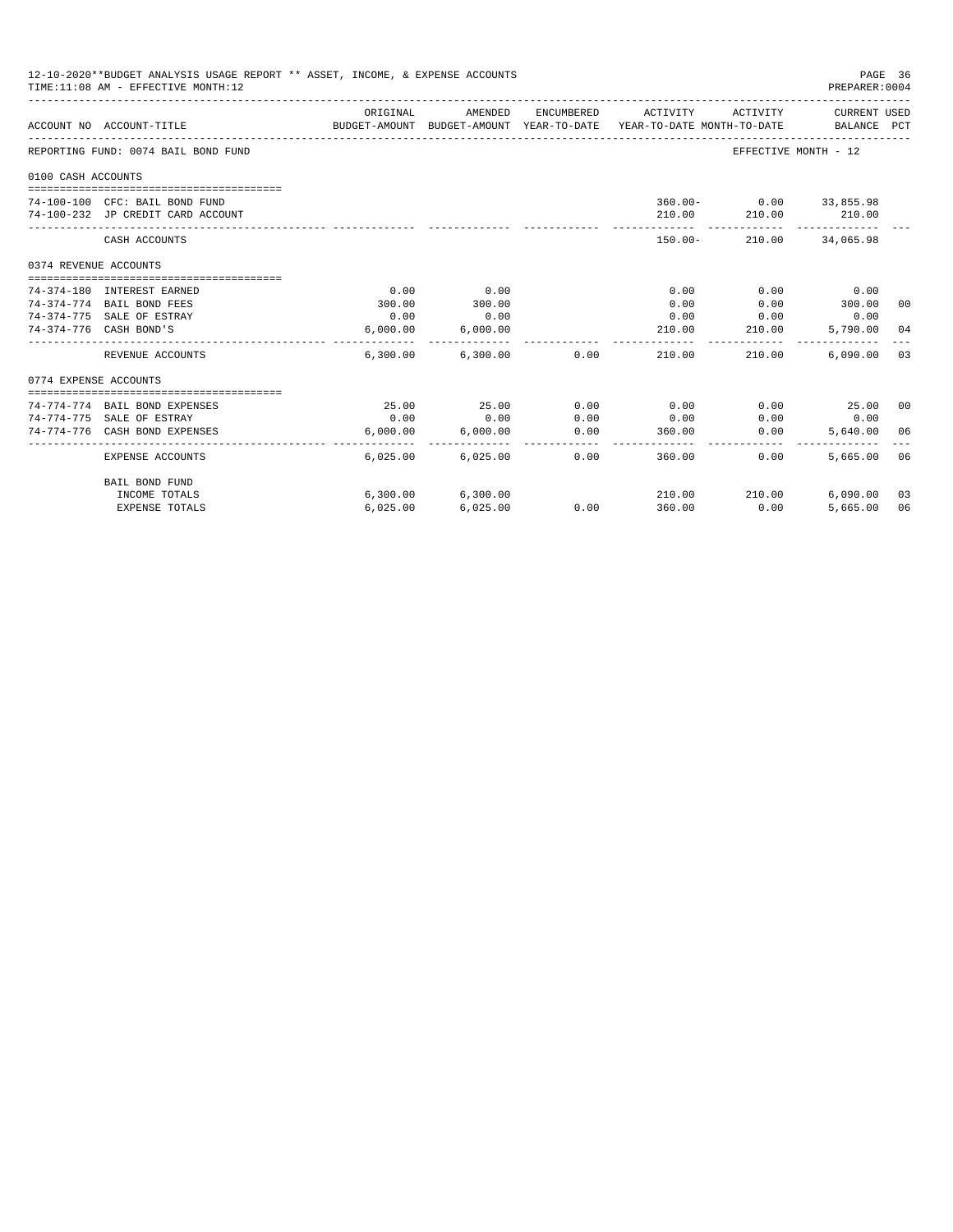12-10-2020**BUDGET ANALYSIS USAGE REPORT ** ASSET, INCOME, & EXPENSE ACCOUNTS
TIME:11:08 AM - EFFECTIVE MONTH:12

PREPARER:0004

| ACCOUNT NO | ACCOUNT-TITLE | ORIGINAL BUDGET-AMOUNT | AMENDED BUDGET-AMOUNT | ENCUMBERED YEAR-TO-DATE | ACTIVITY YEAR-TO-DATE | ACTIVITY MONTH-TO-DATE | CURRENT USED BALANCE | PCT |
|---|---|---|---|---|---|---|---|---|
| REPORTING FUND: 0074 BAIL BOND FUND | | | | | | EFFECTIVE MONTH - 12 | | |
| 0100 CASH ACCOUNTS | | | | | | | | |
| 74-100-100 | CFC: BAIL BOND FUND | | | | 360.00- | 0.00 | 33,855.98 | |
| 74-100-232 | JP CREDIT CARD ACCOUNT | | | | 210.00 | 210.00 | 210.00 | |
| | CASH ACCOUNTS | | | | 150.00- | 210.00 | 34,065.98 | |
| 0374 REVENUE ACCOUNTS | | | | | | | | |
| 74-374-180 | INTEREST EARNED | 0.00 | 0.00 | | 0.00 | 0.00 | 0.00 | |
| 74-374-774 | BAIL BOND FEES | 300.00 | 300.00 | | 0.00 | 0.00 | 300.00 | 00 |
| 74-374-775 | SALE OF ESTRAY | 0.00 | 0.00 | | 0.00 | 0.00 | 0.00 | |
| 74-374-776 | CASH BOND'S | 6,000.00 | 6,000.00 | | 210.00 | 210.00 | 5,790.00 | 04 |
| | REVENUE ACCOUNTS | 6,300.00 | 6,300.00 | 0.00 | 210.00 | 210.00 | 6,090.00 | 03 |
| 0774 EXPENSE ACCOUNTS | | | | | | | | |
| 74-774-774 | BAIL BOND EXPENSES | 25.00 | 25.00 | 0.00 | 0.00 | 0.00 | 25.00 | 00 |
| 74-774-775 | SALE OF ESTRAY | 0.00 | 0.00 | 0.00 | 0.00 | 0.00 | 0.00 | |
| 74-774-776 | CASH BOND EXPENSES | 6,000.00 | 6,000.00 | 0.00 | 360.00 | 0.00 | 5,640.00 | 06 |
| | EXPENSE ACCOUNTS | 6,025.00 | 6,025.00 | 0.00 | 360.00 | 0.00 | 5,665.00 | 06 |
| | BAIL BOND FUND | | | | | | | |
| | INCOME TOTALS | 6,300.00 | 6,300.00 | | 210.00 | 210.00 | 6,090.00 | 03 |
| | EXPENSE TOTALS | 6,025.00 | 6,025.00 | 0.00 | 360.00 | 0.00 | 5,665.00 | 06 |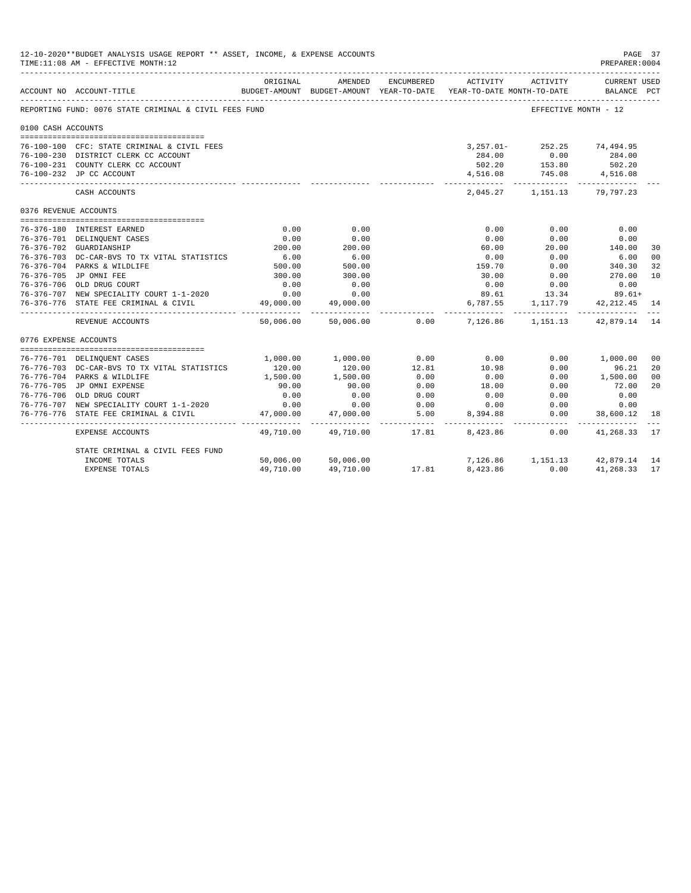12-10-2020**BUDGET ANALYSIS USAGE REPORT ** ASSET, INCOME, & EXPENSE ACCOUNTS
TIME:11:08 AM - EFFECTIVE MONTH:12

PREPARER:0004

| ACCOUNT NO | ACCOUNT-TITLE | ORIGINAL BUDGET-AMOUNT | AMENDED BUDGET-AMOUNT | ENCUMBERED YEAR-TO-DATE | ACTIVITY YEAR-TO-DATE | ACTIVITY MONTH-TO-DATE | CURRENT BALANCE | USED PCT |
|---|---|---|---|---|---|---|---|---|
| REPORTING FUND: 0076 STATE CRIMINAL & CIVIL FEES FUND | | | | | | EFFECTIVE MONTH - 12 | | |
| 0100 CASH ACCOUNTS | | | | | | | | |
| 76-100-100 | CFC: STATE CRIMINAL & CIVIL FEES | | | | 3,257.01- | 252.25 | 74,494.95 | |
| 76-100-230 | DISTRICT CLERK CC ACCOUNT | | | | 284.00 | 0.00 | 284.00 | |
| 76-100-231 | COUNTY CLERK CC ACCOUNT | | | | 502.20 | 153.80 | 502.20 | |
| 76-100-232 | JP CC ACCOUNT | | | | 4,516.08 | 745.08 | 4,516.08 | |
| | CASH ACCOUNTS | | | | 2,045.27 | 1,151.13 | 79,797.23 | |
| 0376 REVENUE ACCOUNTS | | | | | | | | |
| 76-376-180 | INTEREST EARNED | 0.00 | 0.00 | | 0.00 | 0.00 | 0.00 | |
| 76-376-701 | DELINQUENT CASES | 0.00 | 0.00 | | 0.00 | 0.00 | 0.00 | |
| 76-376-702 | GUARDIANSHIP | 200.00 | 200.00 | | 60.00 | 20.00 | 140.00 | 30 |
| 76-376-703 | DC-CAR-BVS TO TX VITAL STATISTICS | 6.00 | 6.00 | | 0.00 | 0.00 | 6.00 | 00 |
| 76-376-704 | PARKS & WILDLIFE | 500.00 | 500.00 | | 159.70 | 0.00 | 340.30 | 32 |
| 76-376-705 | JP OMNI FEE | 300.00 | 300.00 | | 30.00 | 0.00 | 270.00 | 10 |
| 76-376-706 | OLD DRUG COURT | 0.00 | 0.00 | | 0.00 | 0.00 | 0.00 | |
| 76-376-707 | NEW SPECIALITY COURT 1-1-2020 | 0.00 | 0.00 | | 89.61 | 13.34 | 89.61+ | |
| 76-376-776 | STATE FEE CRIMINAL & CIVIL | 49,000.00 | 49,000.00 | | 6,787.55 | 1,117.79 | 42,212.45 | 14 |
| | REVENUE ACCOUNTS | 50,006.00 | 50,006.00 | 0.00 | 7,126.86 | 1,151.13 | 42,879.14 | 14 |
| 0776 EXPENSE ACCOUNTS | | | | | | | | |
| 76-776-701 | DELINQUENT CASES | 1,000.00 | 1,000.00 | 0.00 | 0.00 | 0.00 | 1,000.00 | 00 |
| 76-776-703 | DC-CAR-BVS TO TX VITAL STATISTICS | 120.00 | 120.00 | 12.81 | 10.98 | 0.00 | 96.21 | 20 |
| 76-776-704 | PARKS & WILDLIFE | 1,500.00 | 1,500.00 | 0.00 | 0.00 | 0.00 | 1,500.00 | 00 |
| 76-776-705 | JP OMNI EXPENSE | 90.00 | 90.00 | 0.00 | 18.00 | 0.00 | 72.00 | 20 |
| 76-776-706 | OLD DRUG COURT | 0.00 | 0.00 | 0.00 | 0.00 | 0.00 | 0.00 | |
| 76-776-707 | NEW SPECIALITY COURT 1-1-2020 | 0.00 | 0.00 | 0.00 | 0.00 | 0.00 | 0.00 | |
| 76-776-776 | STATE FEE CRIMINAL & CIVIL | 47,000.00 | 47,000.00 | 5.00 | 8,394.88 | 0.00 | 38,600.12 | 18 |
| | EXPENSE ACCOUNTS | 49,710.00 | 49,710.00 | 17.81 | 8,423.86 | 0.00 | 41,268.33 | 17 |
| | STATE CRIMINAL & CIVIL FEES FUND | | | | | | | |
| | INCOME TOTALS | 50,006.00 | 50,006.00 | | 7,126.86 | 1,151.13 | 42,879.14 | 14 |
| | EXPENSE TOTALS | 49,710.00 | 49,710.00 | 17.81 | 8,423.86 | 0.00 | 41,268.33 | 17 |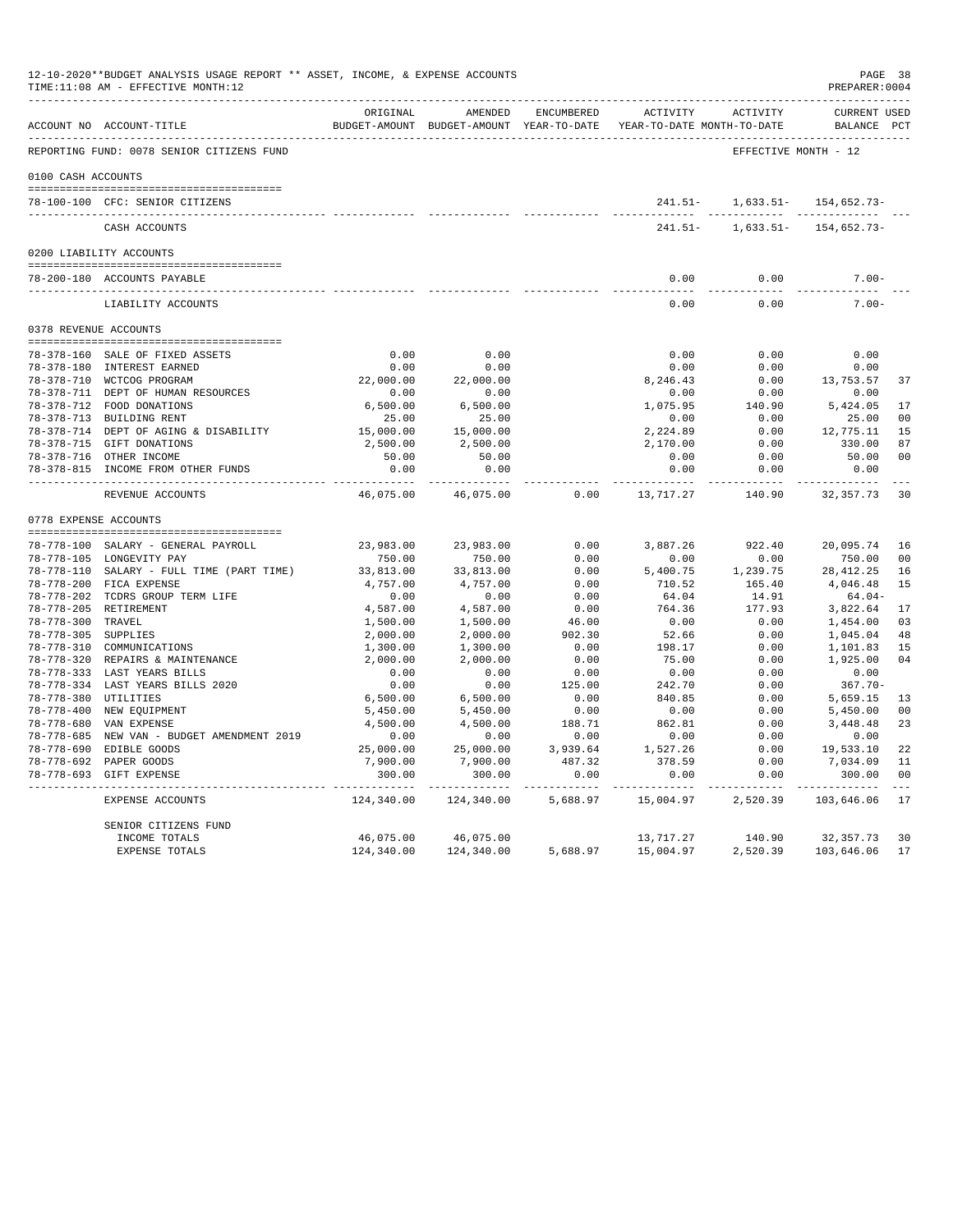12-10-2020**BUDGET ANALYSIS USAGE REPORT ** ASSET, INCOME, & EXPENSE ACCOUNTS
TIME:11:08 AM - EFFECTIVE MONTH:12
PREPARER:0004

| ACCOUNT NO | ACCOUNT-TITLE | ORIGINAL BUDGET-AMOUNT | AMENDED BUDGET-AMOUNT | ENCUMBERED YEAR-TO-DATE | ACTIVITY YEAR-TO-DATE | ACTIVITY MONTH-TO-DATE | CURRENT BALANCE | USED PCT |
|---|---|---|---|---|---|---|---|---|
| REPORTING FUND: 0078 SENIOR CITIZENS FUND | | | | | | | EFFECTIVE MONTH - 12 | |
| **0100 CASH ACCOUNTS** | | | | | | | | |
| 78-100-100 | CFC: SENIOR CITIZENS | | | | 241.51- | 1,633.51- | 154,652.73- | |
| | CASH ACCOUNTS | | | | 241.51- | 1,633.51- | 154,652.73- | |
| **0200 LIABILITY ACCOUNTS** | | | | | | | | |
| 78-200-180 | ACCOUNTS PAYABLE | | | | 0.00 | 0.00 | 7.00- | |
| | LIABILITY ACCOUNTS | | | | 0.00 | 0.00 | 7.00- | |
| **0378 REVENUE ACCOUNTS** | | | | | | | | |
| 78-378-160 | SALE OF FIXED ASSETS | 0.00 | 0.00 | | 0.00 | 0.00 | 0.00 | |
| 78-378-180 | INTEREST EARNED | 0.00 | 0.00 | | 0.00 | 0.00 | 0.00 | |
| 78-378-710 | WCTCOG PROGRAM | 22,000.00 | 22,000.00 | | 8,246.43 | 0.00 | 13,753.57 | 37 |
| 78-378-711 | DEPT OF HUMAN RESOURCES | 0.00 | 0.00 | | 0.00 | 0.00 | 0.00 | |
| 78-378-712 | FOOD DONATIONS | 6,500.00 | 6,500.00 | | 1,075.95 | 140.90 | 5,424.05 | 17 |
| 78-378-713 | BUILDING RENT | 25.00 | 25.00 | | 0.00 | 0.00 | 25.00 | 00 |
| 78-378-714 | DEPT OF AGING & DISABILITY | 15,000.00 | 15,000.00 | | 2,224.89 | 0.00 | 12,775.11 | 15 |
| 78-378-715 | GIFT DONATIONS | 2,500.00 | 2,500.00 | | 2,170.00 | 0.00 | 330.00 | 87 |
| 78-378-716 | OTHER INCOME | 50.00 | 50.00 | | 0.00 | 0.00 | 50.00 | 00 |
| 78-378-815 | INCOME FROM OTHER FUNDS | 0.00 | 0.00 | | 0.00 | 0.00 | 0.00 | |
| | REVENUE ACCOUNTS | 46,075.00 | 46,075.00 | 0.00 | 13,717.27 | 140.90 | 32,357.73 | 30 |
| **0778 EXPENSE ACCOUNTS** | | | | | | | | |
| 78-778-100 | SALARY - GENERAL PAYROLL | 23,983.00 | 23,983.00 | 0.00 | 3,887.26 | 922.40 | 20,095.74 | 16 |
| 78-778-105 | LONGEVITY PAY | 750.00 | 750.00 | 0.00 | 0.00 | 0.00 | 750.00 | 00 |
| 78-778-110 | SALARY - FULL TIME (PART TIME) | 33,813.00 | 33,813.00 | 0.00 | 5,400.75 | 1,239.75 | 28,412.25 | 16 |
| 78-778-200 | FICA EXPENSE | 4,757.00 | 4,757.00 | 0.00 | 710.52 | 165.40 | 4,046.48 | 15 |
| 78-778-202 | TCDRS GROUP TERM LIFE | 0.00 | 0.00 | 0.00 | 64.04 | 14.91 | 64.04- | |
| 78-778-205 | RETIREMENT | 4,587.00 | 4,587.00 | 0.00 | 764.36 | 177.93 | 3,822.64 | 17 |
| 78-778-300 | TRAVEL | 1,500.00 | 1,500.00 | 46.00 | 0.00 | 0.00 | 1,454.00 | 03 |
| 78-778-305 | SUPPLIES | 2,000.00 | 2,000.00 | 902.30 | 52.66 | 0.00 | 1,045.04 | 48 |
| 78-778-310 | COMMUNICATIONS | 1,300.00 | 1,300.00 | 0.00 | 198.17 | 0.00 | 1,101.83 | 15 |
| 78-778-320 | REPAIRS & MAINTENANCE | 2,000.00 | 2,000.00 | 0.00 | 75.00 | 0.00 | 1,925.00 | 04 |
| 78-778-333 | LAST YEARS BILLS | 0.00 | 0.00 | 0.00 | 0.00 | 0.00 | 0.00 | |
| 78-778-334 | LAST YEARS BILLS 2020 | 0.00 | 0.00 | 125.00 | 242.70 | 0.00 | 367.70- | |
| 78-778-380 | UTILITIES | 6,500.00 | 6,500.00 | 0.00 | 840.85 | 0.00 | 5,659.15 | 13 |
| 78-778-400 | NEW EQUIPMENT | 5,450.00 | 5,450.00 | 0.00 | 0.00 | 0.00 | 5,450.00 | 00 |
| 78-778-680 | VAN EXPENSE | 4,500.00 | 4,500.00 | 188.71 | 862.81 | 0.00 | 3,448.48 | 23 |
| 78-778-685 | NEW VAN - BUDGET AMENDMENT 2019 | 0.00 | 0.00 | 0.00 | 0.00 | 0.00 | 0.00 | |
| 78-778-690 | EDIBLE GOODS | 25,000.00 | 25,000.00 | 3,939.64 | 1,527.26 | 0.00 | 19,533.10 | 22 |
| 78-778-692 | PAPER GOODS | 7,900.00 | 7,900.00 | 487.32 | 378.59 | 0.00 | 7,034.09 | 11 |
| 78-778-693 | GIFT EXPENSE | 300.00 | 300.00 | 0.00 | 0.00 | 0.00 | 300.00 | 00 |
| | EXPENSE ACCOUNTS | 124,340.00 | 124,340.00 | 5,688.97 | 15,004.97 | 2,520.39 | 103,646.06 | 17 |
| | SENIOR CITIZENS FUND | | | | | | | |
| | INCOME TOTALS | 46,075.00 | 46,075.00 | | 13,717.27 | 140.90 | 32,357.73 | 30 |
| | EXPENSE TOTALS | 124,340.00 | 124,340.00 | 5,688.97 | 15,004.97 | 2,520.39 | 103,646.06 | 17 |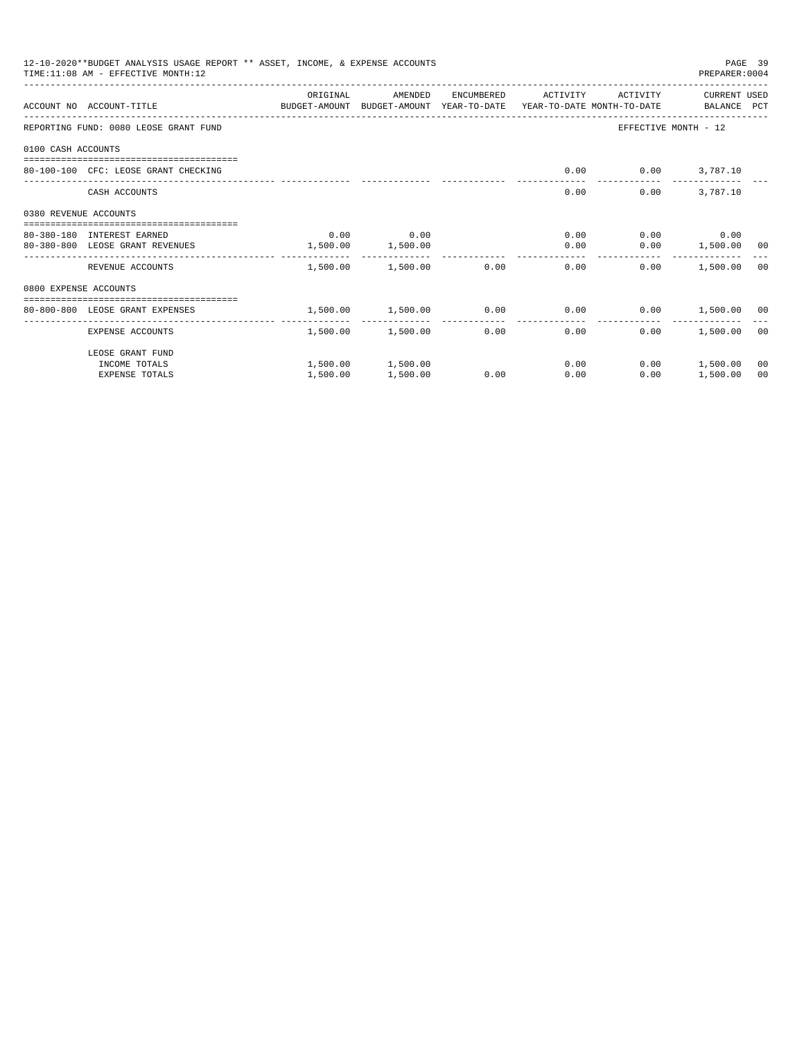12-10-2020**BUDGET ANALYSIS USAGE REPORT ** ASSET, INCOME, & EXPENSE ACCOUNTS

TIME:11:08 AM - EFFECTIVE MONTH:12

PREPARER:0004

| ACCOUNT NO | ACCOUNT-TITLE | ORIGINAL BUDGET-AMOUNT | AMENDED BUDGET-AMOUNT | ENCUMBERED YEAR-TO-DATE | ACTIVITY YEAR-TO-DATE | ACTIVITY MONTH-TO-DATE | CURRENT BALANCE | USED PCT |
|---|---|---|---|---|---|---|---|---|
| REPORTING FUND: 0080 LEOSE GRANT FUND | | | | | | EFFECTIVE MONTH - 12 | | |
| 0100 CASH ACCOUNTS | | | | | | | | |
| 80-100-100 | CFC: LEOSE GRANT CHECKING | | | | 0.00 | 0.00 | 3,787.10 | |
| | CASH ACCOUNTS | | | | 0.00 | 0.00 | 3,787.10 | |
| 0380 REVENUE ACCOUNTS | | | | | | | | |
| 80-380-180 | INTEREST EARNED | 0.00 | 0.00 | | 0.00 | 0.00 | 0.00 | |
| 80-380-800 | LEOSE GRANT REVENUES | 1,500.00 | 1,500.00 | | 0.00 | 0.00 | 1,500.00 | 00 |
| | REVENUE ACCOUNTS | 1,500.00 | 1,500.00 | 0.00 | 0.00 | 0.00 | 1,500.00 | 00 |
| 0800 EXPENSE ACCOUNTS | | | | | | | | |
| 80-800-800 | LEOSE GRANT EXPENSES | 1,500.00 | 1,500.00 | 0.00 | 0.00 | 0.00 | 1,500.00 | 00 |
| | EXPENSE ACCOUNTS | 1,500.00 | 1,500.00 | 0.00 | 0.00 | 0.00 | 1,500.00 | 00 |
| | LEOSE GRANT FUND | | | | | | | |
| | INCOME TOTALS | 1,500.00 | 1,500.00 | | 0.00 | 0.00 | 1,500.00 | 00 |
| | EXPENSE TOTALS | 1,500.00 | 1,500.00 | 0.00 | 0.00 | 0.00 | 1,500.00 | 00 |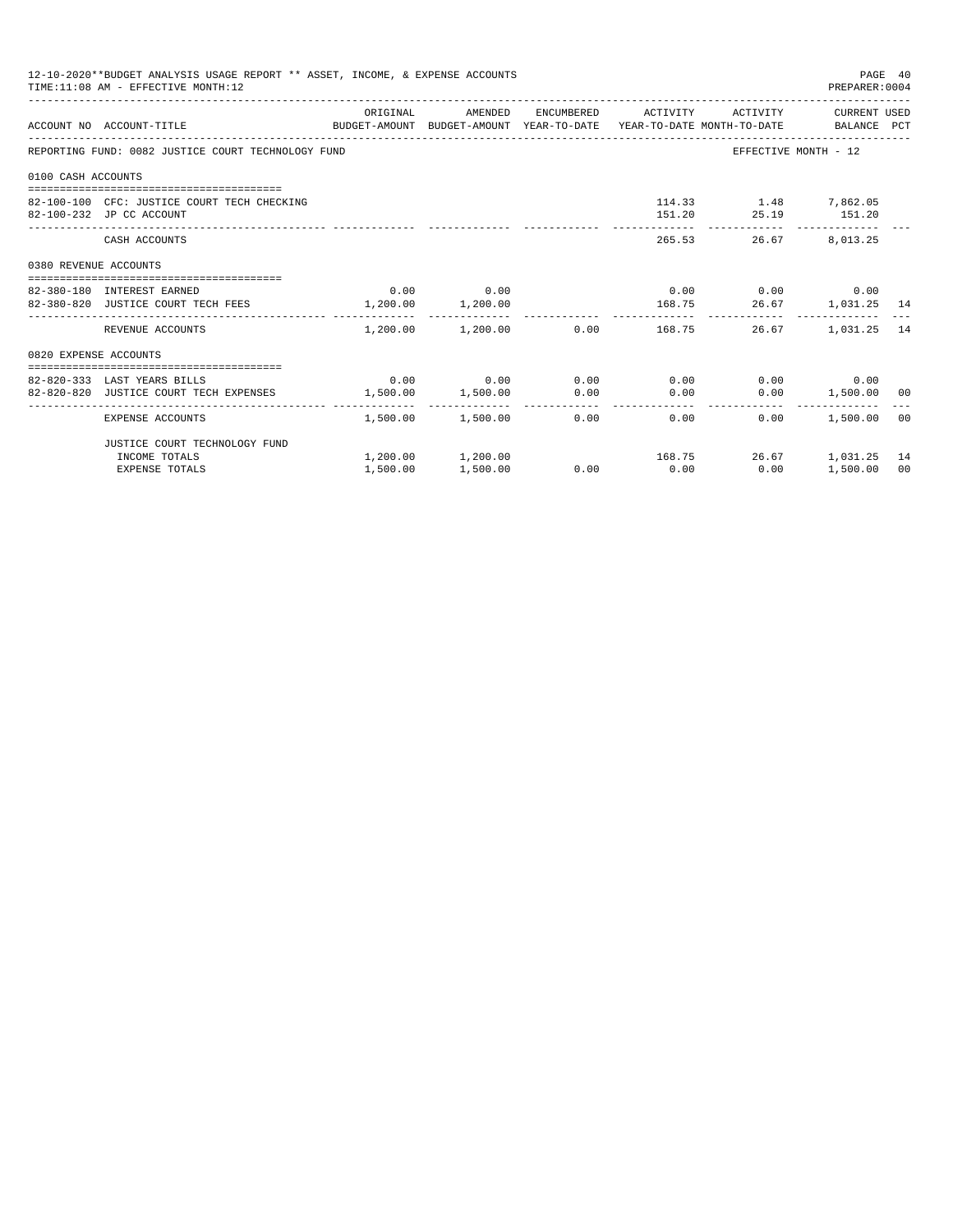12-10-2020**BUDGET ANALYSIS USAGE REPORT ** ASSET, INCOME, & EXPENSE ACCOUNTS
TIME:11:08 AM - EFFECTIVE MONTH:12

PREPARER:0004

| ACCOUNT NO | ACCOUNT-TITLE | ORIGINAL BUDGET-AMOUNT | AMENDED BUDGET-AMOUNT | ENCUMBERED YEAR-TO-DATE | ACTIVITY YEAR-TO-DATE | ACTIVITY MONTH-TO-DATE | CURRENT USED BALANCE | PCT |
|---|---|---|---|---|---|---|---|---|
| REPORTING FUND: 0082 JUSTICE COURT TECHNOLOGY FUND | | | | | | EFFECTIVE MONTH - 12 | | |
| 0100 CASH ACCOUNTS | | | | | | | | |
| 82-100-100 | CFC: JUSTICE COURT TECH CHECKING | | | | 114.33 | 1.48 | 7,862.05 | |
| 82-100-232 | JP CC ACCOUNT | | | | 151.20 | 25.19 | 151.20 | |
| | CASH ACCOUNTS | | | | 265.53 | 26.67 | 8,013.25 | |
| 0380 REVENUE ACCOUNTS | | | | | | | | |
| 82-380-180 | INTEREST EARNED | 0.00 | 0.00 | | 0.00 | 0.00 | 0.00 | |
| 82-380-820 | JUSTICE COURT TECH FEES | 1,200.00 | 1,200.00 | | 168.75 | 26.67 | 1,031.25 | 14 |
| | REVENUE ACCOUNTS | 1,200.00 | 1,200.00 | 0.00 | 168.75 | 26.67 | 1,031.25 | 14 |
| 0820 EXPENSE ACCOUNTS | | | | | | | | |
| 82-820-333 | LAST YEARS BILLS | 0.00 | 0.00 | 0.00 | 0.00 | 0.00 | 0.00 | |
| 82-820-820 | JUSTICE COURT TECH EXPENSES | 1,500.00 | 1,500.00 | 0.00 | 0.00 | 0.00 | 1,500.00 | 00 |
| | EXPENSE ACCOUNTS | 1,500.00 | 1,500.00 | 0.00 | 0.00 | 0.00 | 1,500.00 | 00 |
| | JUSTICE COURT TECHNOLOGY FUND | | | | | | | |
| | INCOME TOTALS | 1,200.00 | 1,200.00 | | 168.75 | 26.67 | 1,031.25 | 14 |
| | EXPENSE TOTALS | 1,500.00 | 1,500.00 | 0.00 | 0.00 | 0.00 | 1,500.00 | 00 |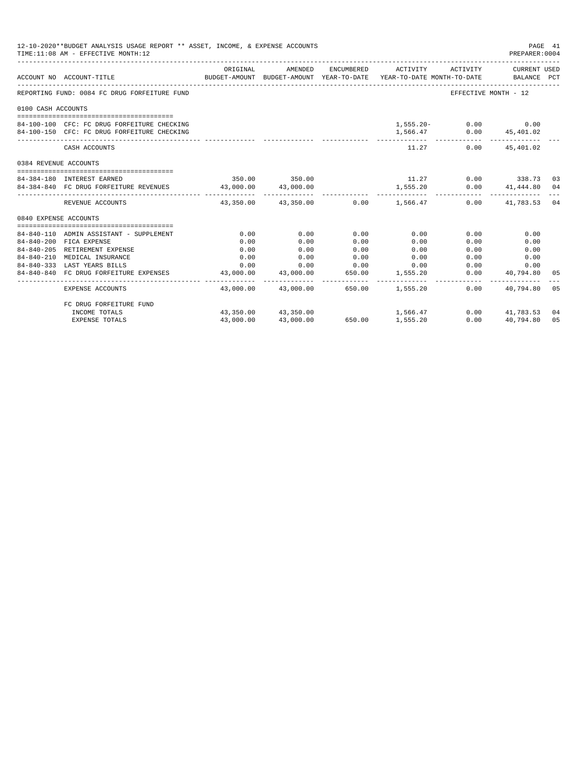12-10-2020**BUDGET ANALYSIS USAGE REPORT ** ASSET, INCOME, & EXPENSE ACCOUNTS

TIME:11:08 AM - EFFECTIVE MONTH:12

PREPARER:0004

| ACCOUNT NO | ACCOUNT-TITLE | ORIGINAL BUDGET-AMOUNT | AMENDED BUDGET-AMOUNT | ENCUMBERED YEAR-TO-DATE | ACTIVITY YEAR-TO-DATE | ACTIVITY MONTH-TO-DATE | CURRENT USED BALANCE | PCT |
|---|---|---|---|---|---|---|---|---|
| REPORTING FUND: 0084 FC DRUG FORFEITURE FUND | | | | | | EFFECTIVE MONTH - 12 | | |
| 0100 CASH ACCOUNTS | | | | | | | | |
| 84-100-100 | CFC: FC DRUG FORFEITURE CHECKING | | | | 1,555.20- | 0.00 | 0.00 | |
| 84-100-150 | CFC: FC DRUG FORFEITURE CHECKING | | | | 1,566.47 | 0.00 | 45,401.02 | |
| | CASH ACCOUNTS | | | | 11.27 | 0.00 | 45,401.02 | |
| 0384 REVENUE ACCOUNTS | | | | | | | | |
| 84-384-180 | INTEREST EARNED | 350.00 | 350.00 | | 11.27 | 0.00 | 338.73 | 03 |
| 84-384-840 | FC DRUG FORFEITURE REVENUES | 43,000.00 | 43,000.00 | | 1,555.20 | 0.00 | 41,444.80 | 04 |
| | REVENUE ACCOUNTS | 43,350.00 | 43,350.00 | 0.00 | 1,566.47 | 0.00 | 41,783.53 | 04 |
| 0840 EXPENSE ACCOUNTS | | | | | | | | |
| 84-840-110 | ADMIN ASSISTANT - SUPPLEMENT | 0.00 | 0.00 | 0.00 | 0.00 | 0.00 | 0.00 | |
| 84-840-200 | FICA EXPENSE | 0.00 | 0.00 | 0.00 | 0.00 | 0.00 | 0.00 | |
| 84-840-205 | RETIREMENT EXPENSE | 0.00 | 0.00 | 0.00 | 0.00 | 0.00 | 0.00 | |
| 84-840-210 | MEDICAL INSURANCE | 0.00 | 0.00 | 0.00 | 0.00 | 0.00 | 0.00 | |
| 84-840-333 | LAST YEARS BILLS | 0.00 | 0.00 | 0.00 | 0.00 | 0.00 | 0.00 | |
| 84-840-840 | FC DRUG FORFEITURE EXPENSES | 43,000.00 | 43,000.00 | 650.00 | 1,555.20 | 0.00 | 40,794.80 | 05 |
| | EXPENSE ACCOUNTS | 43,000.00 | 43,000.00 | 650.00 | 1,555.20 | 0.00 | 40,794.80 | 05 |
| | FC DRUG FORFEITURE FUND | | | | | | | |
| | INCOME TOTALS | 43,350.00 | 43,350.00 | | 1,566.47 | 0.00 | 41,783.53 | 04 |
| | EXPENSE TOTALS | 43,000.00 | 43,000.00 | 650.00 | 1,555.20 | 0.00 | 40,794.80 | 05 |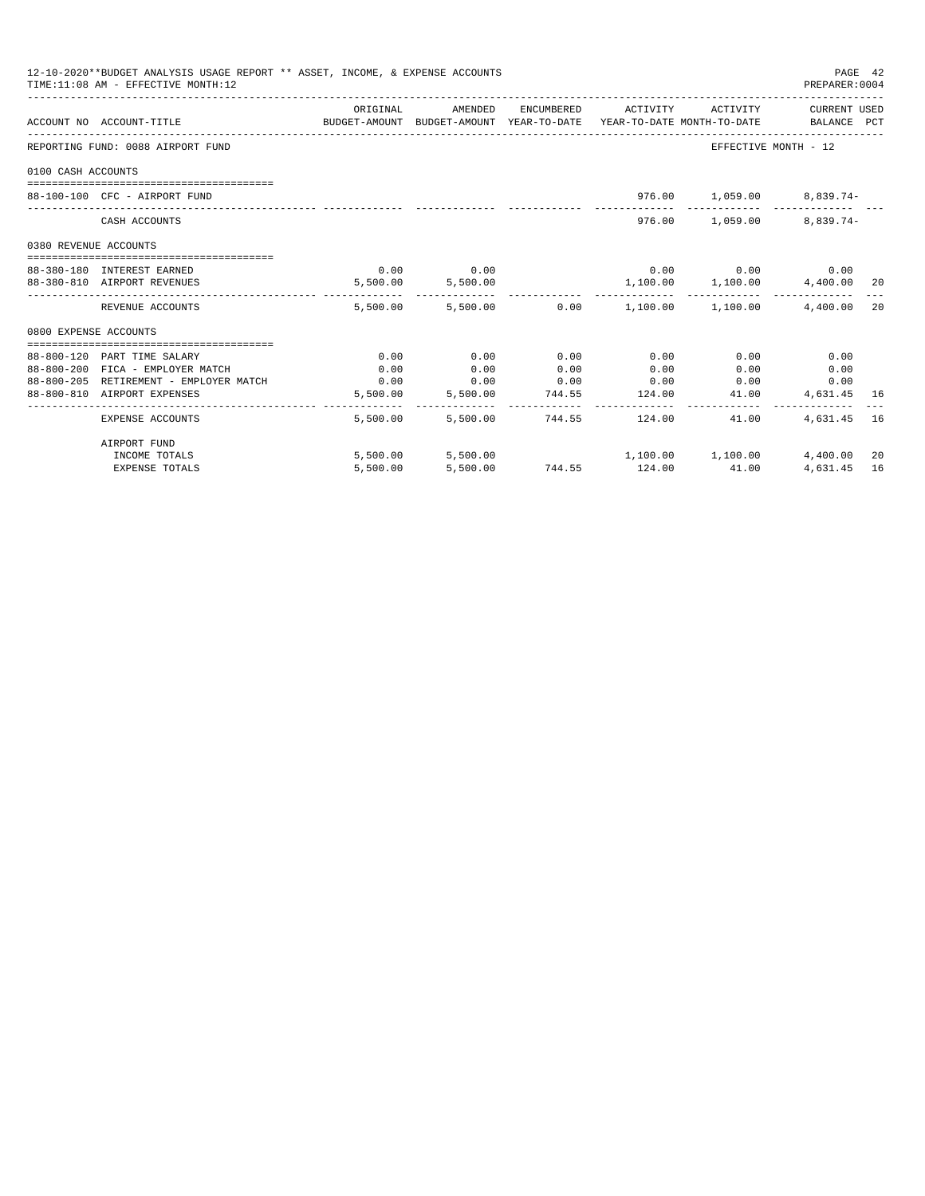12-10-2020**BUDGET ANALYSIS USAGE REPORT ** ASSET, INCOME, & EXPENSE ACCOUNTS

TIME:11:08 AM - EFFECTIVE MONTH:12

PREPARER:0004

| ACCOUNT NO | ACCOUNT-TITLE | ORIGINAL BUDGET-AMOUNT | AMENDED BUDGET-AMOUNT | ENCUMBERED YEAR-TO-DATE | ACTIVITY YEAR-TO-DATE | ACTIVITY MONTH-TO-DATE | CURRENT USED BALANCE | PCT |
|---|---|---|---|---|---|---|---|---|
| REPORTING FUND: 0088 AIRPORT FUND | | | | | | EFFECTIVE MONTH - 12 | | |
| 0100 CASH ACCOUNTS | | | | | | | | |
| 88-100-100 | CFC - AIRPORT FUND | | | | 976.00 | 1,059.00 | 8,839.74- | |
| | CASH ACCOUNTS | | | | 976.00 | 1,059.00 | 8,839.74- | |
| 0380 REVENUE ACCOUNTS | | | | | | | | |
| 88-380-180 | INTEREST EARNED | 0.00 | 0.00 | | 0.00 | 0.00 | 0.00 | |
| 88-380-810 | AIRPORT REVENUES | 5,500.00 | 5,500.00 | | 1,100.00 | 1,100.00 | 4,400.00 | 20 |
| | REVENUE ACCOUNTS | 5,500.00 | 5,500.00 | 0.00 | 1,100.00 | 1,100.00 | 4,400.00 | 20 |
| 0800 EXPENSE ACCOUNTS | | | | | | | | |
| 88-800-120 | PART TIME SALARY | 0.00 | 0.00 | 0.00 | 0.00 | 0.00 | 0.00 | |
| 88-800-200 | FICA - EMPLOYER MATCH | 0.00 | 0.00 | 0.00 | 0.00 | 0.00 | 0.00 | |
| 88-800-205 | RETIREMENT - EMPLOYER MATCH | 0.00 | 0.00 | 0.00 | 0.00 | 0.00 | 0.00 | |
| 88-800-810 | AIRPORT EXPENSES | 5,500.00 | 5,500.00 | 744.55 | 124.00 | 41.00 | 4,631.45 | 16 |
| | EXPENSE ACCOUNTS | 5,500.00 | 5,500.00 | 744.55 | 124.00 | 41.00 | 4,631.45 | 16 |
| | AIRPORT FUND | | | | | | | |
| | INCOME TOTALS | 5,500.00 | 5,500.00 | | 1,100.00 | 1,100.00 | 4,400.00 | 20 |
| | EXPENSE TOTALS | 5,500.00 | 5,500.00 | 744.55 | 124.00 | 41.00 | 4,631.45 | 16 |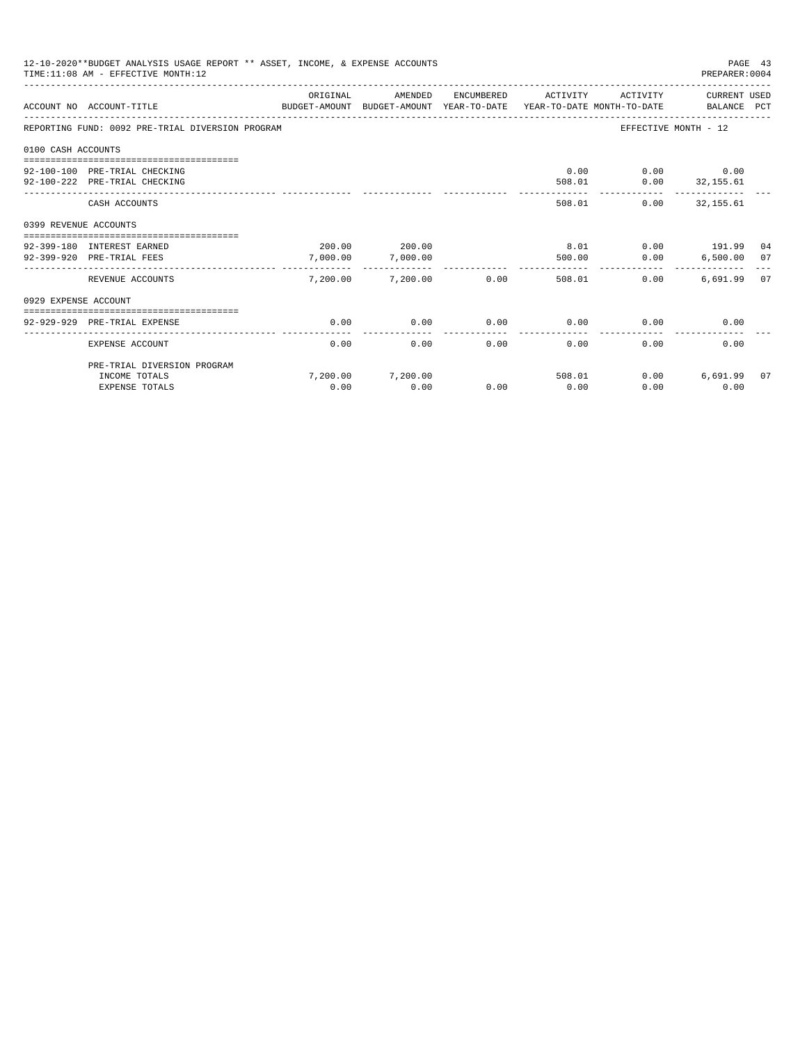12-10-2020**BUDGET ANALYSIS USAGE REPORT ** ASSET, INCOME, & EXPENSE ACCOUNTS

TIME:11:08 AM - EFFECTIVE MONTH:12

PREPARER:0004

| ACCOUNT NO | ACCOUNT-TITLE | ORIGINAL BUDGET-AMOUNT | AMENDED BUDGET-AMOUNT | ENCUMBERED YEAR-TO-DATE | ACTIVITY YEAR-TO-DATE | ACTIVITY MONTH-TO-DATE | CURRENT USED BALANCE | PCT |
|---|---|---|---|---|---|---|---|---|
| REPORTING FUND: 0092 PRE-TRIAL DIVERSION PROGRAM | | | | | | EFFECTIVE MONTH - 12 | | |
| 0100 CASH ACCOUNTS | | | | | | | | |
| 92-100-100 | PRE-TRIAL CHECKING | | | | 0.00 | 0.00 | 0.00 | |
| 92-100-222 | PRE-TRIAL CHECKING | | | | 508.01 | 0.00 | 32,155.61 | |
| | CASH ACCOUNTS | | | | 508.01 | 0.00 | 32,155.61 | |
| 0399 REVENUE ACCOUNTS | | | | | | | | |
| 92-399-180 | INTEREST EARNED | 200.00 | 200.00 | | 8.01 | 0.00 | 191.99 | 04 |
| 92-399-920 | PRE-TRIAL FEES | 7,000.00 | 7,000.00 | | 500.00 | 0.00 | 6,500.00 | 07 |
| | REVENUE ACCOUNTS | 7,200.00 | 7,200.00 | 0.00 | 508.01 | 0.00 | 6,691.99 | 07 |
| 0929 EXPENSE ACCOUNT | | | | | | | | |
| 92-929-929 | PRE-TRIAL EXPENSE | 0.00 | 0.00 | 0.00 | 0.00 | 0.00 | 0.00 | |
| | EXPENSE ACCOUNT | 0.00 | 0.00 | 0.00 | 0.00 | 0.00 | 0.00 | |
| | PRE-TRIAL DIVERSION PROGRAM | | | | | | | |
| | INCOME TOTALS | 7,200.00 | 7,200.00 | | 508.01 | 0.00 | 6,691.99 | 07 |
| | EXPENSE TOTALS | 0.00 | 0.00 | 0.00 | 0.00 | 0.00 | 0.00 | |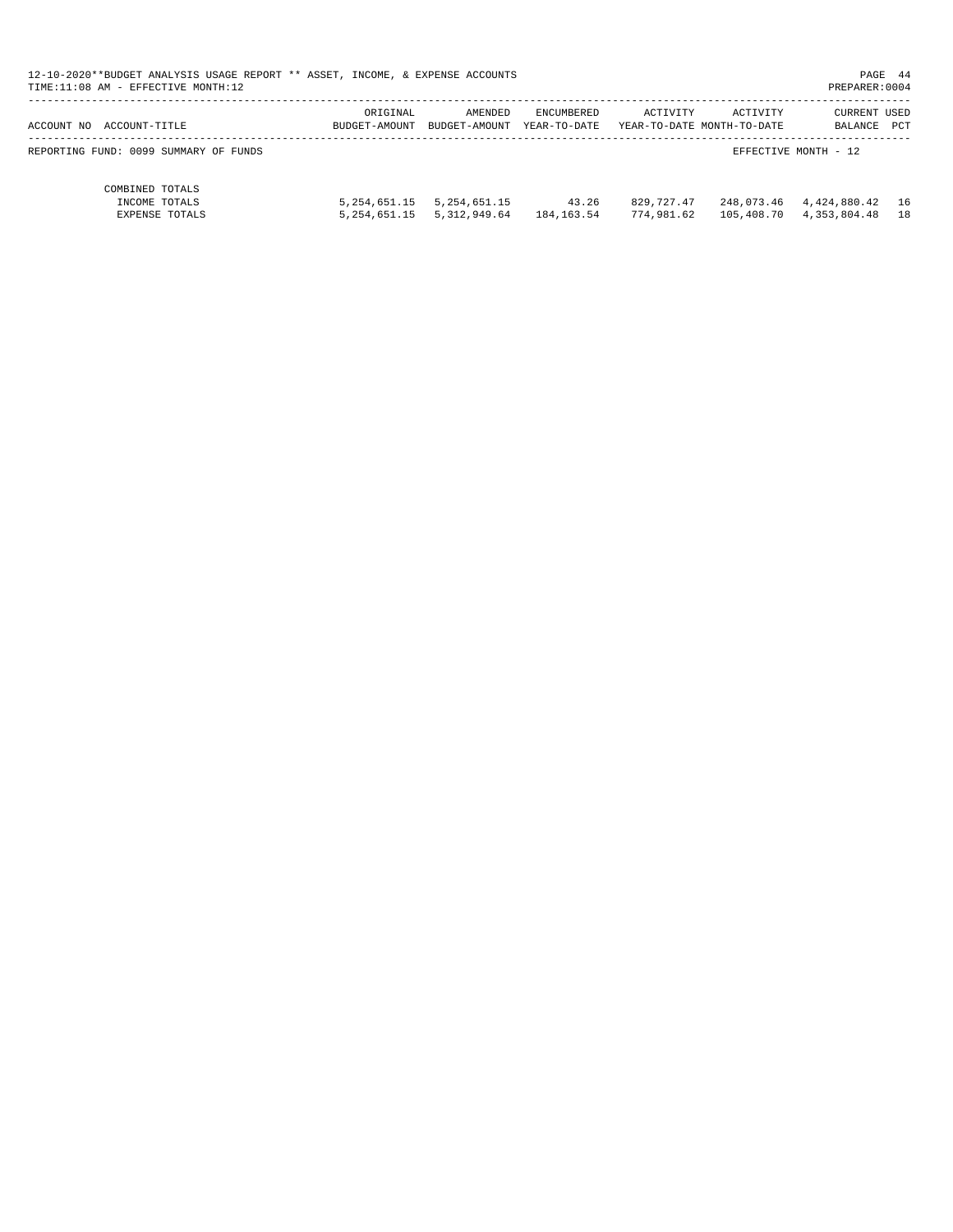12-10-2020**BUDGET ANALYSIS USAGE REPORT ** ASSET, INCOME, & EXPENSE ACCOUNTS
TIME:11:08 AM - EFFECTIVE MONTH:12
PREPARER:0004

| ACCOUNT NO | ACCOUNT-TITLE | ORIGINAL BUDGET-AMOUNT | AMENDED BUDGET-AMOUNT | ENCUMBERED YEAR-TO-DATE | ACTIVITY YEAR-TO-DATE | ACTIVITY MONTH-TO-DATE | CURRENT BALANCE | USED PCT |
|---|---|---|---|---|---|---|---|---|
| REPORTING FUND: 0099 SUMMARY OF FUNDS | | | | | | EFFECTIVE MONTH - 12 | | |
| | COMBINED TOTALS | | | | | | | |
| | INCOME TOTALS | 5,254,651.15 | 5,254,651.15 | 43.26 | 829,727.47 | 248,073.46 | 4,424,880.42 | 16 |
| | EXPENSE TOTALS | 5,254,651.15 | 5,312,949.64 | 184,163.54 | 774,981.62 | 105,408.70 | 4,353,804.48 | 18 |